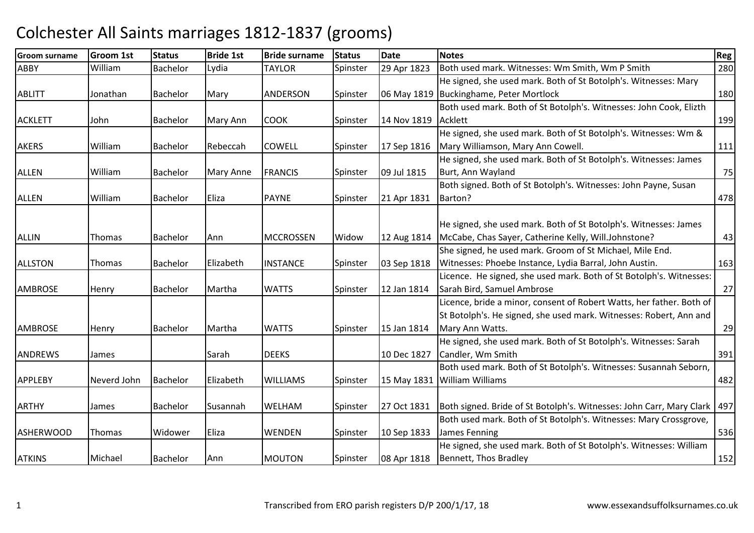# Colchester All Saints marriages 1812-1837 (grooms)

| Groom surname | Groom 1st | Status | Bride 1st | Bride surname | Status | Date | Notes | Reg |
|---|---|---|---|---|---|---|---|---|
| ABBY | William | Bachelor | Lydia | TAYLOR | Spinster | 29 Apr 1823 | Both used mark. Witnesses: Wm Smith, Wm P Smith | 280 |
| ABLITT | Jonathan | Bachelor | Mary | ANDERSON | Spinster | 06 May 1819 | He signed, she used mark. Both of St Botolph's. Witnesses: Mary Buckinghame, Peter Mortlock | 180 |
| ACKLETT | John | Bachelor | Mary Ann | COOK | Spinster | 14 Nov 1819 | Both used mark. Both of St Botolph's. Witnesses: John Cook, Elizth Acklett | 199 |
| AKERS | William | Bachelor | Rebeccah | COWELL | Spinster | 17 Sep 1816 | He signed, she used mark. Both of St Botolph's. Witnesses: Wm & Mary Williamson, Mary Ann Cowell. | 111 |
| ALLEN | William | Bachelor | Mary Anne | FRANCIS | Spinster | 09 Jul 1815 | He signed, she used mark. Both of St Botolph's. Witnesses: James Burt, Ann Wayland | 75 |
| ALLEN | William | Bachelor | Eliza | PAYNE | Spinster | 21 Apr 1831 | Both signed. Both of St Botolph's. Witnesses: John Payne, Susan Barton? | 478 |
| ALLIN | Thomas | Bachelor | Ann | MCCROSSEN | Widow | 12 Aug 1814 | He signed, she used mark. Both of St Botolph's. Witnesses: James McCabe, Chas Sayer, Catherine Kelly, Will.Johnstone? | 43 |
| ALLSTON | Thomas | Bachelor | Elizabeth | INSTANCE | Spinster | 03 Sep 1818 | She signed, he used mark. Groom of St Michael, Mile End. Witnesses: Phoebe Instance, Lydia Barral, John Austin. | 163 |
| AMBROSE | Henry | Bachelor | Martha | WATTS | Spinster | 12 Jan 1814 | Licence. He signed, she used mark. Both of St Botolph's. Witnesses: Sarah Bird, Samuel Ambrose | 27 |
| AMBROSE | Henry | Bachelor | Martha | WATTS | Spinster | 15 Jan 1814 | Licence, bride a minor, consent of Robert Watts, her father. Both of St Botolph's. He signed, she used mark. Witnesses: Robert, Ann and Mary Ann Watts. | 29 |
| ANDREWS | James | | Sarah | DEEKS | | 10 Dec 1827 | He signed, she used mark. Both of St Botolph's. Witnesses: Sarah Candler, Wm Smith | 391 |
| APPLEBY | Neverd John | Bachelor | Elizabeth | WILLIAMS | Spinster | 15 May 1831 | Both used mark. Both of St Botolph's. Witnesses: Susannah Seborn, William Williams | 482 |
| ARTHY | James | Bachelor | Susannah | WELHAM | Spinster | 27 Oct 1831 | Both signed. Bride of St Botolph's. Witnesses: John Carr, Mary Clark | 497 |
| ASHERWOOD | Thomas | Widower | Eliza | WENDEN | Spinster | 10 Sep 1833 | Both used mark. Both of St Botolph's. Witnesses: Mary Crossgrove, James Fenning | 536 |
| ATKINS | Michael | Bachelor | Ann | MOUTON | Spinster | 08 Apr 1818 | He signed, she used mark. Both of St Botolph's. Witnesses: William Bennett, Thos Bradley | 152 |

Transcribed from ERO parish registers D/P 200/1/17, 18 — www.essexandsuffolksurnames.co.uk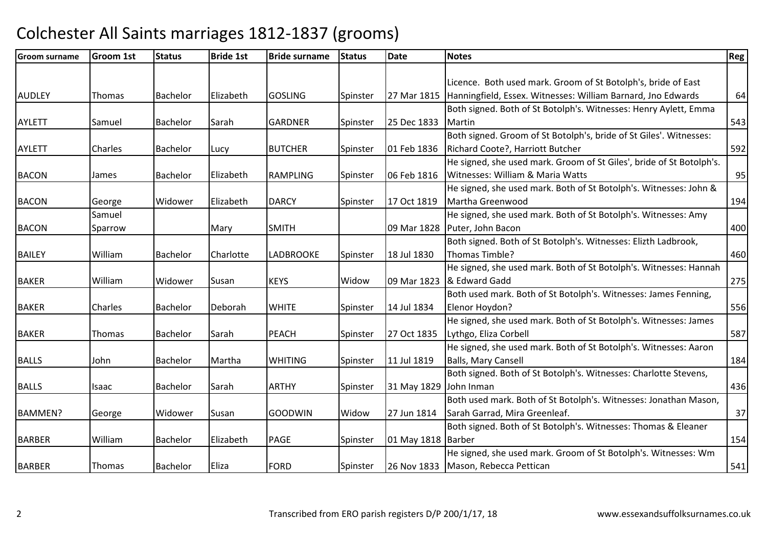# Colchester All Saints marriages 1812-1837 (grooms)

| Groom surname | Groom 1st | Status | Bride 1st | Bride surname | Status | Date | Notes | Reg |
|---|---|---|---|---|---|---|---|---|
| AUDLEY | Thomas | Bachelor | Elizabeth | GOSLING | Spinster | 27 Mar 1815 | Licence. Both used mark. Groom of St Botolph's, bride of East Hanningfield, Essex. Witnesses: William Barnard, Jno Edwards | 64 |
| AYLETT | Samuel | Bachelor | Sarah | GARDNER | Spinster | 25 Dec 1833 | Both signed. Both of St Botolph's. Witnesses: Henry Aylett, Emma Martin | 543 |
| AYLETT | Charles | Bachelor | Lucy | BUTCHER | Spinster | 01 Feb 1836 | Both signed. Groom of St Botolph's, bride of St Giles'. Witnesses: Richard Coote?, Harriott Butcher | 592 |
| BACON | James | Bachelor | Elizabeth | RAMPLING | Spinster | 06 Feb 1816 | He signed, she used mark. Groom of St Giles', bride of St Botolph's. Witnesses: William & Maria Watts | 95 |
| BACON | George | Widower | Elizabeth | DARCY | Spinster | 17 Oct 1819 | He signed, she used mark. Both of St Botolph's. Witnesses: John & Martha Greenwood | 194 |
| BACON | Samuel Sparrow | | Mary | SMITH | | 09 Mar 1828 | He signed, she used mark. Both of St Botolph's. Witnesses: Amy Puter, John Bacon | 400 |
| BAILEY | William | Bachelor | Charlotte | LADBROOKE | Spinster | 18 Jul 1830 | Both signed. Both of St Botolph's. Witnesses: Elizth Ladbrook, Thomas Timble? | 460 |
| BAKER | William | Widower | Susan | KEYS | Widow | 09 Mar 1823 | He signed, she used mark. Both of St Botolph's. Witnesses: Hannah & Edward Gadd | 275 |
| BAKER | Charles | Bachelor | Deborah | WHITE | Spinster | 14 Jul 1834 | Both used mark. Both of St Botolph's. Witnesses: James Fenning, Elenor Hoydon? | 556 |
| BAKER | Thomas | Bachelor | Sarah | PEACH | Spinster | 27 Oct 1835 | He signed, she used mark. Both of St Botolph's. Witnesses: James Lythgo, Eliza Corbell | 587 |
| BALLS | John | Bachelor | Martha | WHITING | Spinster | 11 Jul 1819 | He signed, she used mark. Both of St Botolph's. Witnesses: Aaron Balls, Mary Cansell | 184 |
| BALLS | Isaac | Bachelor | Sarah | ARTHY | Spinster | 31 May 1829 | Both signed. Both of St Botolph's. Witnesses: Charlotte Stevens, John Inman | 436 |
| BAMMEN? | George | Widower | Susan | GOODWIN | Widow | 27 Jun 1814 | Both used mark. Both of St Botolph's. Witnesses: Jonathan Mason, Sarah Garrad, Mira Greenleaf. | 37 |
| BARBER | William | Bachelor | Elizabeth | PAGE | Spinster | 01 May 1818 | Both signed. Both of St Botolph's. Witnesses: Thomas & Eleaner Barber | 154 |
| BARBER | Thomas | Bachelor | Eliza | FORD | Spinster | 26 Nov 1833 | He signed, she used mark. Groom of St Botolph's. Witnesses: Wm Mason, Rebecca Pettican | 541 |

Transcribed from ERO parish registers D/P 200/1/17, 18 www.essexandsuffolksurnames.co.uk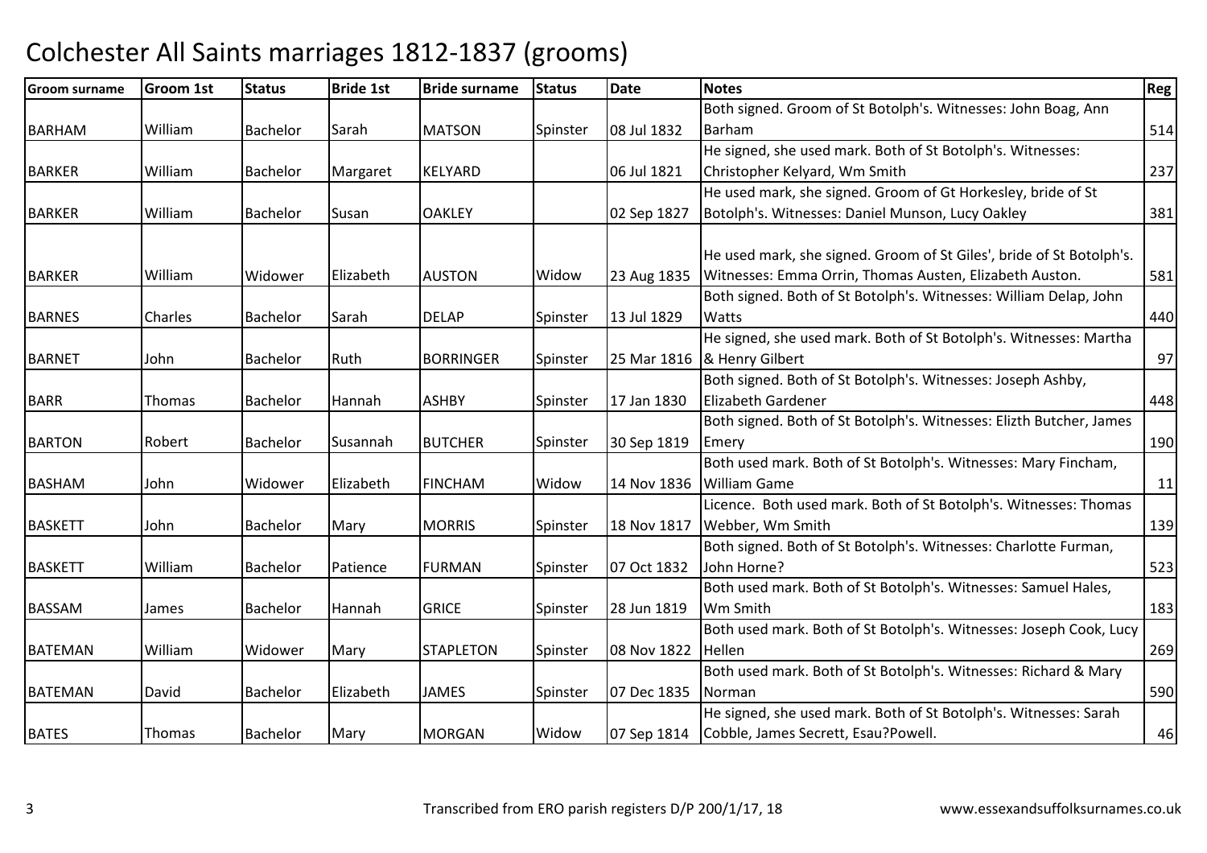# Colchester All Saints marriages 1812-1837 (grooms)

| Groom surname | Groom 1st | Status | Bride 1st | Bride surname | Status | Date | Notes | Reg |
|---|---|---|---|---|---|---|---|---|
| BARHAM | William | Bachelor | Sarah | MATSON | Spinster | 08 Jul 1832 | Both signed. Groom of St Botolph's. Witnesses: John Boag, Ann Barham | 514 |
| BARKER | William | Bachelor | Margaret | KELYARD | | 06 Jul 1821 | He signed, she used mark. Both of St Botolph's. Witnesses: Christopher Kelyard, Wm Smith | 237 |
| BARKER | William | Bachelor | Susan | OAKLEY | | 02 Sep 1827 | He used mark, she signed. Groom of Gt Horkesley, bride of St Botolph's. Witnesses: Daniel Munson, Lucy Oakley | 381 |
| BARKER | William | Widower | Elizabeth | AUSTON | Widow | 23 Aug 1835 | He used mark, she signed. Groom of St Giles', bride of St Botolph's. Witnesses: Emma Orrin, Thomas Austen, Elizabeth Auston. | 581 |
| BARNES | Charles | Bachelor | Sarah | DELAP | Spinster | 13 Jul 1829 | Both signed. Both of St Botolph's. Witnesses: William Delap, John Watts | 440 |
| BARNET | John | Bachelor | Ruth | BORRINGER | Spinster | 25 Mar 1816 | He signed, she used mark. Both of St Botolph's. Witnesses: Martha & Henry Gilbert | 97 |
| BARR | Thomas | Bachelor | Hannah | ASHBY | Spinster | 17 Jan 1830 | Both signed. Both of St Botolph's. Witnesses: Joseph Ashby, Elizabeth Gardener | 448 |
| BARTON | Robert | Bachelor | Susannah | BUTCHER | Spinster | 30 Sep 1819 | Both signed. Both of St Botolph's. Witnesses: Elizth Butcher, James Emery | 190 |
| BASHAM | John | Widower | Elizabeth | FINCHAM | Widow | 14 Nov 1836 | Both used mark. Both of St Botolph's. Witnesses: Mary Fincham, William Game | 11 |
| BASKETT | John | Bachelor | Mary | MORRIS | Spinster | 18 Nov 1817 | Licence. Both used mark. Both of St Botolph's. Witnesses: Thomas Webber, Wm Smith | 139 |
| BASKETT | William | Bachelor | Patience | FURMAN | Spinster | 07 Oct 1832 | Both signed. Both of St Botolph's. Witnesses: Charlotte Furman, John Horne? | 523 |
| BASSAM | James | Bachelor | Hannah | GRICE | Spinster | 28 Jun 1819 | Both used mark. Both of St Botolph's. Witnesses: Samuel Hales, Wm Smith | 183 |
| BATEMAN | William | Widower | Mary | STAPLETON | Spinster | 08 Nov 1822 | Both used mark. Both of St Botolph's. Witnesses: Joseph Cook, Lucy Hellen | 269 |
| BATEMAN | David | Bachelor | Elizabeth | JAMES | Spinster | 07 Dec 1835 | Both used mark. Both of St Botolph's. Witnesses: Richard & Mary Norman | 590 |
| BATES | Thomas | Bachelor | Mary | MORGAN | Widow | 07 Sep 1814 | He signed, she used mark. Both of St Botolph's. Witnesses: Sarah Cobble, James Secrett, Esau?Powell. | 46 |

Transcribed from ERO parish registers D/P 200/1/17, 18 www.essexandsuffolksurnames.co.uk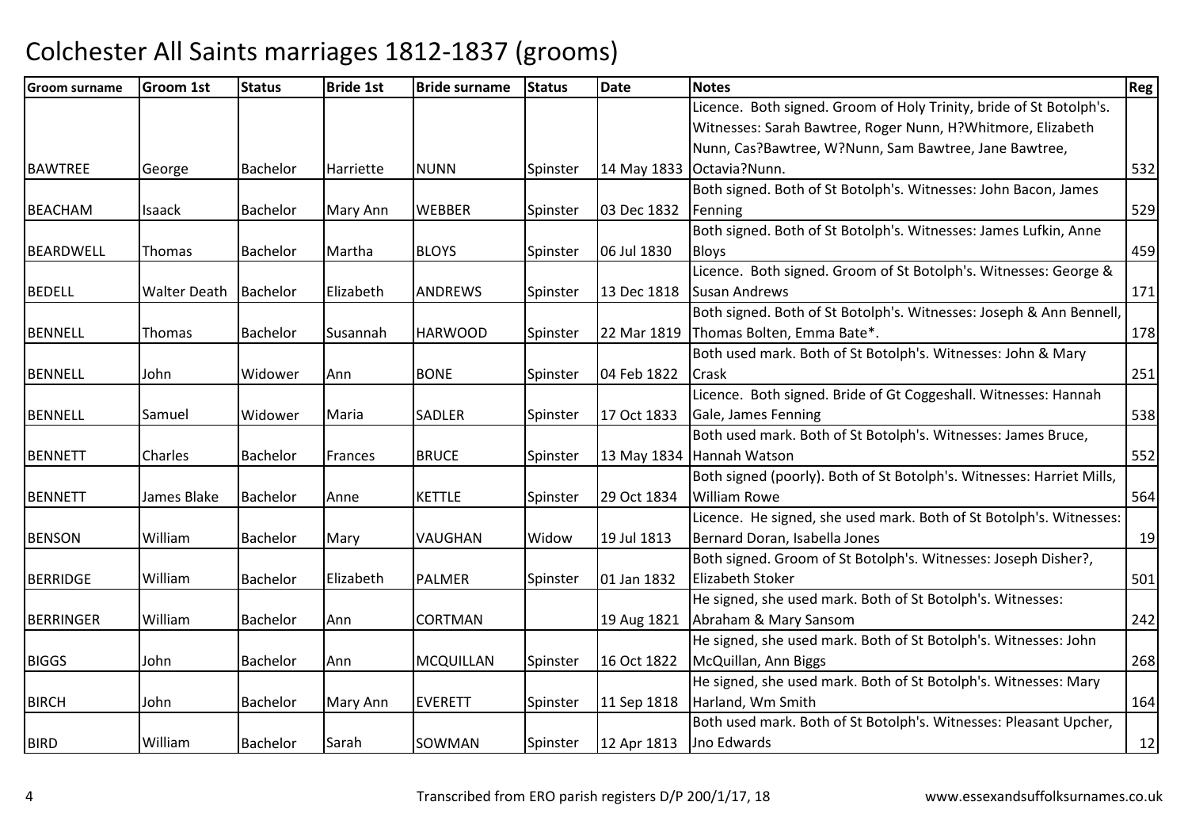# Colchester All Saints marriages 1812-1837 (grooms)

| Groom surname | Groom 1st | Status | Bride 1st | Bride surname | Status | Date | Notes | Reg |
|---|---|---|---|---|---|---|---|---|
| BAWTREE | George | Bachelor | Harriette | NUNN | Spinster | 14 May 1833 | Licence. Both signed. Groom of Holy Trinity, bride of St Botolph's. Witnesses: Sarah Bawtree, Roger Nunn, H?Whitmore, Elizabeth Nunn, Cas?Bawtree, W?Nunn, Sam Bawtree, Jane Bawtree, Octavia?Nunn. | 532 |
| BEACHAM | Isaack | Bachelor | Mary Ann | WEBBER | Spinster | 03 Dec 1832 | Both signed. Both of St Botolph's. Witnesses: John Bacon, James Fenning | 529 |
| BEARDWELL | Thomas | Bachelor | Martha | BLOYS | Spinster | 06 Jul 1830 | Both signed. Both of St Botolph's. Witnesses: James Lufkin, Anne Bloys | 459 |
| BEDELL | Walter Death | Bachelor | Elizabeth | ANDREWS | Spinster | 13 Dec 1818 | Licence. Both signed. Groom of St Botolph's. Witnesses: George & Susan Andrews | 171 |
| BENNELL | Thomas | Bachelor | Susannah | HARWOOD | Spinster | 22 Mar 1819 | Both signed. Both of St Botolph's. Witnesses: Joseph & Ann Bennell, Thomas Bolten, Emma Bate*. | 178 |
| BENNELL | John | Widower | Ann | BONE | Spinster | 04 Feb 1822 | Both used mark. Both of St Botolph's. Witnesses: John & Mary Crask | 251 |
| BENNELL | Samuel | Widower | Maria | SADLER | Spinster | 17 Oct 1833 | Licence. Both signed. Bride of Gt Coggeshall. Witnesses: Hannah Gale, James Fenning | 538 |
| BENNETT | Charles | Bachelor | Frances | BRUCE | Spinster | 13 May 1834 | Both used mark. Both of St Botolph's. Witnesses: James Bruce, Hannah Watson | 552 |
| BENNETT | James Blake | Bachelor | Anne | KETTLE | Spinster | 29 Oct 1834 | Both signed (poorly). Both of St Botolph's. Witnesses: Harriet Mills, William Rowe | 564 |
| BENSON | William | Bachelor | Mary | VAUGHAN | Widow | 19 Jul 1813 | Licence. He signed, she used mark. Both of St Botolph's. Witnesses: Bernard Doran, Isabella Jones | 19 |
| BERRIDGE | William | Bachelor | Elizabeth | PALMER | Spinster | 01 Jan 1832 | Both signed. Groom of St Botolph's. Witnesses: Joseph Disher?, Elizabeth Stoker | 501 |
| BERRINGER | William | Bachelor | Ann | CORTMAN | | 19 Aug 1821 | He signed, she used mark. Both of St Botolph's. Witnesses: Abraham & Mary Sansom | 242 |
| BIGGS | John | Bachelor | Ann | MCQUILLAN | Spinster | 16 Oct 1822 | He signed, she used mark. Both of St Botolph's. Witnesses: John McQuillan, Ann Biggs | 268 |
| BIRCH | John | Bachelor | Mary Ann | EVERETT | Spinster | 11 Sep 1818 | He signed, she used mark. Both of St Botolph's. Witnesses: Mary Harland, Wm Smith | 164 |
| BIRD | William | Bachelor | Sarah | SOWMAN | Spinster | 12 Apr 1813 | Both used mark. Both of St Botolph's. Witnesses: Pleasant Upcher, Jno Edwards | 12 |

Transcribed from ERO parish registers D/P 200/1/17, 18 www.essexandsuffolksurnames.co.uk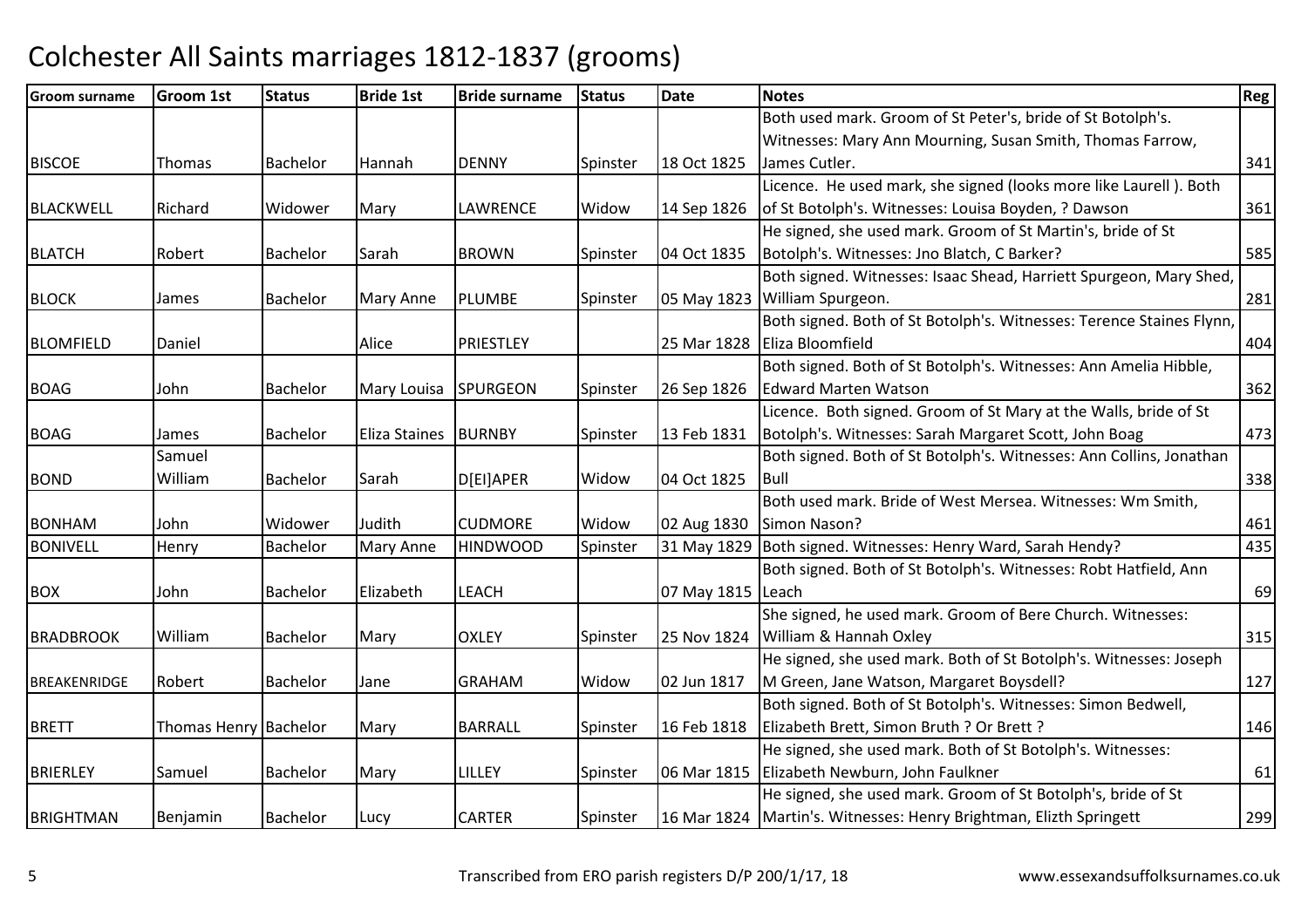# Colchester All Saints marriages 1812-1837 (grooms)

| Groom surname | Groom 1st | Status | Bride 1st | Bride surname | Status | Date | Notes | Reg |
|---|---|---|---|---|---|---|---|---|
| BISCOE | Thomas | Bachelor | Hannah | DENNY | Spinster | 18 Oct 1825 | Both used mark. Groom of St Peter's, bride of St Botolph's. Witnesses: Mary Ann Mourning, Susan Smith, Thomas Farrow, James Cutler. | 341 |
| BLACKWELL | Richard | Widower | Mary | LAWRENCE | Widow | 14 Sep 1826 | Licence. He used mark, she signed (looks more like Laurell ). Both of St Botolph's. Witnesses: Louisa Boyden, ? Dawson | 361 |
| BLATCH | Robert | Bachelor | Sarah | BROWN | Spinster | 04 Oct 1835 | He signed, she used mark. Groom of St Martin's, bride of St Botolph's. Witnesses: Jno Blatch, C Barker? | 585 |
| BLOCK | James | Bachelor | Mary Anne | PLUMBE | Spinster | 05 May 1823 | Both signed. Witnesses: Isaac Shead, Harriett Spurgeon, Mary Shed, William Spurgeon. | 281 |
| BLOMFIELD | Daniel | | Alice | PRIESTLEY | | 25 Mar 1828 | Both signed. Both of St Botolph's. Witnesses: Terence Staines Flynn, Eliza Bloomfield | 404 |
| BOAG | John | Bachelor | Mary Louisa | SPURGEON | Spinster | 26 Sep 1826 | Both signed. Both of St Botolph's. Witnesses: Ann Amelia Hibble, Edward Marten Watson | 362 |
| BOAG | James | Bachelor | Eliza Staines | BURNBY | Spinster | 13 Feb 1831 | Licence. Both signed. Groom of St Mary at the Walls, bride of St Botolph's. Witnesses: Sarah Margaret Scott, John Boag | 473 |
| BOND | Samuel William | Bachelor | Sarah | D[EI]APER | Widow | 04 Oct 1825 | Both signed. Both of St Botolph's. Witnesses: Ann Collins, Jonathan Bull | 338 |
| BONHAM | John | Widower | Judith | CUDMORE | Widow | 02 Aug 1830 | Both used mark. Bride of West Mersea. Witnesses: Wm Smith, Simon Nason? | 461 |
| BONIVELL | Henry | Bachelor | Mary Anne | HINDWOOD | Spinster | 31 May 1829 | Both signed. Witnesses: Henry Ward, Sarah Hendy? | 435 |
| BOX | John | Bachelor | Elizabeth | LEACH | | 07 May 1815 | Both signed. Both of St Botolph's. Witnesses: Robt Hatfield, Ann Leach | 69 |
| BRADBROOK | William | Bachelor | Mary | OXLEY | Spinster | 25 Nov 1824 | She signed, he used mark. Groom of Bere Church. Witnesses: William & Hannah Oxley | 315 |
| BREAKENRIDGE | Robert | Bachelor | Jane | GRAHAM | Widow | 02 Jun 1817 | He signed, she used mark. Both of St Botolph's. Witnesses: Joseph M Green, Jane Watson, Margaret Boysdell? | 127 |
| BRETT | Thomas Henry | Bachelor | Mary | BARRALL | Spinster | 16 Feb 1818 | Both signed. Both of St Botolph's. Witnesses: Simon Bedwell, Elizabeth Brett, Simon Bruth ? Or Brett ? | 146 |
| BRIERLEY | Samuel | Bachelor | Mary | LILLEY | Spinster | 06 Mar 1815 | He signed, she used mark. Both of St Botolph's. Witnesses: Elizabeth Newburn, John Faulkner | 61 |
| BRIGHTMAN | Benjamin | Bachelor | Lucy | CARTER | Spinster | 16 Mar 1824 | He signed, she used mark. Groom of St Botolph's, bride of St Martin's. Witnesses: Henry Brightman, Elizth Springett | 299 |

Transcribed from ERO parish registers D/P 200/1/17, 18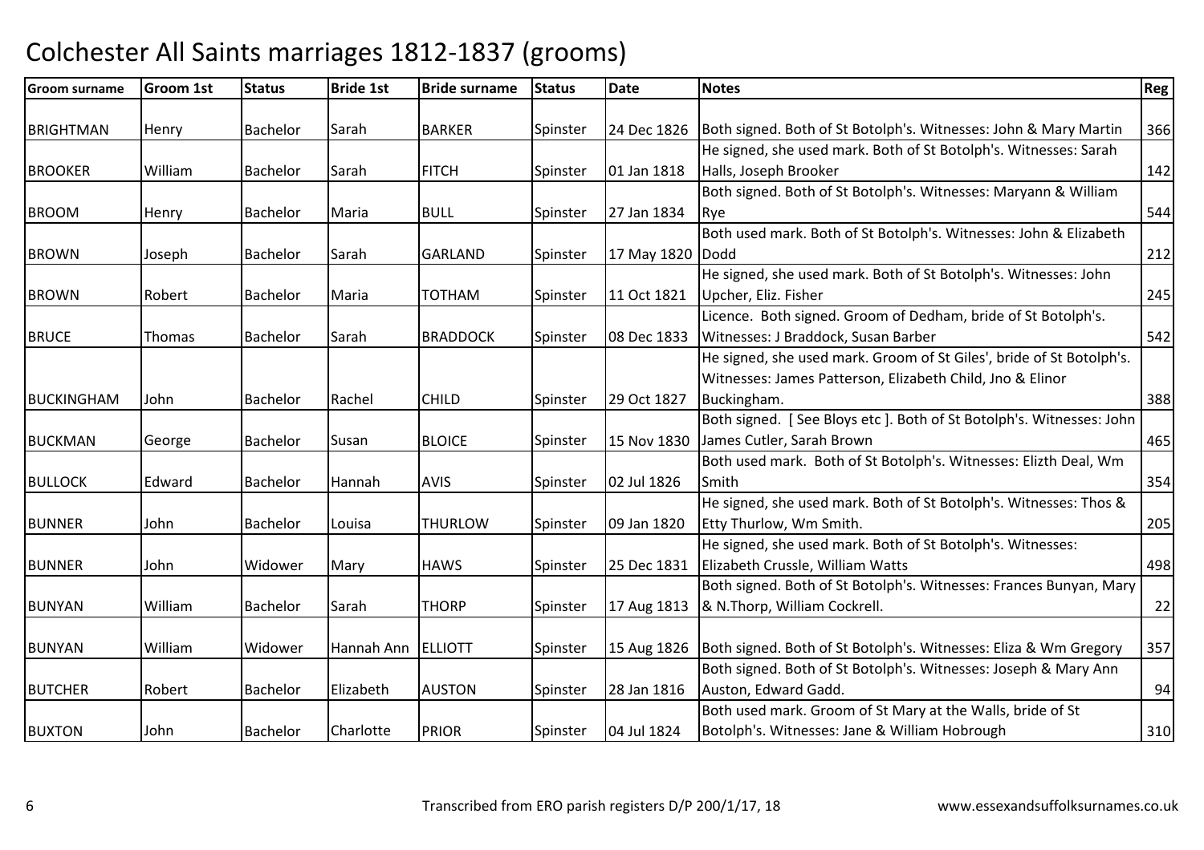# Colchester All Saints marriages 1812-1837 (grooms)

| Groom surname | Groom 1st | Status | Bride 1st | Bride surname | Status | Date | Notes | Reg |
|---|---|---|---|---|---|---|---|---|
| BRIGHTMAN | Henry | Bachelor | Sarah | BARKER | Spinster | 24 Dec 1826 | Both signed. Both of St Botolph's. Witnesses: John & Mary Martin | 366 |
| BROOKER | William | Bachelor | Sarah | FITCH | Spinster | 01 Jan 1818 | He signed, she used mark. Both of St Botolph's. Witnesses: Sarah Halls, Joseph Brooker | 142 |
| BROOM | Henry | Bachelor | Maria | BULL | Spinster | 27 Jan 1834 | Both signed. Both of St Botolph's. Witnesses: Maryann & William Rye | 544 |
| BROWN | Joseph | Bachelor | Sarah | GARLAND | Spinster | 17 May 1820 | Both used mark. Both of St Botolph's. Witnesses: John & Elizabeth Dodd | 212 |
| BROWN | Robert | Bachelor | Maria | TOTHAM | Spinster | 11 Oct 1821 | He signed, she used mark. Both of St Botolph's. Witnesses: John Upcher, Eliz. Fisher | 245 |
| BRUCE | Thomas | Bachelor | Sarah | BRADDOCK | Spinster | 08 Dec 1833 | Licence. Both signed. Groom of Dedham, bride of St Botolph's. Witnesses: J Braddock, Susan Barber | 542 |
| BUCKINGHAM | John | Bachelor | Rachel | CHILD | Spinster | 29 Oct 1827 | He signed, she used mark. Groom of St Giles', bride of St Botolph's. Witnesses: James Patterson, Elizabeth Child, Jno & Elinor Buckingham. | 388 |
| BUCKMAN | George | Bachelor | Susan | BLOICE | Spinster | 15 Nov 1830 | Both signed. [ See Bloys etc ]. Both of St Botolph's. Witnesses: John James Cutler, Sarah Brown | 465 |
| BULLOCK | Edward | Bachelor | Hannah | AVIS | Spinster | 02 Jul 1826 | Both used mark. Both of St Botolph's. Witnesses: Elizth Deal, Wm Smith | 354 |
| BUNNER | John | Bachelor | Louisa | THURLOW | Spinster | 09 Jan 1820 | He signed, she used mark. Both of St Botolph's. Witnesses: Thos & Etty Thurlow, Wm Smith. | 205 |
| BUNNER | John | Widower | Mary | HAWS | Spinster | 25 Dec 1831 | He signed, she used mark. Both of St Botolph's. Witnesses: Elizabeth Crussle, William Watts | 498 |
| BUNYAN | William | Bachelor | Sarah | THORP | Spinster | 17 Aug 1813 | Both signed. Both of St Botolph's. Witnesses: Frances Bunyan, Mary & N.Thorp, William Cockrell. | 22 |
| BUNYAN | William | Widower | Hannah Ann | ELLIOTT | Spinster | 15 Aug 1826 | Both signed. Both of St Botolph's. Witnesses: Eliza & Wm Gregory | 357 |
| BUTCHER | Robert | Bachelor | Elizabeth | AUSTON | Spinster | 28 Jan 1816 | Both signed. Both of St Botolph's. Witnesses: Joseph & Mary Ann Auston, Edward Gadd. | 94 |
| BUXTON | John | Bachelor | Charlotte | PRIOR | Spinster | 04 Jul 1824 | Both used mark. Groom of St Mary at the Walls, bride of St Botolph's. Witnesses: Jane & William Hobrough | 310 |

Transcribed from ERO parish registers D/P 200/1/17, 18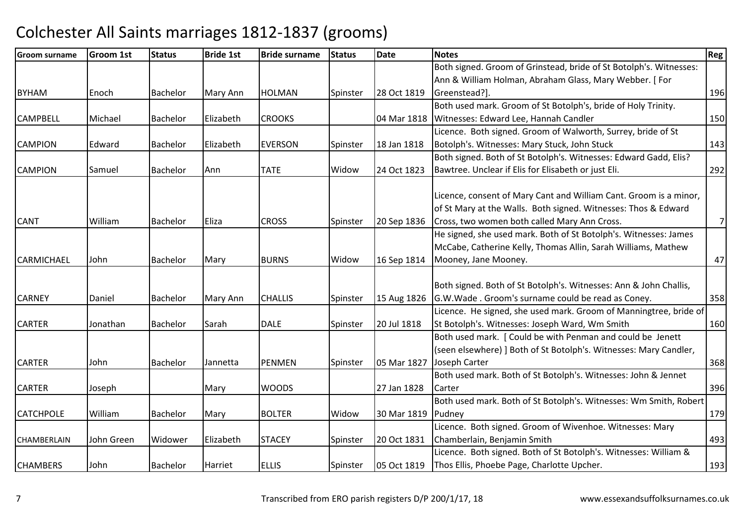# Colchester All Saints marriages 1812-1837 (grooms)

| Groom surname | Groom 1st | Status | Bride 1st | Bride surname | Status | Date | Notes | Reg |
|---|---|---|---|---|---|---|---|---|
| BYHAM | Enoch | Bachelor | Mary Ann | HOLMAN | Spinster | 28 Oct 1819 | Both signed. Groom of Grinstead, bride of St Botolph's. Witnesses: Ann & William Holman, Abraham Glass, Mary Webber. [ For Greenstead?]. | 196 |
| CAMPBELL | Michael | Bachelor | Elizabeth | CROOKS | | 04 Mar 1818 | Both used mark. Groom of St Botolph's, bride of Holy Trinity. Witnesses: Edward Lee, Hannah Candler | 150 |
| CAMPION | Edward | Bachelor | Elizabeth | EVERSON | Spinster | 18 Jan 1818 | Licence. Both signed. Groom of Walworth, Surrey, bride of St Botolph's. Witnesses: Mary Stuck, John Stuck | 143 |
| CAMPION | Samuel | Bachelor | Ann | TATE | Widow | 24 Oct 1823 | Both signed. Both of St Botolph's. Witnesses: Edward Gadd, Elis? Bawtree. Unclear if Elis for Elisabeth or just Eli. | 292 |
| CANT | William | Bachelor | Eliza | CROSS | Spinster | 20 Sep 1836 | Licence, consent of Mary Cant and William Cant. Groom is a minor, of St Mary at the Walls. Both signed. Witnesses: Thos & Edward Cross, two women both called Mary Ann Cross. | 7 |
| CARMICHAEL | John | Bachelor | Mary | BURNS | Widow | 16 Sep 1814 | He signed, she used mark. Both of St Botolph's. Witnesses: James McCabe, Catherine Kelly, Thomas Allin, Sarah Williams, Mathew Mooney, Jane Mooney. | 47 |
| CARNEY | Daniel | Bachelor | Mary Ann | CHALLIS | Spinster | 15 Aug 1826 | Both signed. Both of St Botolph's. Witnesses: Ann & John Challis, G.W.Wade . Groom's surname could be read as Coney. | 358 |
| CARTER | Jonathan | Bachelor | Sarah | DALE | Spinster | 20 Jul 1818 | Licence. He signed, she used mark. Groom of Manningtree, bride of St Botolph's. Witnesses: Joseph Ward, Wm Smith | 160 |
| CARTER | John | Bachelor | Jannetta | PENMEN | Spinster | 05 Mar 1827 | Both used mark. [ Could be with Penman and could be Jenett (seen elsewhere) ] Both of St Botolph's. Witnesses: Mary Candler, Joseph Carter | 368 |
| CARTER | Joseph | | Mary | WOODS | | 27 Jan 1828 | Both used mark. Both of St Botolph's. Witnesses: John & Jennet Carter | 396 |
| CATCHPOLE | William | Bachelor | Mary | BOLTER | Widow | 30 Mar 1819 | Both used mark. Both of St Botolph's. Witnesses: Wm Smith, Robert Pudney | 179 |
| CHAMBERLAIN | John Green | Widower | Elizabeth | STACEY | Spinster | 20 Oct 1831 | Licence. Both signed. Groom of Wivenhoe. Witnesses: Mary Chamberlain, Benjamin Smith | 493 |
| CHAMBERS | John | Bachelor | Harriet | ELLIS | Spinster | 05 Oct 1819 | Licence. Both signed. Both of St Botolph's. Witnesses: William & Thos Ellis, Phoebe Page, Charlotte Upcher. | 193 |

Transcribed from ERO parish registers D/P 200/1/17, 18 www.essexandsuffolksurnames.co.uk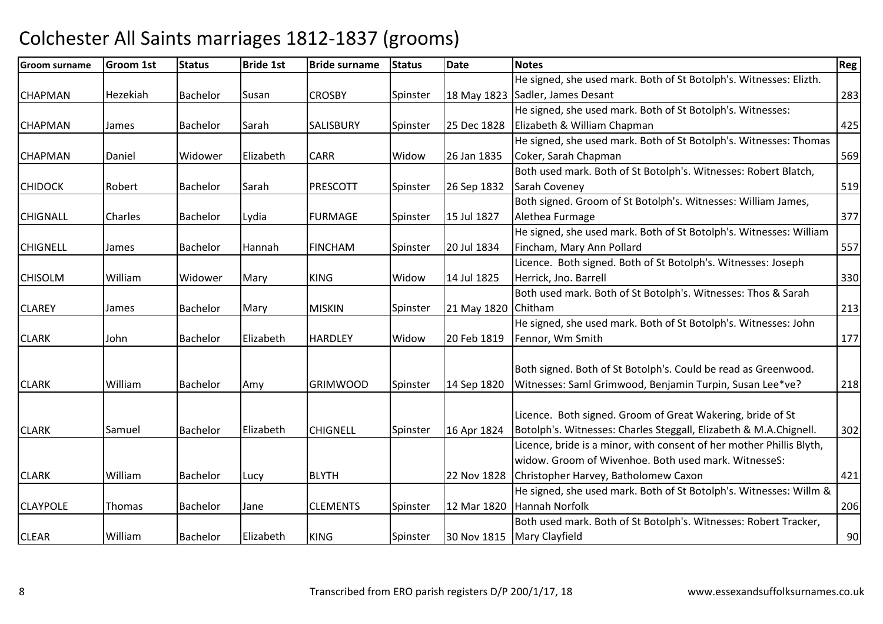# Colchester All Saints marriages 1812-1837 (grooms)

| Groom surname | Groom 1st | Status | Bride 1st | Bride surname | Status | Date | Notes | Reg |
|---|---|---|---|---|---|---|---|---|
| CHAPMAN | Hezekiah | Bachelor | Susan | CROSBY | Spinster | 18 May 1823 | He signed, she used mark. Both of St Botolph's. Witnesses: Elizth. Sadler, James Desant | 283 |
| CHAPMAN | James | Bachelor | Sarah | SALISBURY | Spinster | 25 Dec 1828 | He signed, she used mark. Both of St Botolph's. Witnesses: Elizabeth & William Chapman | 425 |
| CHAPMAN | Daniel | Widower | Elizabeth | CARR | Widow | 26 Jan 1835 | He signed, she used mark. Both of St Botolph's. Witnesses: Thomas Coker, Sarah Chapman | 569 |
| CHIDOCK | Robert | Bachelor | Sarah | PRESCOTT | Spinster | 26 Sep 1832 | Both used mark. Both of St Botolph's. Witnesses: Robert Blatch, Sarah Coveney | 519 |
| CHIGNALL | Charles | Bachelor | Lydia | FURMAGE | Spinster | 15 Jul 1827 | Both signed. Groom of St Botolph's. Witnesses: William James, Alethea Furmage | 377 |
| CHIGNELL | James | Bachelor | Hannah | FINCHAM | Spinster | 20 Jul 1834 | He signed, she used mark. Both of St Botolph's. Witnesses: William Fincham, Mary Ann Pollard | 557 |
| CHISOLM | William | Widower | Mary | KING | Widow | 14 Jul 1825 | Licence. Both signed. Both of St Botolph's. Witnesses: Joseph Herrick, Jno. Barrell | 330 |
| CLAREY | James | Bachelor | Mary | MISKIN | Spinster | 21 May 1820 | Both used mark. Both of St Botolph's. Witnesses: Thos & Sarah Chitham | 213 |
| CLARK | John | Bachelor | Elizabeth | HARDLEY | Widow | 20 Feb 1819 | He signed, she used mark. Both of St Botolph's. Witnesses: John Fennor, Wm Smith | 177 |
| CLARK | William | Bachelor | Amy | GRIMWOOD | Spinster | 14 Sep 1820 | Both signed. Both of St Botolph's. Could be read as Greenwood. Witnesses: Saml Grimwood, Benjamin Turpin, Susan Lee*ve? | 218 |
| CLARK | Samuel | Bachelor | Elizabeth | CHIGNELL | Spinster | 16 Apr 1824 | Licence. Both signed. Groom of Great Wakering, bride of St Botolph's. Witnesses: Charles Steggall, Elizabeth & M.A.Chignell. | 302 |
| CLARK | William | Bachelor | Lucy | BLYTH | | 22 Nov 1828 | Licence, bride is a minor, with consent of her mother Phillis Blyth, widow. Groom of Wivenhoe. Both used mark. WitnesseS: Christopher Harvey, Batholomew Caxon | 421 |
| CLAYPOLE | Thomas | Bachelor | Jane | CLEMENTS | Spinster | 12 Mar 1820 | He signed, she used mark. Both of St Botolph's. Witnesses: Willm & Hannah Norfolk | 206 |
| CLEAR | William | Bachelor | Elizabeth | KING | Spinster | 30 Nov 1815 | Both used mark. Both of St Botolph's. Witnesses: Robert Tracker, Mary Clayfield | 90 |

Transcribed from ERO parish registers D/P 200/1/17, 18 www.essexandsuffolksurnames.co.uk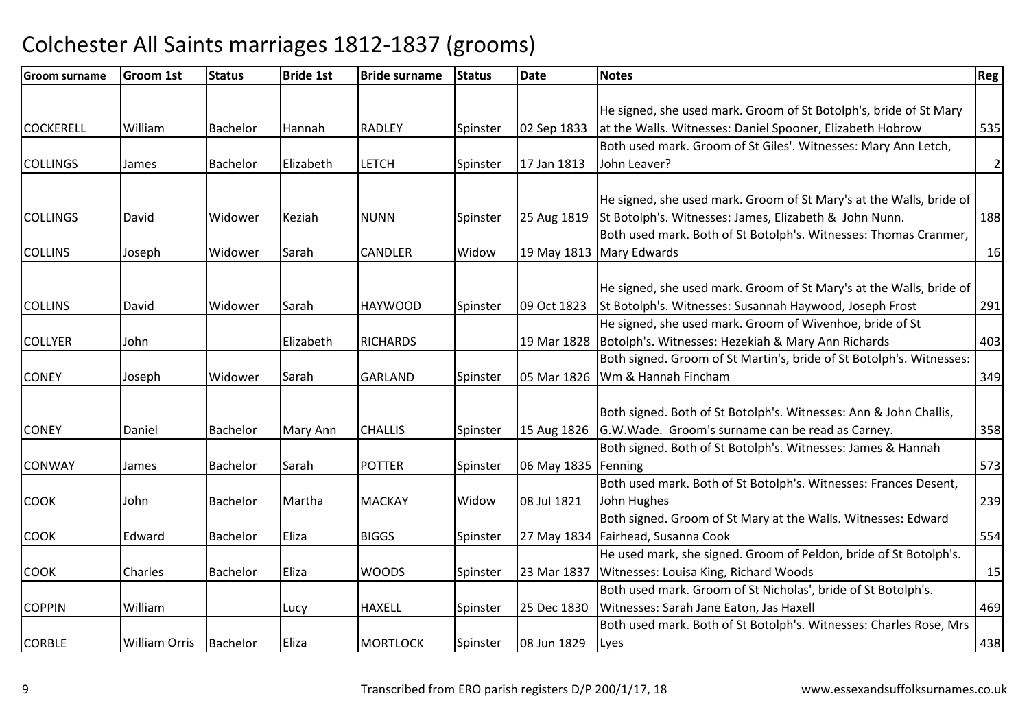# Colchester All Saints marriages 1812-1837 (grooms)

| Groom surname | Groom 1st | Status | Bride 1st | Bride surname | Status | Date | Notes | Reg |
|---|---|---|---|---|---|---|---|---|
| COCKERELL | William | Bachelor | Hannah | RADLEY | Spinster | 02 Sep 1833 | He signed, she used mark. Groom of St Botolph's, bride of St Mary at the Walls. Witnesses: Daniel Spooner, Elizabeth Hobrow | 535 |
| COLLINGS | James | Bachelor | Elizabeth | LETCH | Spinster | 17 Jan 1813 | Both used mark. Groom of St Giles'. Witnesses: Mary Ann Letch, John Leaver? | 2 |
| COLLINGS | David | Widower | Keziah | NUNN | Spinster | 25 Aug 1819 | He signed, she used mark. Groom of St Mary's at the Walls, bride of St Botolph's. Witnesses: James, Elizabeth & John Nunn. | 188 |
| COLLINS | Joseph | Widower | Sarah | CANDLER | Widow | 19 May 1813 | Both used mark. Both of St Botolph's. Witnesses: Thomas Cranmer, Mary Edwards | 16 |
| COLLINS | David | Widower | Sarah | HAYWOOD | Spinster | 09 Oct 1823 | He signed, she used mark. Groom of St Mary's at the Walls, bride of St Botolph's. Witnesses: Susannah Haywood, Joseph Frost | 291 |
| COLLYER | John | | Elizabeth | RICHARDS | | 19 Mar 1828 | He signed, she used mark. Groom of Wivenhoe, bride of St Botolph's. Witnesses: Hezekiah & Mary Ann Richards | 403 |
| CONEY | Joseph | Widower | Sarah | GARLAND | Spinster | 05 Mar 1826 | Both signed. Groom of St Martin's, bride of St Botolph's. Witnesses: Wm & Hannah Fincham | 349 |
| CONEY | Daniel | Bachelor | Mary Ann | CHALLIS | Spinster | 15 Aug 1826 | Both signed. Both of St Botolph's. Witnesses: Ann & John Challis, G.W.Wade. Groom's surname can be read as Carney. | 358 |
| CONWAY | James | Bachelor | Sarah | POTTER | Spinster | 06 May 1835 | Both signed. Both of St Botolph's. Witnesses: James & Hannah Fenning | 573 |
| COOK | John | Bachelor | Martha | MACKAY | Widow | 08 Jul 1821 | Both used mark. Both of St Botolph's. Witnesses: Frances Desent, John Hughes | 239 |
| COOK | Edward | Bachelor | Eliza | BIGGS | Spinster | 27 May 1834 | Both signed. Groom of St Mary at the Walls. Witnesses: Edward Fairhead, Susanna Cook | 554 |
| COOK | Charles | Bachelor | Eliza | WOODS | Spinster | 23 Mar 1837 | He used mark, she signed. Groom of Peldon, bride of St Botolph's. Witnesses: Louisa King, Richard Woods | 15 |
| COPPIN | William | | Lucy | HAXELL | Spinster | 25 Dec 1830 | Both used mark. Groom of St Nicholas', bride of St Botolph's. Witnesses: Sarah Jane Eaton, Jas Haxell | 469 |
| CORBLE | William Orris | Bachelor | Eliza | MORTLOCK | Spinster | 08 Jun 1829 | Both used mark. Both of St Botolph's. Witnesses: Charles Rose, Mrs Lyes | 438 |

Transcribed from ERO parish registers D/P 200/1/17, 18 | www.essexandsuffolksurnames.co.uk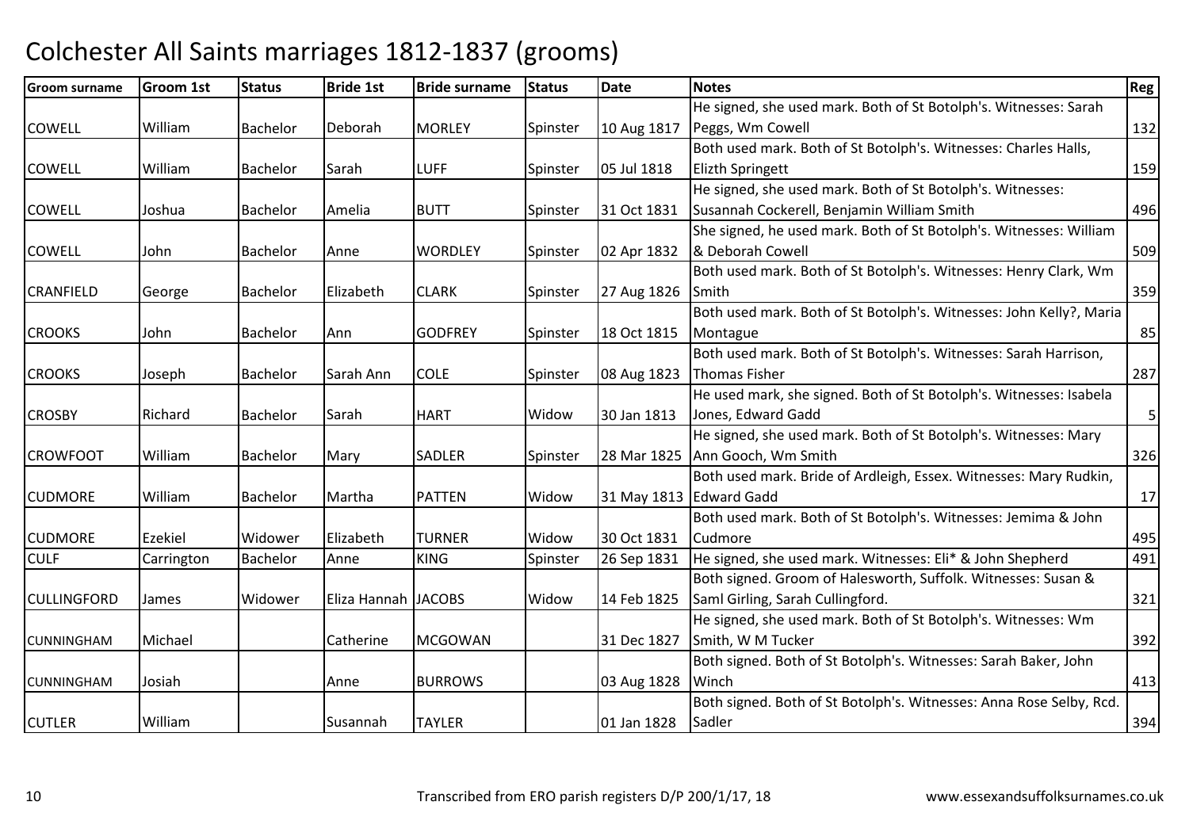# Colchester All Saints marriages 1812-1837 (grooms)

| Groom surname | Groom 1st | Status | Bride 1st | Bride surname | Status | Date | Notes | Reg |
|---|---|---|---|---|---|---|---|---|
| COWELL | William | Bachelor | Deborah | MORLEY | Spinster | 10 Aug 1817 | He signed, she used mark. Both of St Botolph's. Witnesses: Sarah Peggs, Wm Cowell | 132 |
| COWELL | William | Bachelor | Sarah | LUFF | Spinster | 05 Jul 1818 | Both used mark. Both of St Botolph's. Witnesses: Charles Halls, Elizth Springett | 159 |
| COWELL | Joshua | Bachelor | Amelia | BUTT | Spinster | 31 Oct 1831 | He signed, she used mark. Both of St Botolph's. Witnesses: Susannah Cockerell, Benjamin William Smith | 496 |
| COWELL | John | Bachelor | Anne | WORDLEY | Spinster | 02 Apr 1832 | She signed, he used mark. Both of St Botolph's. Witnesses: William & Deborah Cowell | 509 |
| CRANFIELD | George | Bachelor | Elizabeth | CLARK | Spinster | 27 Aug 1826 | Both used mark. Both of St Botolph's. Witnesses: Henry Clark, Wm Smith | 359 |
| CROOKS | John | Bachelor | Ann | GODFREY | Spinster | 18 Oct 1815 | Both used mark. Both of St Botolph's. Witnesses: John Kelly?, Maria Montague | 85 |
| CROOKS | Joseph | Bachelor | Sarah Ann | COLE | Spinster | 08 Aug 1823 | Both used mark. Both of St Botolph's. Witnesses: Sarah Harrison, Thomas Fisher | 287 |
| CROSBY | Richard | Bachelor | Sarah | HART | Widow | 30 Jan 1813 | He used mark, she signed. Both of St Botolph's. Witnesses: Isabela Jones, Edward Gadd | 5 |
| CROWFOOT | William | Bachelor | Mary | SADLER | Spinster | 28 Mar 1825 | He signed, she used mark. Both of St Botolph's. Witnesses: Mary Ann Gooch, Wm Smith | 326 |
| CUDMORE | William | Bachelor | Martha | PATTEN | Widow | 31 May 1813 | Both used mark. Bride of Ardleigh, Essex. Witnesses: Mary Rudkin, Edward Gadd | 17 |
| CUDMORE | Ezekiel | Widower | Elizabeth | TURNER | Widow | 30 Oct 1831 | Both used mark. Both of St Botolph's. Witnesses: Jemima & John Cudmore | 495 |
| CULF | Carrington | Bachelor | Anne | KING | Spinster | 26 Sep 1831 | He signed, she used mark. Witnesses: Eli* & John Shepherd | 491 |
| CULLINGFORD | James | Widower | Eliza Hannah | JACOBS | Widow | 14 Feb 1825 | Both signed. Groom of Halesworth, Suffolk. Witnesses: Susan & Saml Girling, Sarah Cullingford. | 321 |
| CUNNINGHAM | Michael | | Catherine | MCGOWAN | | 31 Dec 1827 | He signed, she used mark. Both of St Botolph's. Witnesses: Wm Smith, W M Tucker | 392 |
| CUNNINGHAM | Josiah | | Anne | BURROWS | | 03 Aug 1828 | Both signed. Both of St Botolph's. Witnesses: Sarah Baker, John Winch | 413 |
| CUTLER | William | | Susannah | TAYLER | | 01 Jan 1828 | Both signed. Both of St Botolph's. Witnesses: Anna Rose Selby, Rcd. Sadler | 394 |

Transcribed from ERO parish registers D/P 200/1/17, 18

www.essexandsuffolksurnames.co.uk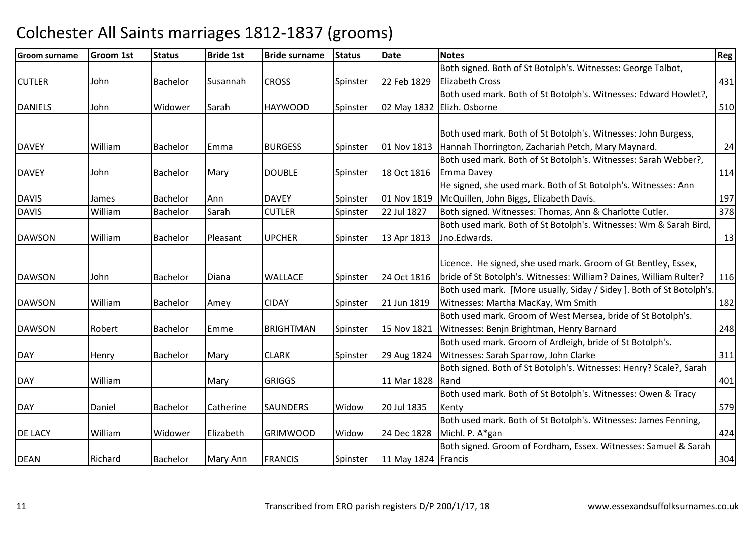# Colchester All Saints marriages 1812-1837 (grooms)

| Groom surname | Groom 1st | Status | Bride 1st | Bride surname | Status | Date | Notes | Reg |
|---|---|---|---|---|---|---|---|---|
| CUTLER | John | Bachelor | Susannah | CROSS | Spinster | 22 Feb 1829 | Both signed. Both of St Botolph's. Witnesses: George Talbot, Elizabeth Cross | 431 |
| DANIELS | John | Widower | Sarah | HAYWOOD | Spinster | 02 May 1832 | Both used mark. Both of St Botolph's. Witnesses: Edward Howlet?, Elizh. Osborne | 510 |
| DAVEY | William | Bachelor | Emma | BURGESS | Spinster | 01 Nov 1813 | Both used mark. Both of St Botolph's. Witnesses: John Burgess, Hannah Thorrington, Zachariah Petch, Mary Maynard. | 24 |
| DAVEY | John | Bachelor | Mary | DOUBLE | Spinster | 18 Oct 1816 | Both used mark. Both of St Botolph's. Witnesses: Sarah Webber?, Emma Davey | 114 |
| DAVIS | James | Bachelor | Ann | DAVEY | Spinster | 01 Nov 1819 | He signed, she used mark. Both of St Botolph's. Witnesses: Ann McQuillen, John Biggs, Elizabeth Davis. | 197 |
| DAVIS | William | Bachelor | Sarah | CUTLER | Spinster | 22 Jul 1827 | Both signed. Witnesses: Thomas, Ann & Charlotte Cutler. | 378 |
| DAWSON | William | Bachelor | Pleasant | UPCHER | Spinster | 13 Apr 1813 | Both used mark. Both of St Botolph's. Witnesses: Wm & Sarah Bird, Jno.Edwards. | 13 |
| DAWSON | John | Bachelor | Diana | WALLACE | Spinster | 24 Oct 1816 | Licence. He signed, she used mark. Groom of Gt Bentley, Essex, bride of St Botolph's. Witnesses: William? Daines, William Rulter? | 116 |
| DAWSON | William | Bachelor | Amey | CIDAY | Spinster | 21 Jun 1819 | Both used mark. [More usually, Siday / Sidey ]. Both of St Botolph's. Witnesses: Martha MacKay, Wm Smith | 182 |
| DAWSON | Robert | Bachelor | Emme | BRIGHTMAN | Spinster | 15 Nov 1821 | Both used mark. Groom of West Mersea, bride of St Botolph's. Witnesses: Benjn Brightman, Henry Barnard | 248 |
| DAY | Henry | Bachelor | Mary | CLARK | Spinster | 29 Aug 1824 | Both used mark. Groom of Ardleigh, bride of St Botolph's. Witnesses: Sarah Sparrow, John Clarke | 311 |
| DAY | William | | Mary | GRIGGS | | 11 Mar 1828 | Both signed. Both of St Botolph's. Witnesses: Henry? Scale?, Sarah Rand | 401 |
| DAY | Daniel | Bachelor | Catherine | SAUNDERS | Widow | 20 Jul 1835 | Both used mark. Both of St Botolph's. Witnesses: Owen & Tracy Kenty | 579 |
| DE LACY | William | Widower | Elizabeth | GRIMWOOD | Widow | 24 Dec 1828 | Both used mark. Both of St Botolph's. Witnesses: James Fenning, Michl. P. A*gan | 424 |
| DEAN | Richard | Bachelor | Mary Ann | FRANCIS | Spinster | 11 May 1824 | Both signed. Groom of Fordham, Essex. Witnesses: Samuel & Sarah Francis | 304 |

Transcribed from ERO parish registers D/P 200/1/17, 18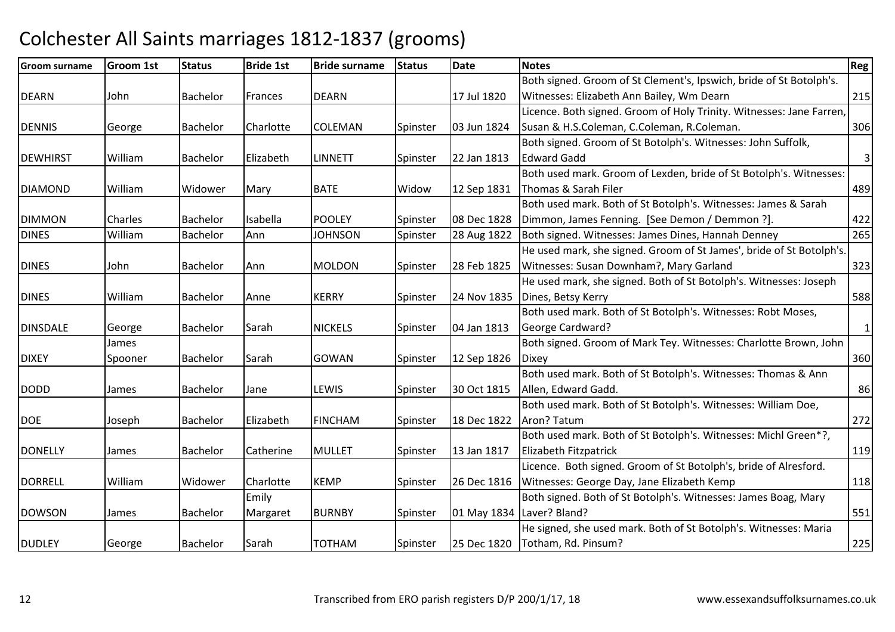# Colchester All Saints marriages 1812-1837 (grooms)

| Groom surname | Groom 1st | Status | Bride 1st | Bride surname | Status | Date | Notes | Reg |
|---|---|---|---|---|---|---|---|---|
| DEARN | John | Bachelor | Frances | DEARN | | 17 Jul 1820 | Both signed. Groom of St Clement's, Ipswich, bride of St Botolph's. Witnesses: Elizabeth Ann Bailey, Wm Dearn | 215 |
| DENNIS | George | Bachelor | Charlotte | COLEMAN | Spinster | 03 Jun 1824 | Licence. Both signed. Groom of Holy Trinity. Witnesses: Jane Farren, Susan & H.S.Coleman, C.Coleman, R.Coleman. | 306 |
| DEWHIRST | William | Bachelor | Elizabeth | LINNETT | Spinster | 22 Jan 1813 | Both signed. Groom of St Botolph's. Witnesses: John Suffolk, Edward Gadd | 3 |
| DIAMOND | William | Widower | Mary | BATE | Widow | 12 Sep 1831 | Both used mark. Groom of Lexden, bride of St Botolph's. Witnesses: Thomas & Sarah Filer | 489 |
| DIMMON | Charles | Bachelor | Isabella | POOLEY | Spinster | 08 Dec 1828 | Both used mark. Both of St Botolph's. Witnesses: James & Sarah Dimmon, James Fenning. [See Demon / Demmon ?]. | 422 |
| DINES | William | Bachelor | Ann | JOHNSON | Spinster | 28 Aug 1822 | Both signed. Witnesses: James Dines, Hannah Denney | 265 |
| DINES | John | Bachelor | Ann | MOLDON | Spinster | 28 Feb 1825 | He used mark, she signed. Groom of St James', bride of St Botolph's. Witnesses: Susan Downham?, Mary Garland | 323 |
| DINES | William | Bachelor | Anne | KERRY | Spinster | 24 Nov 1835 | He used mark, she signed. Both of St Botolph's. Witnesses: Joseph Dines, Betsy Kerry | 588 |
| DINSDALE | George | Bachelor | Sarah | NICKELS | Spinster | 04 Jan 1813 | Both used mark. Both of St Botolph's. Witnesses: Robt Moses, George Cardward? | 1 |
| DIXEY | James Spooner | Bachelor | Sarah | GOWAN | Spinster | 12 Sep 1826 | Both signed. Groom of Mark Tey. Witnesses: Charlotte Brown, John Dixey | 360 |
| DODD | James | Bachelor | Jane | LEWIS | Spinster | 30 Oct 1815 | Both used mark. Both of St Botolph's. Witnesses: Thomas & Ann Allen, Edward Gadd. | 86 |
| DOE | Joseph | Bachelor | Elizabeth | FINCHAM | Spinster | 18 Dec 1822 | Both used mark. Both of St Botolph's. Witnesses: William Doe, Aron? Tatum | 272 |
| DONELLY | James | Bachelor | Catherine | MULLET | Spinster | 13 Jan 1817 | Both used mark. Both of St Botolph's. Witnesses: Michl Green*?, Elizabeth Fitzpatrick | 119 |
| DORRELL | William | Widower | Charlotte | KEMP | Spinster | 26 Dec 1816 | Licence. Both signed. Groom of St Botolph's, bride of Alresford. Witnesses: George Day, Jane Elizabeth Kemp | 118 |
| DOWSON | James | Bachelor | Emily Margaret | BURNBY | Spinster | 01 May 1834 | Both signed. Both of St Botolph's. Witnesses: James Boag, Mary Laver? Bland? | 551 |
| DUDLEY | George | Bachelor | Sarah | TOTHAM | Spinster | 25 Dec 1820 | He signed, she used mark. Both of St Botolph's. Witnesses: Maria Totham, Rd. Pinsum? | 225 |

Transcribed from ERO parish registers D/P 200/1/17, 18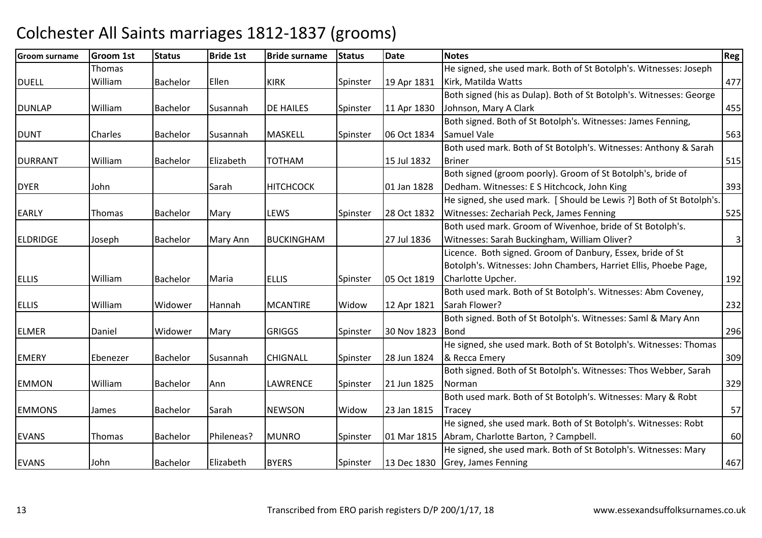# Colchester All Saints marriages 1812-1837 (grooms)

| Groom surname | Groom 1st | Status | Bride 1st | Bride surname | Status | Date | Notes | Reg |
|---|---|---|---|---|---|---|---|---|
| DUELL | Thomas William | Bachelor | Ellen | KIRK | Spinster | 19 Apr 1831 | He signed, she used mark. Both of St Botolph's. Witnesses: Joseph Kirk, Matilda Watts | 477 |
| DUNLAP | William | Bachelor | Susannah | DE HAILES | Spinster | 11 Apr 1830 | Both signed (his as Dulap). Both of St Botolph's. Witnesses: George Johnson, Mary A Clark | 455 |
| DUNT | Charles | Bachelor | Susannah | MASKELL | Spinster | 06 Oct 1834 | Both signed. Both of St Botolph's. Witnesses: James Fenning, Samuel Vale | 563 |
| DURRANT | William | Bachelor | Elizabeth | TOTHAM | | 15 Jul 1832 | Both used mark. Both of St Botolph's. Witnesses: Anthony & Sarah Briner | 515 |
| DYER | John | | Sarah | HITCHCOCK | | 01 Jan 1828 | Both signed (groom poorly). Groom of St Botolph's, bride of Dedham. Witnesses: E S Hitchcock, John King | 393 |
| EARLY | Thomas | Bachelor | Mary | LEWS | Spinster | 28 Oct 1832 | He signed, she used mark. [ Should be Lewis ?] Both of St Botolph's. Witnesses: Zechariah Peck, James Fenning | 525 |
| ELDRIDGE | Joseph | Bachelor | Mary Ann | BUCKINGHAM | | 27 Jul 1836 | Both used mark. Groom of Wivenhoe, bride of St Botolph's. Witnesses: Sarah Buckingham, William Oliver? | 3 |
| ELLIS | William | Bachelor | Maria | ELLIS | Spinster | 05 Oct 1819 | Licence. Both signed. Groom of Danbury, Essex, bride of St Botolph's. Witnesses: John Chambers, Harriet Ellis, Phoebe Page, Charlotte Upcher. | 192 |
| ELLIS | William | Widower | Hannah | MCANTIRE | Widow | 12 Apr 1821 | Both used mark. Both of St Botolph's. Witnesses: Abm Coveney, Sarah Flower? | 232 |
| ELMER | Daniel | Widower | Mary | GRIGGS | Spinster | 30 Nov 1823 | Both signed. Both of St Botolph's. Witnesses: Saml & Mary Ann Bond | 296 |
| EMERY | Ebenezer | Bachelor | Susannah | CHIGNALL | Spinster | 28 Jun 1824 | He signed, she used mark. Both of St Botolph's. Witnesses: Thomas & Recca Emery | 309 |
| EMMON | William | Bachelor | Ann | LAWRENCE | Spinster | 21 Jun 1825 | Both signed. Both of St Botolph's. Witnesses: Thos Webber, Sarah Norman | 329 |
| EMMONS | James | Bachelor | Sarah | NEWSON | Widow | 23 Jan 1815 | Both used mark. Both of St Botolph's. Witnesses: Mary & Robt Tracey | 57 |
| EVANS | Thomas | Bachelor | Phileneas? | MUNRO | Spinster | 01 Mar 1815 | He signed, she used mark. Both of St Botolph's. Witnesses: Robt Abram, Charlotte Barton, ? Campbell. | 60 |
| EVANS | John | Bachelor | Elizabeth | BYERS | Spinster | 13 Dec 1830 | He signed, she used mark. Both of St Botolph's. Witnesses: Mary Grey, James Fenning | 467 |

Transcribed from ERO parish registers D/P 200/1/17, 18 www.essexandsuffolksurnames.co.uk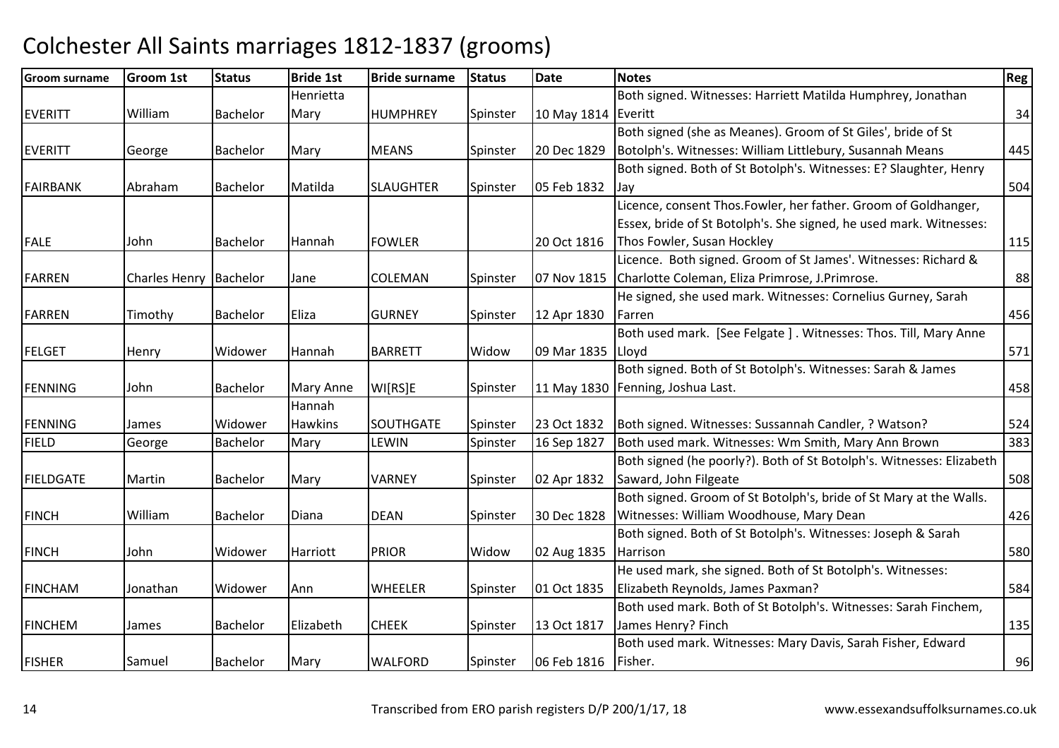# Colchester All Saints marriages 1812-1837 (grooms)

| Groom surname | Groom 1st | Status | Bride 1st | Bride surname | Status | Date | Notes | Reg |
|---|---|---|---|---|---|---|---|---|
| EVERITT | William | Bachelor | Henrietta Mary | HUMPHREY | Spinster | 10 May 1814 | Both signed. Witnesses: Harriett Matilda Humphrey, Jonathan Everitt | 34 |
| EVERITT | George | Bachelor | Mary | MEANS | Spinster | 20 Dec 1829 | Both signed (she as Meanes). Groom of St Giles', bride of St Botolph's. Witnesses: William Littlebury, Susannah Means | 445 |
| FAIRBANK | Abraham | Bachelor | Matilda | SLAUGHTER | Spinster | 05 Feb 1832 | Both signed. Both of St Botolph's. Witnesses: E? Slaughter, Henry Jay | 504 |
| FALE | John | Bachelor | Hannah | FOWLER | | 20 Oct 1816 | Licence, consent Thos.Fowler, her father. Groom of Goldhanger, Essex, bride of St Botolph's. She signed, he used mark. Witnesses: Thos Fowler, Susan Hockley | 115 |
| FARREN | Charles Henry | Bachelor | Jane | COLEMAN | Spinster | 07 Nov 1815 | Licence. Both signed. Groom of St James'. Witnesses: Richard & Charlotte Coleman, Eliza Primrose, J.Primrose. | 88 |
| FARREN | Timothy | Bachelor | Eliza | GURNEY | Spinster | 12 Apr 1830 | He signed, she used mark. Witnesses: Cornelius Gurney, Sarah Farren | 456 |
| FELGET | Henry | Widower | Hannah | BARRETT | Widow | 09 Mar 1835 | Both used mark. [See Felgate ] . Witnesses: Thos. Till, Mary Anne Lloyd | 571 |
| FENNING | John | Bachelor | Mary Anne | WI[RS]E | Spinster | 11 May 1830 | Both signed. Both of St Botolph's. Witnesses: Sarah & James Fenning, Joshua Last. | 458 |
| FENNING | James | Widower | Hannah Hawkins | SOUTHGATE | Spinster | 23 Oct 1832 | Both signed. Witnesses: Sussannah Candler, ? Watson? | 524 |
| FIELD | George | Bachelor | Mary | LEWIN | Spinster | 16 Sep 1827 | Both used mark. Witnesses: Wm Smith, Mary Ann Brown | 383 |
| FIELDGATE | Martin | Bachelor | Mary | VARNEY | Spinster | 02 Apr 1832 | Both signed (he poorly?). Both of St Botolph's. Witnesses: Elizabeth Saward, John Filgeate | 508 |
| FINCH | William | Bachelor | Diana | DEAN | Spinster | 30 Dec 1828 | Both signed. Groom of St Botolph's, bride of St Mary at the Walls. Witnesses: William Woodhouse, Mary Dean | 426 |
| FINCH | John | Widower | Harriott | PRIOR | Widow | 02 Aug 1835 | Both signed. Both of St Botolph's. Witnesses: Joseph & Sarah Harrison | 580 |
| FINCHAM | Jonathan | Widower | Ann | WHEELER | Spinster | 01 Oct 1835 | He used mark, she signed. Both of St Botolph's. Witnesses: Elizabeth Reynolds, James Paxman? | 584 |
| FINCHEM | James | Bachelor | Elizabeth | CHEEK | Spinster | 13 Oct 1817 | Both used mark. Both of St Botolph's. Witnesses: Sarah Finchem, James Henry? Finch | 135 |
| FISHER | Samuel | Bachelor | Mary | WALFORD | Spinster | 06 Feb 1816 | Both used mark. Witnesses: Mary Davis, Sarah Fisher, Edward Fisher. | 96 |

Transcribed from ERO parish registers D/P 200/1/17, 18 www.essexandsuffolksurnames.co.uk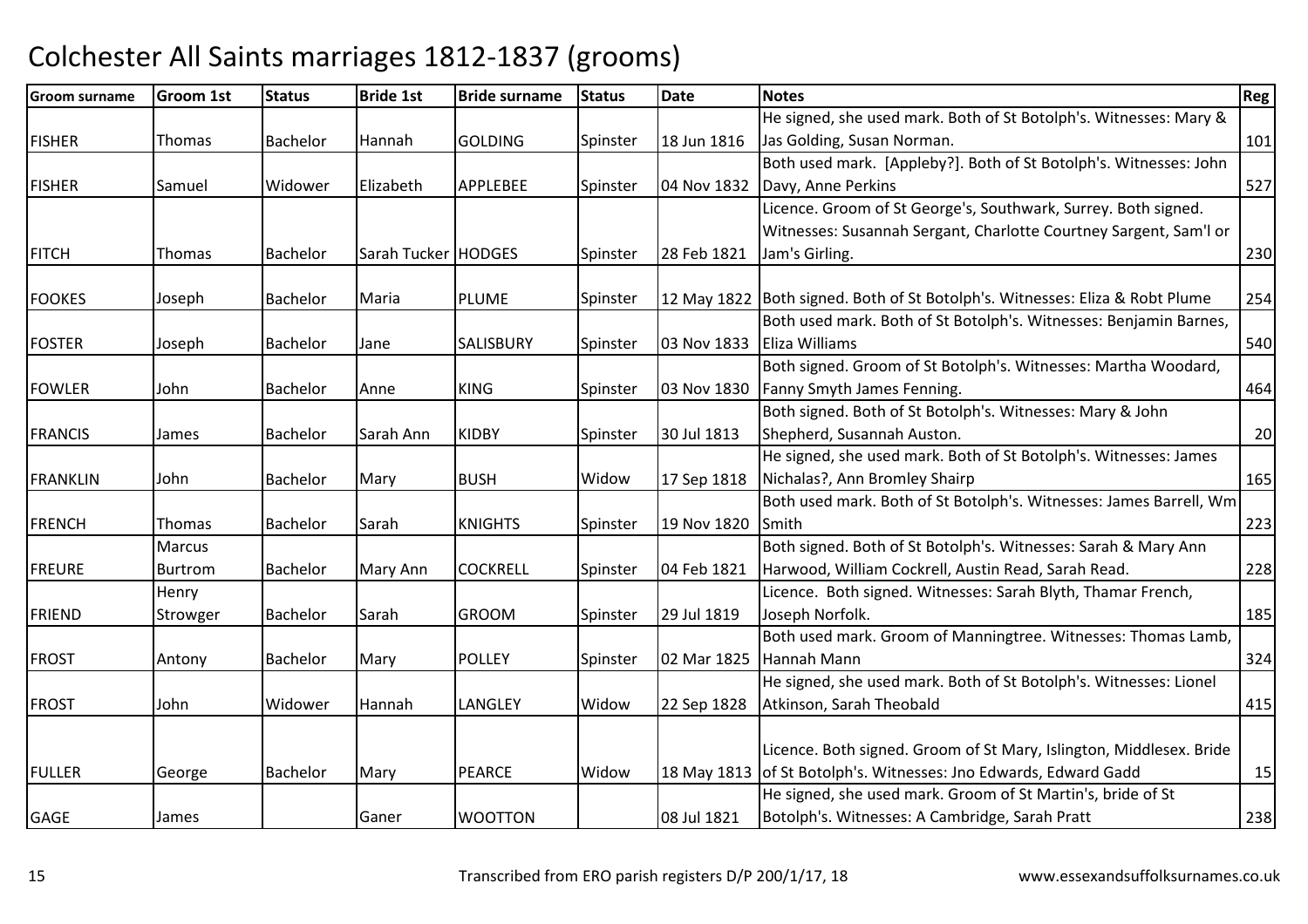# Colchester All Saints marriages 1812-1837 (grooms)

| Groom surname | Groom 1st | Status | Bride 1st | Bride surname | Status | Date | Notes | Reg |
|---|---|---|---|---|---|---|---|---|
| FISHER | Thomas | Bachelor | Hannah | GOLDING | Spinster | 18 Jun 1816 | He signed, she used mark. Both of St Botolph's. Witnesses: Mary & Jas Golding, Susan Norman. | 101 |
| FISHER | Samuel | Widower | Elizabeth | APPLEBEE | Spinster | 04 Nov 1832 | Both used mark. [Appleby?]. Both of St Botolph's. Witnesses: John Davy, Anne Perkins | 527 |
| FITCH | Thomas | Bachelor | Sarah Tucker | HODGES | Spinster | 28 Feb 1821 | Licence. Groom of St George's, Southwark, Surrey. Both signed. Witnesses: Susannah Sergant, Charlotte Courtney Sargent, Sam'l or Jam's Girling. | 230 |
| FOOKES | Joseph | Bachelor | Maria | PLUME | Spinster | 12 May 1822 | Both signed. Both of St Botolph's. Witnesses: Eliza & Robt Plume | 254 |
| FOSTER | Joseph | Bachelor | Jane | SALISBURY | Spinster | 03 Nov 1833 | Both used mark. Both of St Botolph's. Witnesses: Benjamin Barnes, Eliza Williams | 540 |
| FOWLER | John | Bachelor | Anne | KING | Spinster | 03 Nov 1830 | Both signed. Groom of St Botolph's. Witnesses: Martha Woodard, Fanny Smyth James Fenning. | 464 |
| FRANCIS | James | Bachelor | Sarah Ann | KIDBY | Spinster | 30 Jul 1813 | Both signed. Both of St Botolph's. Witnesses: Mary & John Shepherd, Susannah Auston. | 20 |
| FRANKLIN | John | Bachelor | Mary | BUSH | Widow | 17 Sep 1818 | He signed, she used mark. Both of St Botolph's. Witnesses: James Nichalas?, Ann Bromley Shairp | 165 |
| FRENCH | Thomas | Bachelor | Sarah | KNIGHTS | Spinster | 19 Nov 1820 | Both used mark. Both of St Botolph's. Witnesses: James Barrell, Wm Smith | 223 |
| FREURE | Marcus Burtrom | Bachelor | Mary Ann | COCKRELL | Spinster | 04 Feb 1821 | Both signed. Both of St Botolph's. Witnesses: Sarah & Mary Ann Harwood, William Cockrell, Austin Read, Sarah Read. | 228 |
| FRIEND | Henry Strowger | Bachelor | Sarah | GROOM | Spinster | 29 Jul 1819 | Licence. Both signed. Witnesses: Sarah Blyth, Thamar French, Joseph Norfolk. | 185 |
| FROST | Antony | Bachelor | Mary | POLLEY | Spinster | 02 Mar 1825 | Both used mark. Groom of Manningtree. Witnesses: Thomas Lamb, Hannah Mann | 324 |
| FROST | John | Widower | Hannah | LANGLEY | Widow | 22 Sep 1828 | He signed, she used mark. Both of St Botolph's. Witnesses: Lionel Atkinson, Sarah Theobald | 415 |
| FULLER | George | Bachelor | Mary | PEARCE | Widow | 18 May 1813 | Licence. Both signed. Groom of St Mary, Islington, Middlesex. Bride of St Botolph's. Witnesses: Jno Edwards, Edward Gadd | 15 |
| GAGE | James | | Ganer | WOOTTON | | 08 Jul 1821 | He signed, she used mark. Groom of St Martin's, bride of St Botolph's. Witnesses: A Cambridge, Sarah Pratt | 238 |

Transcribed from ERO parish registers D/P 200/1/17, 18 www.essexandsuffolksurnames.co.uk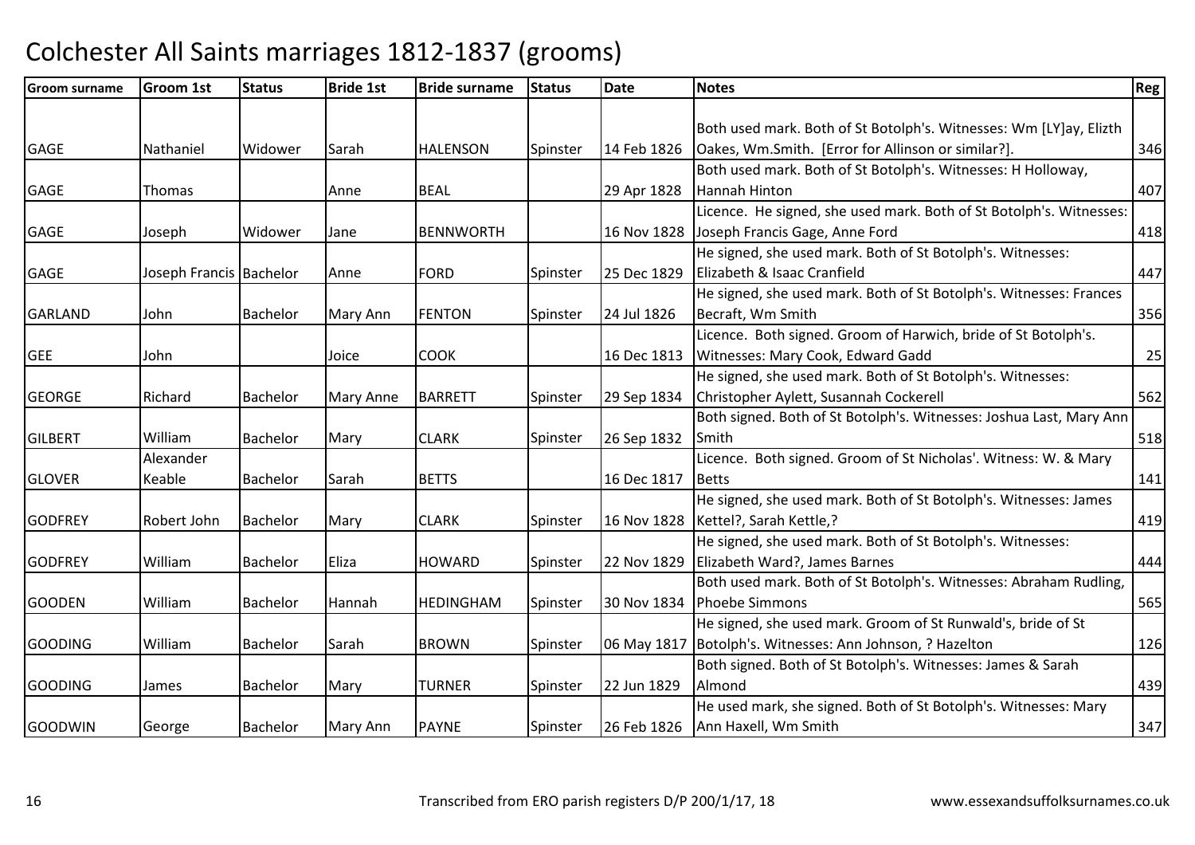# Colchester All Saints marriages 1812-1837 (grooms)

| Groom surname | Groom 1st | Status | Bride 1st | Bride surname | Status | Date | Notes | Reg |
|---|---|---|---|---|---|---|---|---|
| GAGE | Nathaniel | Widower | Sarah | HALENSON | Spinster | 14 Feb 1826 | Both used mark. Both of St Botolph's. Witnesses: Wm [LY]ay, Elizth Oakes, Wm.Smith. [Error for Allinson or similar?]. | 346 |
| GAGE | Thomas | | Anne | BEAL | | 29 Apr 1828 | Both used mark. Both of St Botolph's. Witnesses: H Holloway, Hannah Hinton | 407 |
| GAGE | Joseph | Widower | Jane | BENNWORTH | | 16 Nov 1828 | Licence. He signed, she used mark. Both of St Botolph's. Witnesses: Joseph Francis Gage, Anne Ford | 418 |
| GAGE | Joseph Francis | Bachelor | Anne | FORD | Spinster | 25 Dec 1829 | He signed, she used mark. Both of St Botolph's. Witnesses: Elizabeth & Isaac Cranfield | 447 |
| GARLAND | John | Bachelor | Mary Ann | FENTON | Spinster | 24 Jul 1826 | He signed, she used mark. Both of St Botolph's. Witnesses: Frances Becraft, Wm Smith | 356 |
| GEE | John | | Joice | COOK | | 16 Dec 1813 | Licence. Both signed. Groom of Harwich, bride of St Botolph's. Witnesses: Mary Cook, Edward Gadd | 25 |
| GEORGE | Richard | Bachelor | Mary Anne | BARRETT | Spinster | 29 Sep 1834 | He signed, she used mark. Both of St Botolph's. Witnesses: Christopher Aylett, Susannah Cockerell | 562 |
| GILBERT | William | Bachelor | Mary | CLARK | Spinster | 26 Sep 1832 | Both signed. Both of St Botolph's. Witnesses: Joshua Last, Mary Ann Smith | 518 |
| GLOVER | Alexander Keable | Bachelor | Sarah | BETTS | | 16 Dec 1817 | Licence. Both signed. Groom of St Nicholas'. Witness: W. & Mary Betts | 141 |
| GODFREY | Robert John | Bachelor | Mary | CLARK | Spinster | 16 Nov 1828 | He signed, she used mark. Both of St Botolph's. Witnesses: James Kettel?, Sarah Kettle,? | 419 |
| GODFREY | William | Bachelor | Eliza | HOWARD | Spinster | 22 Nov 1829 | He signed, she used mark. Both of St Botolph's. Witnesses: Elizabeth Ward?, James Barnes | 444 |
| GOODEN | William | Bachelor | Hannah | HEDINGHAM | Spinster | 30 Nov 1834 | Both used mark. Both of St Botolph's. Witnesses: Abraham Rudling, Phoebe Simmons | 565 |
| GOODING | William | Bachelor | Sarah | BROWN | Spinster | 06 May 1817 | He signed, she used mark. Groom of St Runwald's, bride of St Botolph's. Witnesses: Ann Johnson, ? Hazelton | 126 |
| GOODING | James | Bachelor | Mary | TURNER | Spinster | 22 Jun 1829 | Both signed. Both of St Botolph's. Witnesses: James & Sarah Almond | 439 |
| GOODWIN | George | Bachelor | Mary Ann | PAYNE | Spinster | 26 Feb 1826 | He used mark, she signed. Both of St Botolph's. Witnesses: Mary Ann Haxell, Wm Smith | 347 |

Transcribed from ERO parish registers D/P 200/1/17, 18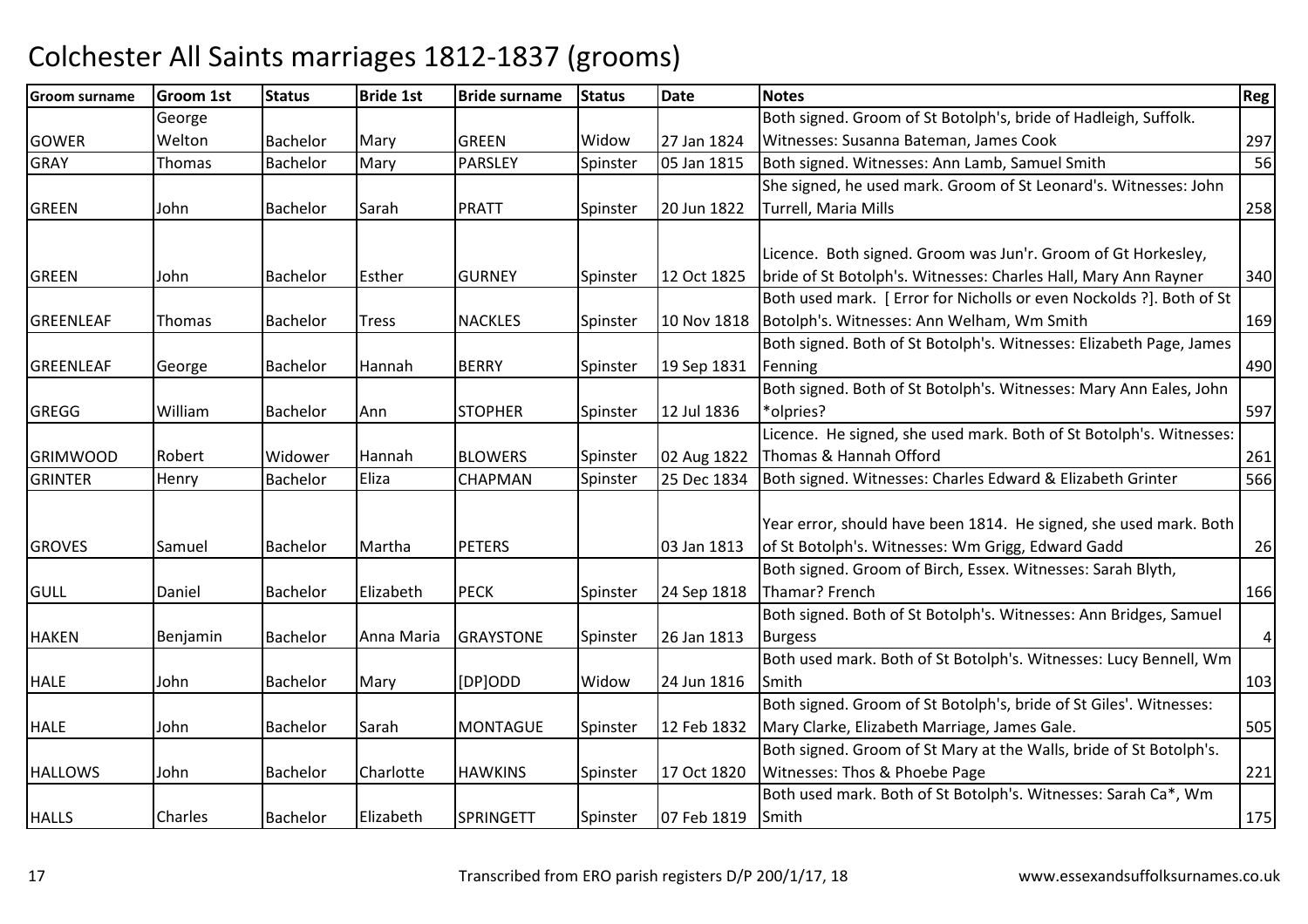# Colchester All Saints marriages 1812-1837 (grooms)

| Groom surname | Groom 1st | Status | Bride 1st | Bride surname | Status | Date | Notes | Reg |
|---|---|---|---|---|---|---|---|---|
| GOWER | George Welton | Bachelor | Mary | GREEN | Widow | 27 Jan 1824 | Both signed. Groom of St Botolph's, bride of Hadleigh, Suffolk. Witnesses: Susanna Bateman, James Cook | 297 |
| GRAY | Thomas | Bachelor | Mary | PARSLEY | Spinster | 05 Jan 1815 | Both signed. Witnesses: Ann Lamb, Samuel Smith | 56 |
| GREEN | John | Bachelor | Sarah | PRATT | Spinster | 20 Jun 1822 | She signed, he used mark. Groom of St Leonard's. Witnesses: John Turrell, Maria Mills | 258 |
| GREEN | John | Bachelor | Esther | GURNEY | Spinster | 12 Oct 1825 | Licence. Both signed. Groom was Jun'r. Groom of Gt Horkesley, bride of St Botolph's. Witnesses: Charles Hall, Mary Ann Rayner | 340 |
| GREENLEAF | Thomas | Bachelor | Tress | NACKLES | Spinster | 10 Nov 1818 | Both used mark. [ Error for Nicholls or even Nockolds ?]. Both of St Botolph's. Witnesses: Ann Welham, Wm Smith | 169 |
| GREENLEAF | George | Bachelor | Hannah | BERRY | Spinster | 19 Sep 1831 | Both signed. Both of St Botolph's. Witnesses: Elizabeth Page, James Fenning | 490 |
| GREGG | William | Bachelor | Ann | STOPHER | Spinster | 12 Jul 1836 | Both signed. Both of St Botolph's. Witnesses: Mary Ann Eales, John *olpries? | 597 |
| GRIMWOOD | Robert | Widower | Hannah | BLOWERS | Spinster | 02 Aug 1822 | Licence. He signed, she used mark. Both of St Botolph's. Witnesses: Thomas & Hannah Offord | 261 |
| GRINTER | Henry | Bachelor | Eliza | CHAPMAN | Spinster | 25 Dec 1834 | Both signed. Witnesses: Charles Edward & Elizabeth Grinter | 566 |
| GROVES | Samuel | Bachelor | Martha | PETERS | | 03 Jan 1813 | Year error, should have been 1814. He signed, she used mark. Both of St Botolph's. Witnesses: Wm Grigg, Edward Gadd | 26 |
| GULL | Daniel | Bachelor | Elizabeth | PECK | Spinster | 24 Sep 1818 | Both signed. Groom of Birch, Essex. Witnesses: Sarah Blyth, Thamar? French | 166 |
| HAKEN | Benjamin | Bachelor | Anna Maria | GRAYSTONE | Spinster | 26 Jan 1813 | Both signed. Both of St Botolph's. Witnesses: Ann Bridges, Samuel Burgess | 4 |
| HALE | John | Bachelor | Mary | [DP]ODD | Widow | 24 Jun 1816 | Both used mark. Both of St Botolph's. Witnesses: Lucy Bennell, Wm Smith | 103 |
| HALE | John | Bachelor | Sarah | MONTAGUE | Spinster | 12 Feb 1832 | Both signed. Groom of St Botolph's, bride of St Giles'. Witnesses: Mary Clarke, Elizabeth Marriage, James Gale. | 505 |
| HALLOWS | John | Bachelor | Charlotte | HAWKINS | Spinster | 17 Oct 1820 | Both signed. Groom of St Mary at the Walls, bride of St Botolph's. Witnesses: Thos & Phoebe Page | 221 |
| HALLS | Charles | Bachelor | Elizabeth | SPRINGETT | Spinster | 07 Feb 1819 | Both used mark. Both of St Botolph's. Witnesses: Sarah Ca*, Wm Smith | 175 |

Transcribed from ERO parish registers D/P 200/1/17, 18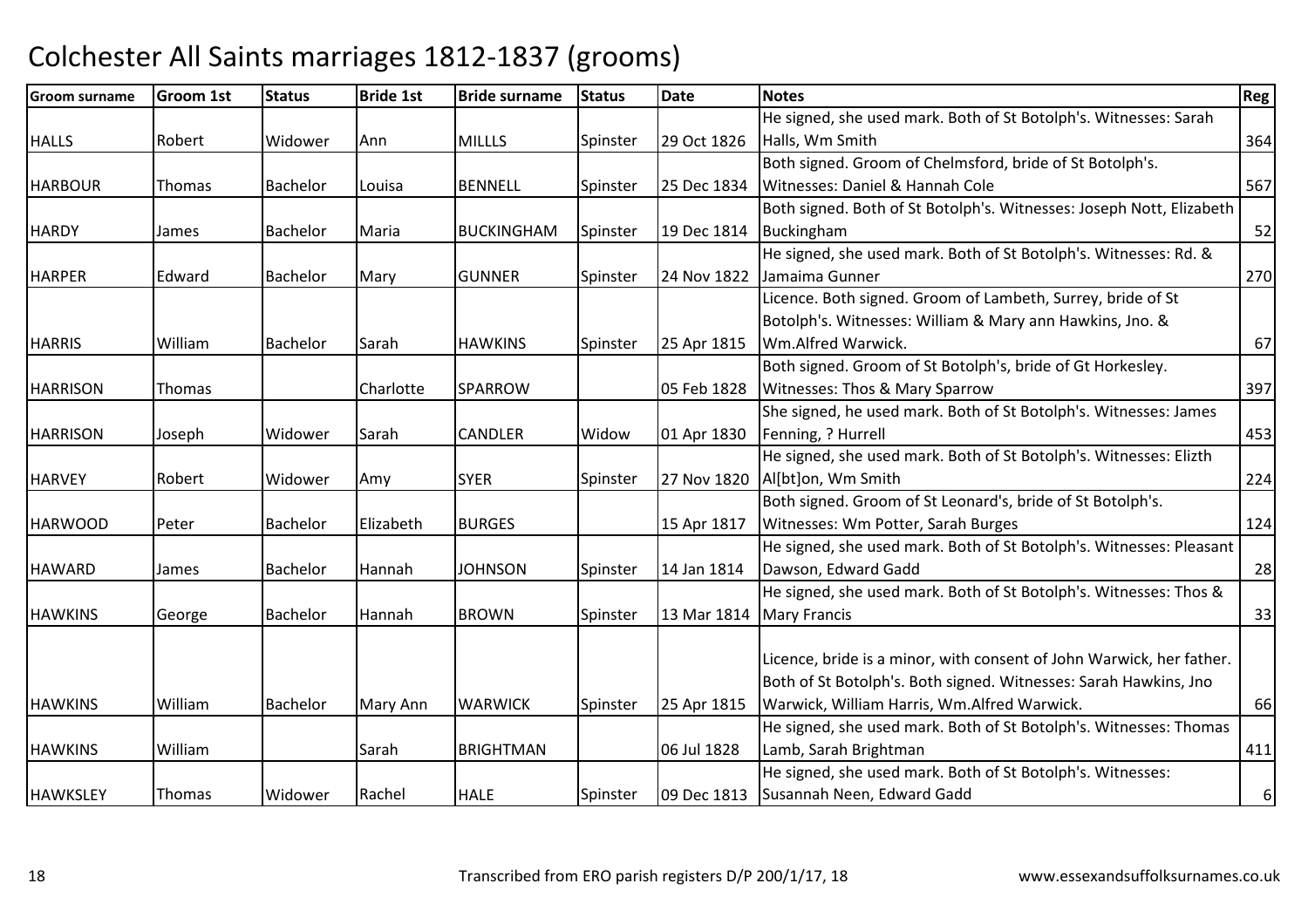# Colchester All Saints marriages 1812-1837 (grooms)

| Groom surname | Groom 1st | Status | Bride 1st | Bride surname | Status | Date | Notes | Reg |
|---|---|---|---|---|---|---|---|---|
| HALLS | Robert | Widower | Ann | MILLLS | Spinster | 29 Oct 1826 | He signed, she used mark. Both of St Botolph's. Witnesses: Sarah Halls, Wm Smith | 364 |
| HARBOUR | Thomas | Bachelor | Louisa | BENNELL | Spinster | 25 Dec 1834 | Both signed. Groom of Chelmsford, bride of St Botolph's. Witnesses: Daniel & Hannah Cole | 567 |
| HARDY | James | Bachelor | Maria | BUCKINGHAM | Spinster | 19 Dec 1814 | Both signed. Both of St Botolph's. Witnesses: Joseph Nott, Elizabeth Buckingham | 52 |
| HARPER | Edward | Bachelor | Mary | GUNNER | Spinster | 24 Nov 1822 | He signed, she used mark. Both of St Botolph's. Witnesses: Rd. & Jamaima Gunner | 270 |
| HARRIS | William | Bachelor | Sarah | HAWKINS | Spinster | 25 Apr 1815 | Licence. Both signed. Groom of Lambeth, Surrey, bride of St Botolph's. Witnesses: William & Mary ann Hawkins, Jno. & Wm.Alfred Warwick. | 67 |
| HARRISON | Thomas | | Charlotte | SPARROW | | 05 Feb 1828 | Both signed. Groom of St Botolph's, bride of Gt Horkesley. Witnesses: Thos & Mary Sparrow | 397 |
| HARRISON | Joseph | Widower | Sarah | CANDLER | Widow | 01 Apr 1830 | She signed, he used mark. Both of St Botolph's. Witnesses: James Fenning, ? Hurrell | 453 |
| HARVEY | Robert | Widower | Amy | SYER | Spinster | 27 Nov 1820 | He signed, she used mark. Both of St Botolph's. Witnesses: Elizth Al[bt]on, Wm Smith | 224 |
| HARWOOD | Peter | Bachelor | Elizabeth | BURGES | | 15 Apr 1817 | Both signed. Groom of St Leonard's, bride of St Botolph's. Witnesses: Wm Potter, Sarah Burges | 124 |
| HAWARD | James | Bachelor | Hannah | JOHNSON | Spinster | 14 Jan 1814 | He signed, she used mark. Both of St Botolph's. Witnesses: Pleasant Dawson, Edward Gadd | 28 |
| HAWKINS | George | Bachelor | Hannah | BROWN | Spinster | 13 Mar 1814 | He signed, she used mark. Both of St Botolph's. Witnesses: Thos & Mary Francis | 33 |
| HAWKINS | William | Bachelor | Mary Ann | WARWICK | Spinster | 25 Apr 1815 | Licence, bride is a minor, with consent of John Warwick, her father. Both of St Botolph's. Both signed. Witnesses: Sarah Hawkins, Jno Warwick, William Harris, Wm.Alfred Warwick. | 66 |
| HAWKINS | William | | Sarah | BRIGHTMAN | | 06 Jul 1828 | He signed, she used mark. Both of St Botolph's. Witnesses: Thomas Lamb, Sarah Brightman | 411 |
| HAWKSLEY | Thomas | Widower | Rachel | HALE | Spinster | 09 Dec 1813 | He signed, she used mark. Both of St Botolph's. Witnesses: Susannah Neen, Edward Gadd | 6 |

Transcribed from ERO parish registers D/P 200/1/17, 18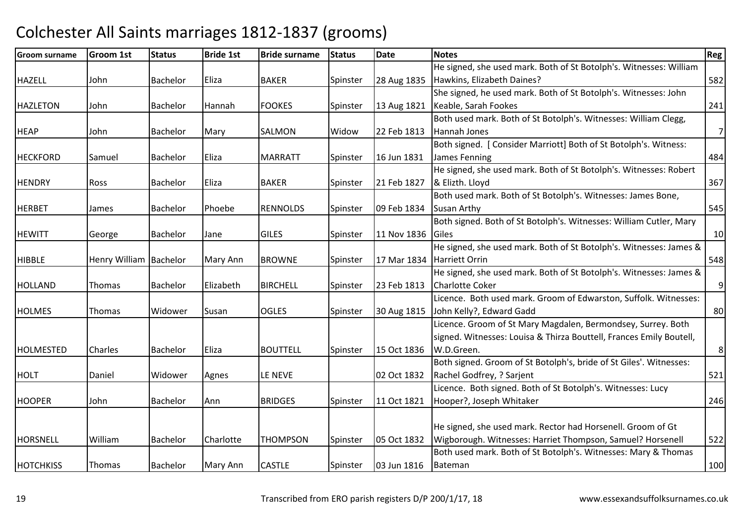# Colchester All Saints marriages 1812-1837 (grooms)

| Groom surname | Groom 1st | Status | Bride 1st | Bride surname | Status | Date | Notes | Reg |
|---|---|---|---|---|---|---|---|---|
| HAZELL | John | Bachelor | Eliza | BAKER | Spinster | 28 Aug 1835 | He signed, she used mark. Both of St Botolph's. Witnesses: William Hawkins, Elizabeth Daines? | 582 |
| HAZLETON | John | Bachelor | Hannah | FOOKES | Spinster | 13 Aug 1821 | She signed, he used mark. Both of St Botolph's. Witnesses: John Keable, Sarah Fookes | 241 |
| HEAP | John | Bachelor | Mary | SALMON | Widow | 22 Feb 1813 | Both used mark. Both of St Botolph's. Witnesses: William Clegg, Hannah Jones | 7 |
| HECKFORD | Samuel | Bachelor | Eliza | MARRATT | Spinster | 16 Jun 1831 | Both signed. [ Consider Marriott] Both of St Botolph's. Witness: James Fenning | 484 |
| HENDRY | Ross | Bachelor | Eliza | BAKER | Spinster | 21 Feb 1827 | He signed, she used mark. Both of St Botolph's. Witnesses: Robert & Elizth. Lloyd | 367 |
| HERBET | James | Bachelor | Phoebe | RENNOLDS | Spinster | 09 Feb 1834 | Both used mark. Both of St Botolph's. Witnesses: James Bone, Susan Arthy | 545 |
| HEWITT | George | Bachelor | Jane | GILES | Spinster | 11 Nov 1836 | Both signed. Both of St Botolph's. Witnesses: William Cutler, Mary Giles | 10 |
| HIBBLE | Henry William | Bachelor | Mary Ann | BROWNE | Spinster | 17 Mar 1834 | He signed, she used mark. Both of St Botolph's. Witnesses: James & Harriett Orrin | 548 |
| HOLLAND | Thomas | Bachelor | Elizabeth | BIRCHELL | Spinster | 23 Feb 1813 | He signed, she used mark. Both of St Botolph's. Witnesses: James & Charlotte Coker | 9 |
| HOLMES | Thomas | Widower | Susan | OGLES | Spinster | 30 Aug 1815 | Licence. Both used mark. Groom of Edwarston, Suffolk. Witnesses: John Kelly?, Edward Gadd | 80 |
| HOLMESTED | Charles | Bachelor | Eliza | BOUTTELL | Spinster | 15 Oct 1836 | Licence. Groom of St Mary Magdalen, Bermondsey, Surrey. Both signed. Witnesses: Louisa & Thirza Bouttell, Frances Emily Boutell, W.D.Green. | 8 |
| HOLT | Daniel | Widower | Agnes | LE NEVE | | 02 Oct 1832 | Both signed. Groom of St Botolph's, bride of St Giles'. Witnesses: Rachel Godfrey, ? Sarjent | 521 |
| HOOPER | John | Bachelor | Ann | BRIDGES | Spinster | 11 Oct 1821 | Licence. Both signed. Both of St Botolph's. Witnesses: Lucy Hooper?, Joseph Whitaker | 246 |
| HORSNELL | William | Bachelor | Charlotte | THOMPSON | Spinster | 05 Oct 1832 | He signed, she used mark. Rector had Horsenell. Groom of Gt Wigborough. Witnesses: Harriet Thompson, Samuel? Horsenell | 522 |
| HOTCHKISS | Thomas | Bachelor | Mary Ann | CASTLE | Spinster | 03 Jun 1816 | Both used mark. Both of St Botolph's. Witnesses: Mary & Thomas Bateman | 100 |

Transcribed from ERO parish registers D/P 200/1/17, 18

www.essexandsuffolksurnames.co.uk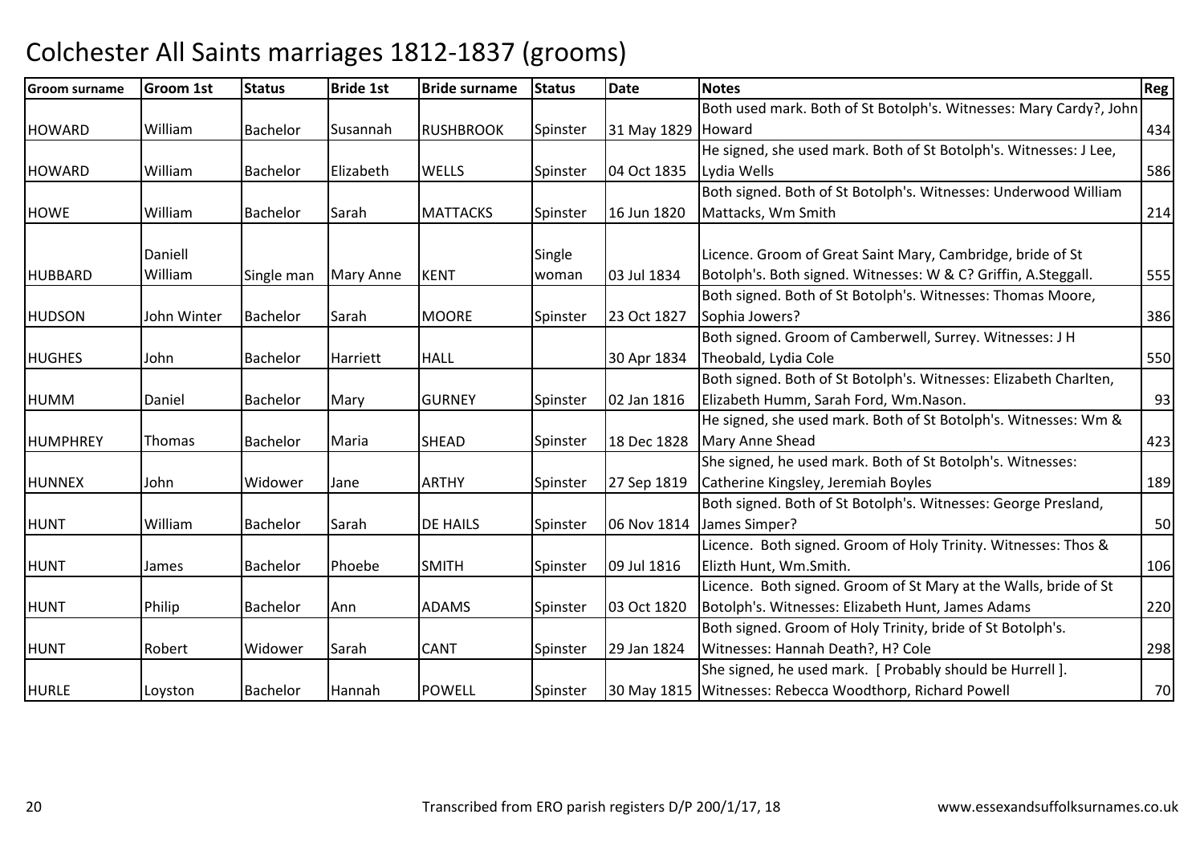# Colchester All Saints marriages 1812-1837 (grooms)

| Groom surname | Groom 1st | Status | Bride 1st | Bride surname | Status | Date | Notes | Reg |
|---|---|---|---|---|---|---|---|---|
| HOWARD | William | Bachelor | Susannah | RUSHBROOK | Spinster | 31 May 1829 | Both used mark. Both of St Botolph's. Witnesses: Mary Cardy?, John Howard | 434 |
| HOWARD | William | Bachelor | Elizabeth | WELLS | Spinster | 04 Oct 1835 | He signed, she used mark. Both of St Botolph's. Witnesses: J Lee, Lydia Wells | 586 |
| HOWE | William | Bachelor | Sarah | MATTACKS | Spinster | 16 Jun 1820 | Both signed. Both of St Botolph's. Witnesses: Underwood William Mattacks, Wm Smith | 214 |
| HUBBARD | Daniell William | Single man | Mary Anne | KENT | Single woman | 03 Jul 1834 | Licence. Groom of Great Saint Mary, Cambridge, bride of St Botolph's. Both signed. Witnesses: W & C? Griffin, A.Steggall. | 555 |
| HUDSON | John Winter | Bachelor | Sarah | MOORE | Spinster | 23 Oct 1827 | Both signed. Both of St Botolph's. Witnesses: Thomas Moore, Sophia Jowers? | 386 |
| HUGHES | John | Bachelor | Harriett | HALL | | 30 Apr 1834 | Both signed. Groom of Camberwell, Surrey. Witnesses: J H Theobald, Lydia Cole | 550 |
| HUMM | Daniel | Bachelor | Mary | GURNEY | Spinster | 02 Jan 1816 | Both signed. Both of St Botolph's. Witnesses: Elizabeth Charlten, Elizabeth Humm, Sarah Ford, Wm.Nason. | 93 |
| HUMPHREY | Thomas | Bachelor | Maria | SHEAD | Spinster | 18 Dec 1828 | He signed, she used mark. Both of St Botolph's. Witnesses: Wm & Mary Anne Shead | 423 |
| HUNNEX | John | Widower | Jane | ARTHY | Spinster | 27 Sep 1819 | She signed, he used mark. Both of St Botolph's. Witnesses: Catherine Kingsley, Jeremiah Boyles | 189 |
| HUNT | William | Bachelor | Sarah | DE HAILS | Spinster | 06 Nov 1814 | Both signed. Both of St Botolph's. Witnesses: George Presland, James Simper? | 50 |
| HUNT | James | Bachelor | Phoebe | SMITH | Spinster | 09 Jul 1816 | Licence. Both signed. Groom of Holy Trinity. Witnesses: Thos & Elizth Hunt, Wm.Smith. | 106 |
| HUNT | Philip | Bachelor | Ann | ADAMS | Spinster | 03 Oct 1820 | Licence. Both signed. Groom of St Mary at the Walls, bride of St Botolph's. Witnesses: Elizabeth Hunt, James Adams | 220 |
| HUNT | Robert | Widower | Sarah | CANT | Spinster | 29 Jan 1824 | Both signed. Groom of Holy Trinity, bride of St Botolph's. Witnesses: Hannah Death?, H? Cole | 298 |
| HURLE | Loyston | Bachelor | Hannah | POWELL | Spinster | 30 May 1815 | She signed, he used mark. [ Probably should be Hurrell ]. Witnesses: Rebecca Woodthorp, Richard Powell | 70 |

Transcribed from ERO parish registers D/P 200/1/17, 18

www.essexandsuffolksurnames.co.uk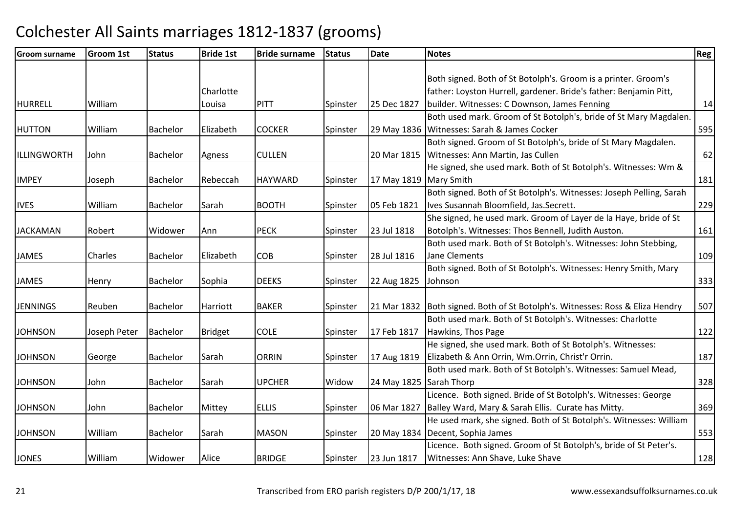# Colchester All Saints marriages 1812-1837 (grooms)

| Groom surname | Groom 1st | Status | Bride 1st | Bride surname | Status | Date | Notes | Reg |
|---|---|---|---|---|---|---|---|---|
| HURRELL | William | | Charlotte Louisa | PITT | Spinster | 25 Dec 1827 | Both signed. Both of St Botolph's. Groom is a printer. Groom's father: Loyston Hurrell, gardener. Bride's father: Benjamin Pitt, builder. Witnesses: C Downson, James Fenning | 14 |
| HUTTON | William | Bachelor | Elizabeth | COCKER | Spinster | 29 May 1836 | Both used mark. Groom of St Botolph's, bride of St Mary Magdalen. Witnesses: Sarah & James Cocker | 595 |
| ILLINGWORTH | John | Bachelor | Agness | CULLEN | | 20 Mar 1815 | Both signed. Groom of St Botolph's, bride of St Mary Magdalen. Witnesses: Ann Martin, Jas Cullen | 62 |
| IMPEY | Joseph | Bachelor | Rebeccah | HAYWARD | Spinster | 17 May 1819 | He signed, she used mark. Both of St Botolph's. Witnesses: Wm & Mary Smith | 181 |
| IVES | William | Bachelor | Sarah | BOOTH | Spinster | 05 Feb 1821 | Both signed. Both of St Botolph's. Witnesses: Joseph Pelling, Sarah Ives Susannah Bloomfield, Jas.Secrett. | 229 |
| JACKAMAN | Robert | Widower | Ann | PECK | Spinster | 23 Jul 1818 | She signed, he used mark. Groom of Layer de la Haye, bride of St Botolph's. Witnesses: Thos Bennell, Judith Auston. | 161 |
| JAMES | Charles | Bachelor | Elizabeth | COB | Spinster | 28 Jul 1816 | Both used mark. Both of St Botolph's. Witnesses: John Stebbing, Jane Clements | 109 |
| JAMES | Henry | Bachelor | Sophia | DEEKS | Spinster | 22 Aug 1825 | Both signed. Both of St Botolph's. Witnesses: Henry Smith, Mary Johnson | 333 |
| JENNINGS | Reuben | Bachelor | Harriott | BAKER | Spinster | 21 Mar 1832 | Both signed. Both of St Botolph's. Witnesses: Ross & Eliza Hendry | 507 |
| JOHNSON | Joseph Peter | Bachelor | Bridget | COLE | Spinster | 17 Feb 1817 | Both used mark. Both of St Botolph's. Witnesses: Charlotte Hawkins, Thos Page | 122 |
| JOHNSON | George | Bachelor | Sarah | ORRIN | Spinster | 17 Aug 1819 | He signed, she used mark. Both of St Botolph's. Witnesses: Elizabeth & Ann Orrin, Wm.Orrin, Christ'r Orrin. | 187 |
| JOHNSON | John | Bachelor | Sarah | UPCHER | Widow | 24 May 1825 | Both used mark. Both of St Botolph's. Witnesses: Samuel Mead, Sarah Thorp | 328 |
| JOHNSON | John | Bachelor | Mittey | ELLIS | Spinster | 06 Mar 1827 | Licence. Both signed. Bride of St Botolph's. Witnesses: George Balley Ward, Mary & Sarah Ellis. Curate has Mitty. | 369 |
| JOHNSON | William | Bachelor | Sarah | MASON | Spinster | 20 May 1834 | He used mark, she signed. Both of St Botolph's. Witnesses: William Decent, Sophia James | 553 |
| JONES | William | Widower | Alice | BRIDGE | Spinster | 23 Jun 1817 | Licence. Both signed. Groom of St Botolph's, bride of St Peter's. Witnesses: Ann Shave, Luke Shave | 128 |

Transcribed from ERO parish registers D/P 200/1/17, 18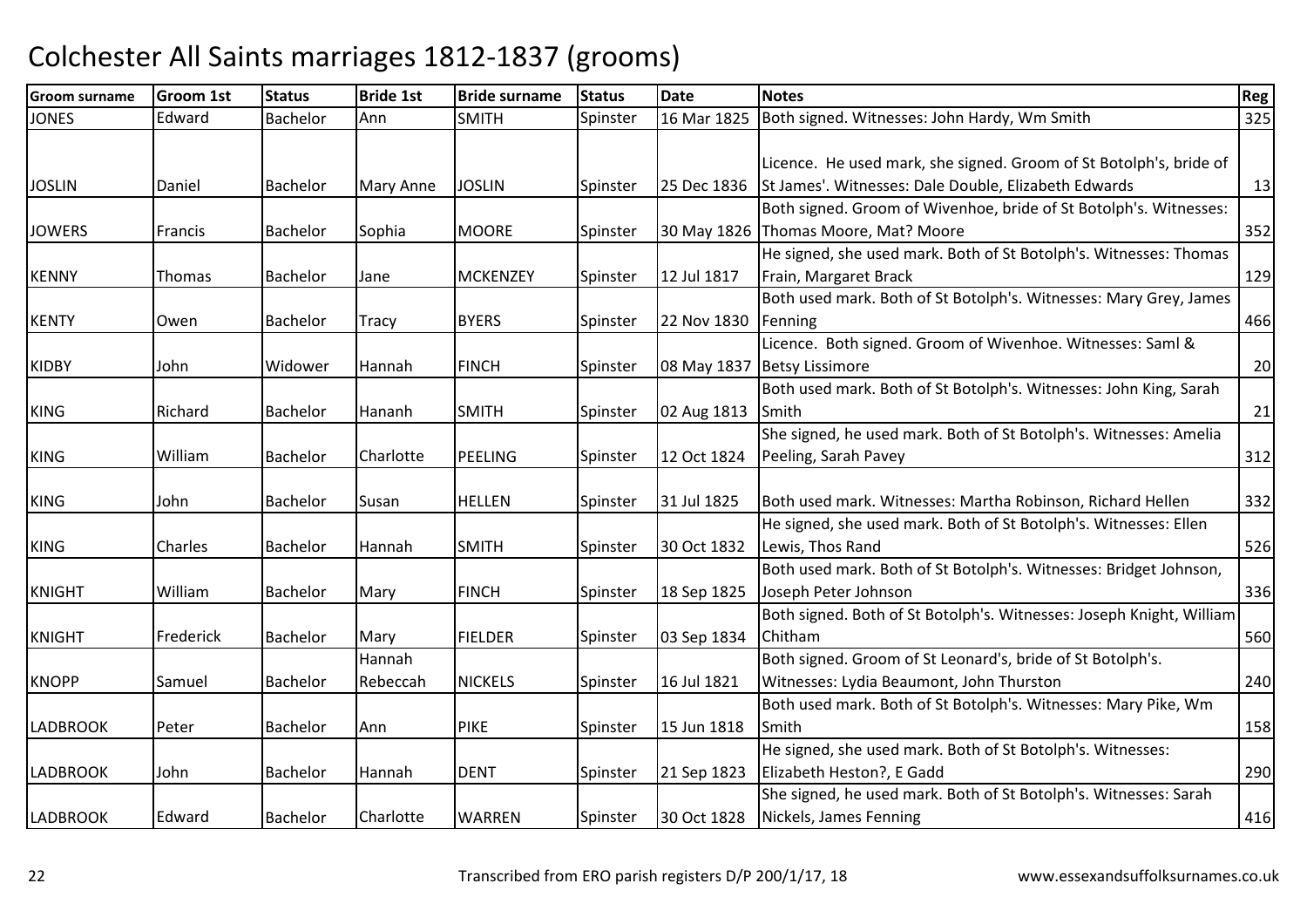# Colchester All Saints marriages 1812-1837 (grooms)

| Groom surname | Groom 1st | Status | Bride 1st | Bride surname | Status | Date | Notes | Reg |
|---|---|---|---|---|---|---|---|---|
| JONES | Edward | Bachelor | Ann | SMITH | Spinster | 16 Mar 1825 | Both signed. Witnesses: John Hardy, Wm Smith | 325 |
| JOSLIN | Daniel | Bachelor | Mary Anne | JOSLIN | Spinster | 25 Dec 1836 | Licence. He used mark, she signed. Groom of St Botolph's, bride of St James'. Witnesses: Dale Double, Elizabeth Edwards | 13 |
| JOWERS | Francis | Bachelor | Sophia | MOORE | Spinster | 30 May 1826 | Both signed. Groom of Wivenhoe, bride of St Botolph's. Witnesses: Thomas Moore, Mat? Moore | 352 |
| KENNY | Thomas | Bachelor | Jane | MCKENZEY | Spinster | 12 Jul 1817 | He signed, she used mark. Both of St Botolph's. Witnesses: Thomas Frain, Margaret Brack | 129 |
| KENTY | Owen | Bachelor | Tracy | BYERS | Spinster | 22 Nov 1830 | Both used mark. Both of St Botolph's. Witnesses: Mary Grey, James Fenning | 466 |
| KIDBY | John | Widower | Hannah | FINCH | Spinster | 08 May 1837 | Licence. Both signed. Groom of Wivenhoe. Witnesses: Saml & Betsy Lissimore | 20 |
| KING | Richard | Bachelor | Hananh | SMITH | Spinster | 02 Aug 1813 | Both used mark. Both of St Botolph's. Witnesses: John King, Sarah Smith | 21 |
| KING | William | Bachelor | Charlotte | PEELING | Spinster | 12 Oct 1824 | She signed, he used mark. Both of St Botolph's. Witnesses: Amelia Peeling, Sarah Pavey | 312 |
| KING | John | Bachelor | Susan | HELLEN | Spinster | 31 Jul 1825 | Both used mark. Witnesses: Martha Robinson, Richard Hellen | 332 |
| KING | Charles | Bachelor | Hannah | SMITH | Spinster | 30 Oct 1832 | He signed, she used mark. Both of St Botolph's. Witnesses: Ellen Lewis, Thos Rand | 526 |
| KNIGHT | William | Bachelor | Mary | FINCH | Spinster | 18 Sep 1825 | Both used mark. Both of St Botolph's. Witnesses: Bridget Johnson, Joseph Peter Johnson | 336 |
| KNIGHT | Frederick | Bachelor | Mary | FIELDER | Spinster | 03 Sep 1834 | Both signed. Both of St Botolph's. Witnesses: Joseph Knight, William Chitham | 560 |
| KNOPP | Samuel | Bachelor | Hannah Rebeccah | NICKELS | Spinster | 16 Jul 1821 | Both signed. Groom of St Leonard's, bride of St Botolph's. Witnesses: Lydia Beaumont, John Thurston | 240 |
| LADBROOK | Peter | Bachelor | Ann | PIKE | Spinster | 15 Jun 1818 | Both used mark. Both of St Botolph's. Witnesses: Mary Pike, Wm Smith | 158 |
| LADBROOK | John | Bachelor | Hannah | DENT | Spinster | 21 Sep 1823 | He signed, she used mark. Both of St Botolph's. Witnesses: Elizabeth Heston?, E Gadd | 290 |
| LADBROOK | Edward | Bachelor | Charlotte | WARREN | Spinster | 30 Oct 1828 | She signed, he used mark. Both of St Botolph's. Witnesses: Sarah Nickels, James Fenning | 416 |

Transcribed from ERO parish registers D/P 200/1/17, 18 www.essexandsuffolksurnames.co.uk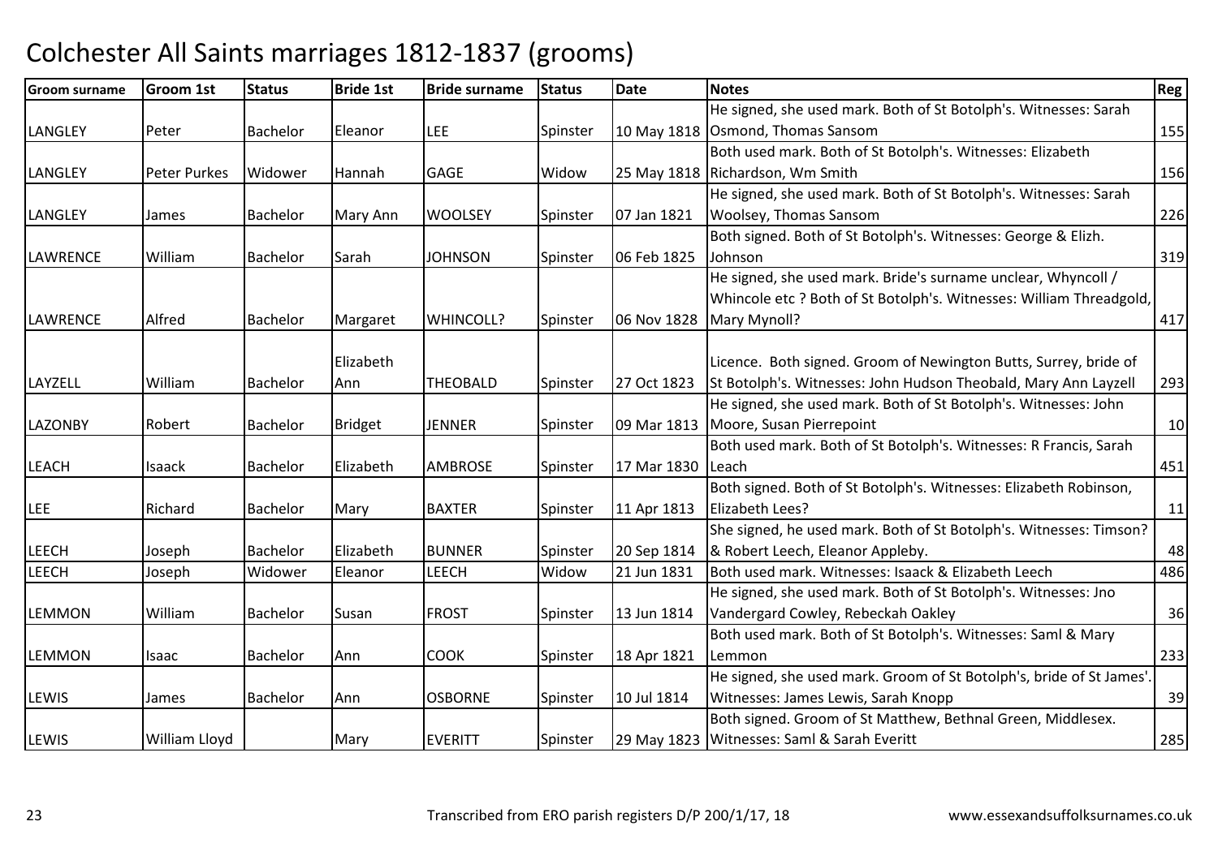# Colchester All Saints marriages 1812-1837 (grooms)

| Groom surname | Groom 1st | Status | Bride 1st | Bride surname | Status | Date | Notes | Reg |
|---|---|---|---|---|---|---|---|---|
| LANGLEY | Peter | Bachelor | Eleanor | LEE | Spinster | 10 May 1818 | He signed, she used mark. Both of St Botolph's. Witnesses: Sarah Osmond, Thomas Sansom | 155 |
| LANGLEY | Peter Purkes | Widower | Hannah | GAGE | Widow | 25 May 1818 | Both used mark. Both of St Botolph's. Witnesses: Elizabeth Richardson, Wm Smith | 156 |
| LANGLEY | James | Bachelor | Mary Ann | WOOLSEY | Spinster | 07 Jan 1821 | He signed, she used mark. Both of St Botolph's. Witnesses: Sarah Woolsey, Thomas Sansom | 226 |
| LAWRENCE | William | Bachelor | Sarah | JOHNSON | Spinster | 06 Feb 1825 | Both signed. Both of St Botolph's. Witnesses: George & Elizh. Johnson | 319 |
| LAWRENCE | Alfred | Bachelor | Margaret | WHINCOLL? | Spinster | 06 Nov 1828 | He signed, she used mark. Bride's surname unclear, Whyncoll / Whincole etc ? Both of St Botolph's. Witnesses: William Threadgold, Mary Mynoll? | 417 |
| LAYZELL | William | Bachelor | Elizabeth Ann | THEOBALD | Spinster | 27 Oct 1823 | Licence. Both signed. Groom of Newington Butts, Surrey, bride of St Botolph's. Witnesses: John Hudson Theobald, Mary Ann Layzell | 293 |
| LAZONBY | Robert | Bachelor | Bridget | JENNER | Spinster | 09 Mar 1813 | He signed, she used mark. Both of St Botolph's. Witnesses: John Moore, Susan Pierrepoint | 10 |
| LEACH | Isaack | Bachelor | Elizabeth | AMBROSE | Spinster | 17 Mar 1830 | Both used mark. Both of St Botolph's. Witnesses: R Francis, Sarah Leach | 451 |
| LEE | Richard | Bachelor | Mary | BAXTER | Spinster | 11 Apr 1813 | Both signed. Both of St Botolph's. Witnesses: Elizabeth Robinson, Elizabeth Lees? | 11 |
| LEECH | Joseph | Bachelor | Elizabeth | BUNNER | Spinster | 20 Sep 1814 | She signed, he used mark. Both of St Botolph's. Witnesses: Timson? & Robert Leech, Eleanor Appleby. | 48 |
| LEECH | Joseph | Widower | Eleanor | LEECH | Widow | 21 Jun 1831 | Both used mark. Witnesses: Isaack & Elizabeth Leech | 486 |
| LEMMON | William | Bachelor | Susan | FROST | Spinster | 13 Jun 1814 | He signed, she used mark. Both of St Botolph's. Witnesses: Jno Vandergard Cowley, Rebeckah Oakley | 36 |
| LEMMON | Isaac | Bachelor | Ann | COOK | Spinster | 18 Apr 1821 | Both used mark. Both of St Botolph's. Witnesses: Saml & Mary Lemmon | 233 |
| LEWIS | James | Bachelor | Ann | OSBORNE | Spinster | 10 Jul 1814 | He signed, she used mark. Groom of St Botolph's, bride of St James'. Witnesses: James Lewis, Sarah Knopp | 39 |
| LEWIS | William Lloyd | | Mary | EVERITT | Spinster | 29 May 1823 | Both signed. Groom of St Matthew, Bethnal Green, Middlesex. Witnesses: Saml & Sarah Everitt | 285 |

Transcribed from ERO parish registers D/P 200/1/17, 18 www.essexandsuffolksurnames.co.uk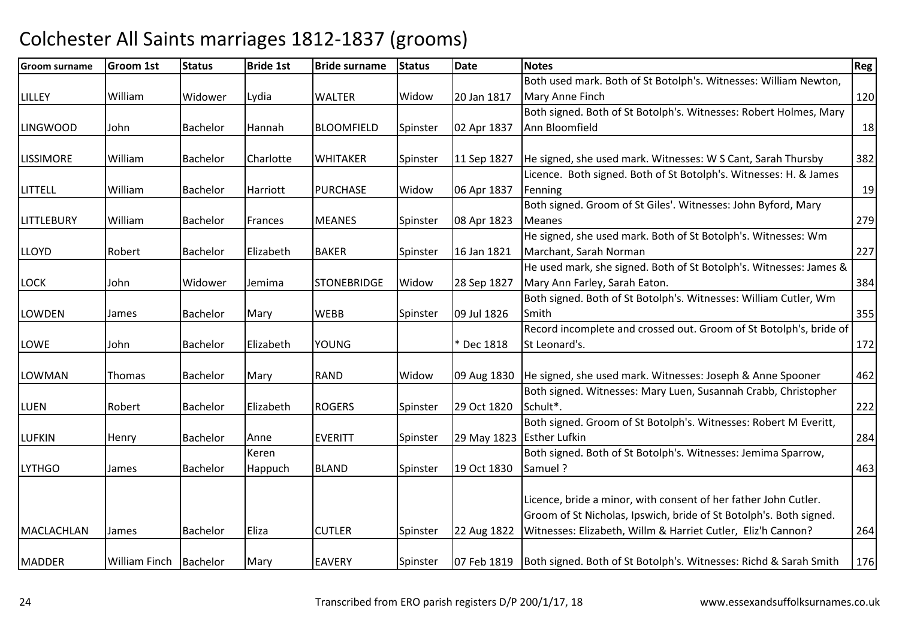# Colchester All Saints marriages 1812-1837 (grooms)

| Groom surname | Groom 1st | Status | Bride 1st | Bride surname | Status | Date | Notes | Reg |
|---|---|---|---|---|---|---|---|---|
| LILLEY | William | Widower | Lydia | WALTER | Widow | 20 Jan 1817 | Both used mark. Both of St Botolph's. Witnesses: William Newton, Mary Anne Finch | 120 |
| LINGWOOD | John | Bachelor | Hannah | BLOOMFIELD | Spinster | 02 Apr 1837 | Both signed. Both of St Botolph's. Witnesses: Robert Holmes, Mary Ann Bloomfield | 18 |
| LISSIMORE | William | Bachelor | Charlotte | WHITAKER | Spinster | 11 Sep 1827 | He signed, she used mark. Witnesses: W S Cant, Sarah Thursby | 382 |
| LITTELL | William | Bachelor | Harriott | PURCHASE | Widow | 06 Apr 1837 | Licence. Both signed. Both of St Botolph's. Witnesses: H. & James Fenning | 19 |
| LITTLEBURY | William | Bachelor | Frances | MEANES | Spinster | 08 Apr 1823 | Both signed. Groom of St Giles'. Witnesses: John Byford, Mary Meanes | 279 |
| LLOYD | Robert | Bachelor | Elizabeth | BAKER | Spinster | 16 Jan 1821 | He signed, she used mark. Both of St Botolph's. Witnesses: Wm Marchant, Sarah Norman | 227 |
| LOCK | John | Widower | Jemima | STONEBRIDGE | Widow | 28 Sep 1827 | He used mark, she signed. Both of St Botolph's. Witnesses: James & Mary Ann Farley, Sarah Eaton. | 384 |
| LOWDEN | James | Bachelor | Mary | WEBB | Spinster | 09 Jul 1826 | Both signed. Both of St Botolph's. Witnesses: William Cutler, Wm Smith | 355 |
| LOWE | John | Bachelor | Elizabeth | YOUNG | | * Dec 1818 | Record incomplete and crossed out. Groom of St Botolph's, bride of St Leonard's. | 172 |
| LOWMAN | Thomas | Bachelor | Mary | RAND | Widow | 09 Aug 1830 | He signed, she used mark. Witnesses: Joseph & Anne Spooner | 462 |
| LUEN | Robert | Bachelor | Elizabeth | ROGERS | Spinster | 29 Oct 1820 | Both signed. Witnesses: Mary Luen, Susannah Crabb, Christopher Schult*. | 222 |
| LUFKIN | Henry | Bachelor | Anne | EVERITT | Spinster | 29 May 1823 | Both signed. Groom of St Botolph's. Witnesses: Robert M Everitt, Esther Lufkin | 284 |
| LYTHGO | James | Bachelor | Keren Happuch | BLAND | Spinster | 19 Oct 1830 | Both signed. Both of St Botolph's. Witnesses: Jemima Sparrow, Samuel ? | 463 |
| MACLACHLAN | James | Bachelor | Eliza | CUTLER | Spinster | 22 Aug 1822 | Licence, bride a minor, with consent of her father John Cutler. Groom of St Nicholas, Ipswich, bride of St Botolph's. Both signed. Witnesses: Elizabeth, Willm & Harriet Cutler, Eliz'h Cannon? | 264 |
| MADDER | William Finch | Bachelor | Mary | EAVERY | Spinster | 07 Feb 1819 | Both signed. Both of St Botolph's. Witnesses: Richd & Sarah Smith | 176 |

Transcribed from ERO parish registers D/P 200/1/17, 18 www.essexandsuffolksurnames.co.uk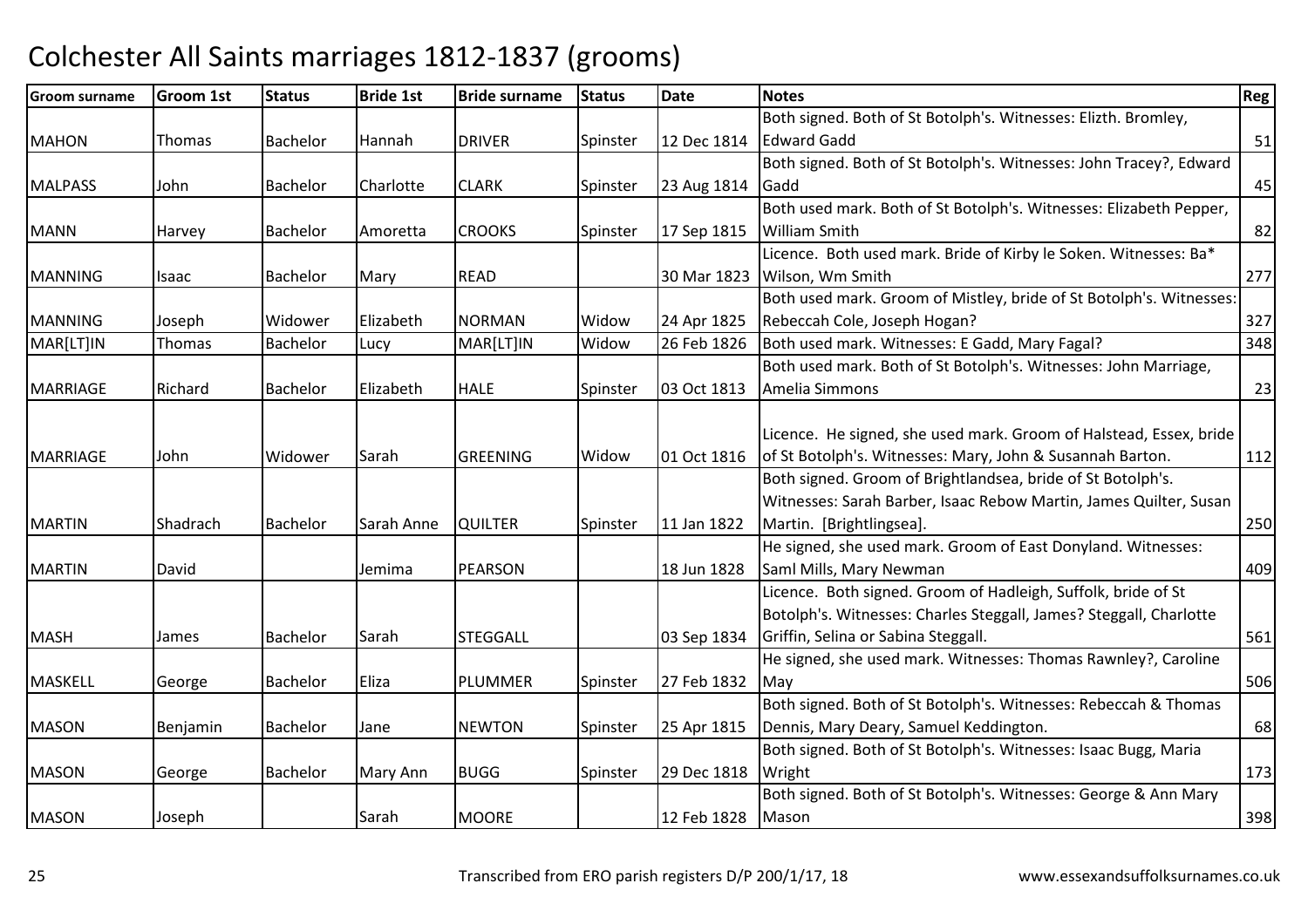# Colchester All Saints marriages 1812-1837 (grooms)

| Groom surname | Groom 1st | Status | Bride 1st | Bride surname | Status | Date | Notes | Reg |
|---|---|---|---|---|---|---|---|---|
| MAHON | Thomas | Bachelor | Hannah | DRIVER | Spinster | 12 Dec 1814 | Both signed. Both of St Botolph's. Witnesses: Elizth. Bromley, Edward Gadd | 51 |
| MALPASS | John | Bachelor | Charlotte | CLARK | Spinster | 23 Aug 1814 | Both signed. Both of St Botolph's. Witnesses: John Tracey?, Edward Gadd | 45 |
| MANN | Harvey | Bachelor | Amoretta | CROOKS | Spinster | 17 Sep 1815 | Both used mark. Both of St Botolph's. Witnesses: Elizabeth Pepper, William Smith | 82 |
| MANNING | Isaac | Bachelor | Mary | READ | | 30 Mar 1823 | Licence. Both used mark. Bride of Kirby le Soken. Witnesses: Ba* Wilson, Wm Smith | 277 |
| MANNING | Joseph | Widower | Elizabeth | NORMAN | Widow | 24 Apr 1825 | Both used mark. Groom of Mistley, bride of St Botolph's. Witnesses: Rebeccah Cole, Joseph Hogan? | 327 |
| MAR[LT]IN | Thomas | Bachelor | Lucy | MAR[LT]IN | Widow | 26 Feb 1826 | Both used mark. Witnesses: E Gadd, Mary Fagal? | 348 |
| MARRIAGE | Richard | Bachelor | Elizabeth | HALE | Spinster | 03 Oct 1813 | Both used mark. Both of St Botolph's. Witnesses: John Marriage, Amelia Simmons | 23 |
| MARRIAGE | John | Widower | Sarah | GREENING | Widow | 01 Oct 1816 | Licence. He signed, she used mark. Groom of Halstead, Essex, bride of St Botolph's. Witnesses: Mary, John & Susannah Barton. | 112 |
| MARTIN | Shadrach | Bachelor | Sarah Anne | QUILTER | Spinster | 11 Jan 1822 | Both signed. Groom of Brightlandsea, bride of St Botolph's. Witnesses: Sarah Barber, Isaac Rebow Martin, James Quilter, Susan Martin. [Brightlingsea]. | 250 |
| MARTIN | David | | Jemima | PEARSON | | 18 Jun 1828 | He signed, she used mark. Groom of East Donyland. Witnesses: Saml Mills, Mary Newman | 409 |
| MASH | James | Bachelor | Sarah | STEGGALL | | 03 Sep 1834 | Licence. Both signed. Groom of Hadleigh, Suffolk, bride of St Botolph's. Witnesses: Charles Steggall, James? Steggall, Charlotte Griffin, Selina or Sabina Steggall. | 561 |
| MASKELL | George | Bachelor | Eliza | PLUMMER | Spinster | 27 Feb 1832 | He signed, she used mark. Witnesses: Thomas Rawnley?, Caroline May | 506 |
| MASON | Benjamin | Bachelor | Jane | NEWTON | Spinster | 25 Apr 1815 | Both signed. Both of St Botolph's. Witnesses: Rebeccah & Thomas Dennis, Mary Deary, Samuel Keddington. | 68 |
| MASON | George | Bachelor | Mary Ann | BUGG | Spinster | 29 Dec 1818 | Both signed. Both of St Botolph's. Witnesses: Isaac Bugg, Maria Wright | 173 |
| MASON | Joseph | | Sarah | MOORE | | 12 Feb 1828 | Both signed. Both of St Botolph's. Witnesses: George & Ann Mary Mason | 398 |

Transcribed from ERO parish registers D/P 200/1/17, 18 — www.essexandsuffolksurnames.co.uk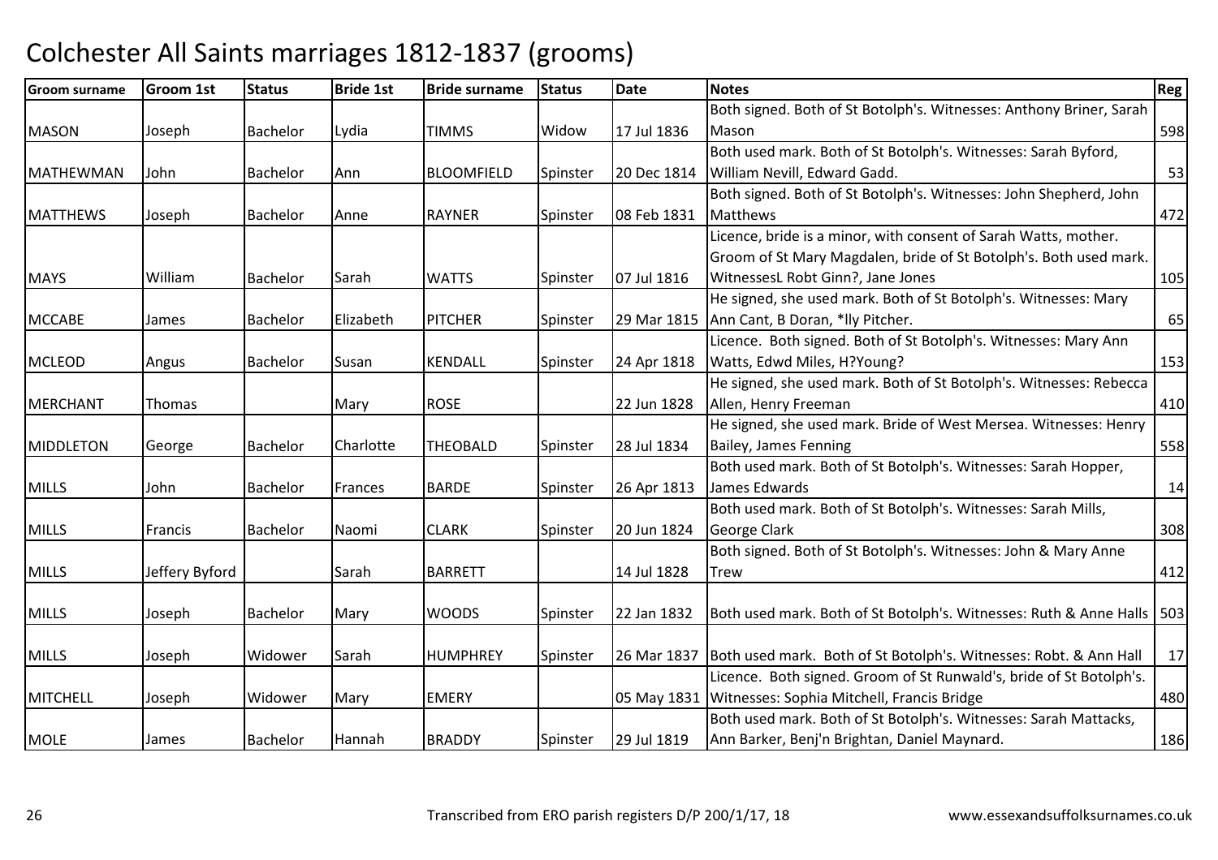# Colchester All Saints marriages 1812-1837 (grooms)

| Groom surname | Groom 1st | Status | Bride 1st | Bride surname | Status | Date | Notes | Reg |
|---|---|---|---|---|---|---|---|---|
| MASON | Joseph | Bachelor | Lydia | TIMMS | Widow | 17 Jul 1836 | Both signed. Both of St Botolph's. Witnesses: Anthony Briner, Sarah Mason | 598 |
| MATHEWMAN | John | Bachelor | Ann | BLOOMFIELD | Spinster | 20 Dec 1814 | Both used mark. Both of St Botolph's. Witnesses: Sarah Byford, William Nevill, Edward Gadd. | 53 |
| MATTHEWS | Joseph | Bachelor | Anne | RAYNER | Spinster | 08 Feb 1831 | Both signed. Both of St Botolph's. Witnesses: John Shepherd, John Matthews | 472 |
| MAYS | William | Bachelor | Sarah | WATTS | Spinster | 07 Jul 1816 | Licence, bride is a minor, with consent of Sarah Watts, mother. Groom of St Mary Magdalen, bride of St Botolph's. Both used mark. WitnessesL Robt Ginn?, Jane Jones | 105 |
| MCCABE | James | Bachelor | Elizabeth | PITCHER | Spinster | 29 Mar 1815 | He signed, she used mark. Both of St Botolph's. Witnesses: Mary Ann Cant, B Doran, *lly Pitcher. | 65 |
| MCLEOD | Angus | Bachelor | Susan | KENDALL | Spinster | 24 Apr 1818 | Licence. Both signed. Both of St Botolph's. Witnesses: Mary Ann Watts, Edwd Miles, H?Young? | 153 |
| MERCHANT | Thomas | | Mary | ROSE | | 22 Jun 1828 | He signed, she used mark. Both of St Botolph's. Witnesses: Rebecca Allen, Henry Freeman | 410 |
| MIDDLETON | George | Bachelor | Charlotte | THEOBALD | Spinster | 28 Jul 1834 | He signed, she used mark. Bride of West Mersea. Witnesses: Henry Bailey, James Fenning | 558 |
| MILLS | John | Bachelor | Frances | BARDE | Spinster | 26 Apr 1813 | Both used mark. Both of St Botolph's. Witnesses: Sarah Hopper, James Edwards | 14 |
| MILLS | Francis | Bachelor | Naomi | CLARK | Spinster | 20 Jun 1824 | Both used mark. Both of St Botolph's. Witnesses: Sarah Mills, George Clark | 308 |
| MILLS | Jeffery Byford | | Sarah | BARRETT | | 14 Jul 1828 | Both signed. Both of St Botolph's. Witnesses: John & Mary Anne Trew | 412 |
| MILLS | Joseph | Bachelor | Mary | WOODS | Spinster | 22 Jan 1832 | Both used mark. Both of St Botolph's. Witnesses: Ruth & Anne Halls | 503 |
| MILLS | Joseph | Widower | Sarah | HUMPHREY | Spinster | 26 Mar 1837 | Both used mark. Both of St Botolph's. Witnesses: Robt. & Ann Hall | 17 |
| MITCHELL | Joseph | Widower | Mary | EMERY | | 05 May 1831 | Licence. Both signed. Groom of St Runwald's, bride of St Botolph's. Witnesses: Sophia Mitchell, Francis Bridge | 480 |
| MOLE | James | Bachelor | Hannah | BRADDY | Spinster | 29 Jul 1819 | Both used mark. Both of St Botolph's. Witnesses: Sarah Mattacks, Ann Barker, Benj'n Brightan, Daniel Maynard. | 186 |

Transcribed from ERO parish registers D/P 200/1/17, 18 www.essexandsuffolksurnames.co.uk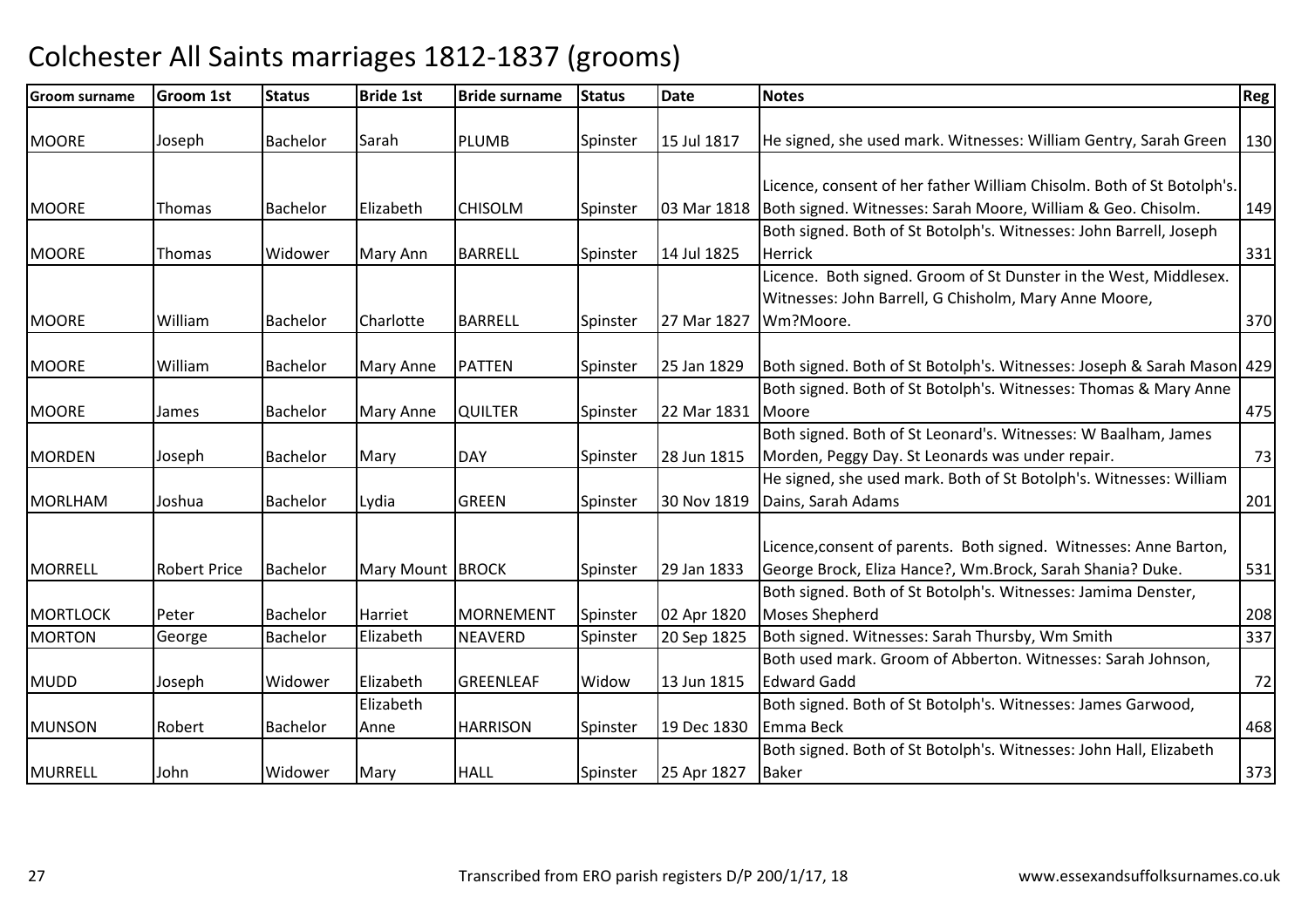# Colchester All Saints marriages 1812-1837 (grooms)

| Groom surname | Groom 1st | Status | Bride 1st | Bride surname | Status | Date | Notes | Reg |
|---|---|---|---|---|---|---|---|---|
| MOORE | Joseph | Bachelor | Sarah | PLUMB | Spinster | 15 Jul 1817 | He signed, she used mark. Witnesses: William Gentry, Sarah Green | 130 |
| MOORE | Thomas | Bachelor | Elizabeth | CHISOLM | Spinster | 03 Mar 1818 | Licence, consent of her father William Chisolm. Both of St Botolph's. Both signed. Witnesses: Sarah Moore, William & Geo. Chisolm. | 149 |
| MOORE | Thomas | Widower | Mary Ann | BARRELL | Spinster | 14 Jul 1825 | Both signed. Both of St Botolph's. Witnesses: John Barrell, Joseph Herrick | 331 |
| MOORE | William | Bachelor | Charlotte | BARRELL | Spinster | 27 Mar 1827 | Licence. Both signed. Groom of St Dunster in the West, Middlesex. Witnesses: John Barrell, G Chisholm, Mary Anne Moore, Wm?Moore. | 370 |
| MOORE | William | Bachelor | Mary Anne | PATTEN | Spinster | 25 Jan 1829 | Both signed. Both of St Botolph's. Witnesses: Joseph & Sarah Mason | 429 |
| MOORE | James | Bachelor | Mary Anne | QUILTER | Spinster | 22 Mar 1831 | Both signed. Both of St Botolph's. Witnesses: Thomas & Mary Anne Moore | 475 |
| MORDEN | Joseph | Bachelor | Mary | DAY | Spinster | 28 Jun 1815 | Both signed. Both of St Leonard's. Witnesses: W Baalham, James Morden, Peggy Day. St Leonards was under repair. | 73 |
| MORLHAM | Joshua | Bachelor | Lydia | GREEN | Spinster | 30 Nov 1819 | He signed, she used mark. Both of St Botolph's. Witnesses: William Dains, Sarah Adams | 201 |
| MORRELL | Robert Price | Bachelor | Mary Mount | BROCK | Spinster | 29 Jan 1833 | Licence,consent of parents. Both signed. Witnesses: Anne Barton, George Brock, Eliza Hance?, Wm.Brock, Sarah Shania? Duke. | 531 |
| MORTLOCK | Peter | Bachelor | Harriet | MORNEMENT | Spinster | 02 Apr 1820 | Both signed. Both of St Botolph's. Witnesses: Jamima Denster, Moses Shepherd | 208 |
| MORTON | George | Bachelor | Elizabeth | NEAVERD | Spinster | 20 Sep 1825 | Both signed. Witnesses: Sarah Thursby, Wm Smith | 337 |
| MUDD | Joseph | Widower | Elizabeth | GREENLEAF | Widow | 13 Jun 1815 | Both used mark. Groom of Abberton. Witnesses: Sarah Johnson, Edward Gadd | 72 |
| MUNSON | Robert | Bachelor | Elizabeth Anne | HARRISON | Spinster | 19 Dec 1830 | Both signed. Both of St Botolph's. Witnesses: James Garwood, Emma Beck | 468 |
| MURRELL | John | Widower | Mary | HALL | Spinster | 25 Apr 1827 | Both signed. Both of St Botolph's. Witnesses: John Hall, Elizabeth Baker | 373 |

Transcribed from ERO parish registers D/P 200/1/17, 18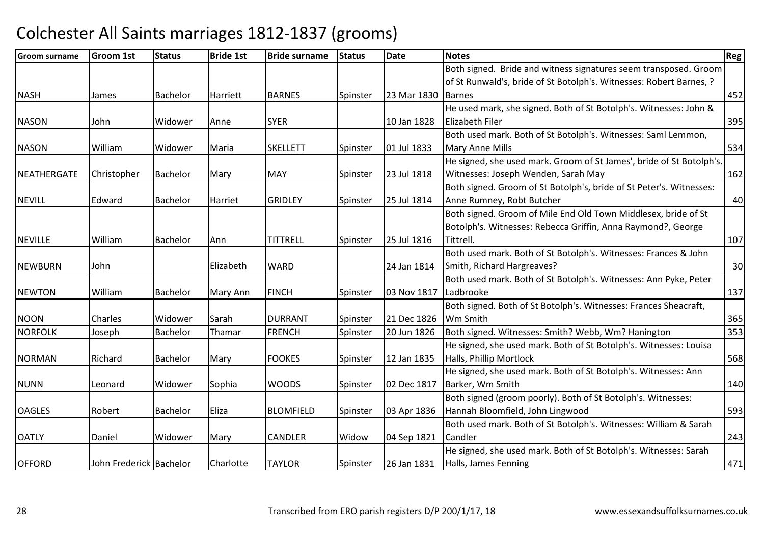# Colchester All Saints marriages 1812-1837 (grooms)

| Groom surname | Groom 1st | Status | Bride 1st | Bride surname | Status | Date | Notes | Reg |
|---|---|---|---|---|---|---|---|---|
| NASH | James | Bachelor | Harriett | BARNES | Spinster | 23 Mar 1830 | Both signed. Bride and witness signatures seem transposed. Groom of St Runwald's, bride of St Botolph's. Witnesses: Robert Barnes, ? Barnes | 452 |
| NASON | John | Widower | Anne | SYER | | 10 Jan 1828 | He used mark, she signed. Both of St Botolph's. Witnesses: John & Elizabeth Filer | 395 |
| NASON | William | Widower | Maria | SKELLETT | Spinster | 01 Jul 1833 | Both used mark. Both of St Botolph's. Witnesses: Saml Lemmon, Mary Anne Mills | 534 |
| NEATHERGATE | Christopher | Bachelor | Mary | MAY | Spinster | 23 Jul 1818 | He signed, she used mark. Groom of St James', bride of St Botolph's. Witnesses: Joseph Wenden, Sarah May | 162 |
| NEVILL | Edward | Bachelor | Harriet | GRIDLEY | Spinster | 25 Jul 1814 | Both signed. Groom of St Botolph's, bride of St Peter's. Witnesses: Anne Rumney, Robt Butcher | 40 |
| NEVILLE | William | Bachelor | Ann | TITTRELL | Spinster | 25 Jul 1816 | Both signed. Groom of Mile End Old Town Middlesex, bride of St Botolph's. Witnesses: Rebecca Griffin, Anna Raymond?, George Tittrell. | 107 |
| NEWBURN | John | | Elizabeth | WARD | | 24 Jan 1814 | Both used mark. Both of St Botolph's. Witnesses: Frances & John Smith, Richard Hargreaves? | 30 |
| NEWTON | William | Bachelor | Mary Ann | FINCH | Spinster | 03 Nov 1817 | Both used mark. Both of St Botolph's. Witnesses: Ann Pyke, Peter Ladbrooke | 137 |
| NOON | Charles | Widower | Sarah | DURRANT | Spinster | 21 Dec 1826 | Both signed. Both of St Botolph's. Witnesses: Frances Sheacraft, Wm Smith | 365 |
| NORFOLK | Joseph | Bachelor | Thamar | FRENCH | Spinster | 20 Jun 1826 | Both signed. Witnesses: Smith? Webb, Wm? Hanington | 353 |
| NORMAN | Richard | Bachelor | Mary | FOOKES | Spinster | 12 Jan 1835 | He signed, she used mark. Both of St Botolph's. Witnesses: Louisa Halls, Phillip Mortlock | 568 |
| NUNN | Leonard | Widower | Sophia | WOODS | Spinster | 02 Dec 1817 | He signed, she used mark. Both of St Botolph's. Witnesses: Ann Barker, Wm Smith | 140 |
| OAGLES | Robert | Bachelor | Eliza | BLOMFIELD | Spinster | 03 Apr 1836 | Both signed (groom poorly). Both of St Botolph's. Witnesses: Hannah Bloomfield, John Lingwood | 593 |
| OATLY | Daniel | Widower | Mary | CANDLER | Widow | 04 Sep 1821 | Both used mark. Both of St Botolph's. Witnesses: William & Sarah Candler | 243 |
| OFFORD | John Frederick | Bachelor | Charlotte | TAYLOR | Spinster | 26 Jan 1831 | He signed, she used mark. Both of St Botolph's. Witnesses: Sarah Halls, James Fenning | 471 |

Transcribed from ERO parish registers D/P 200/1/17, 18 www.essexandsuffolksurnames.co.uk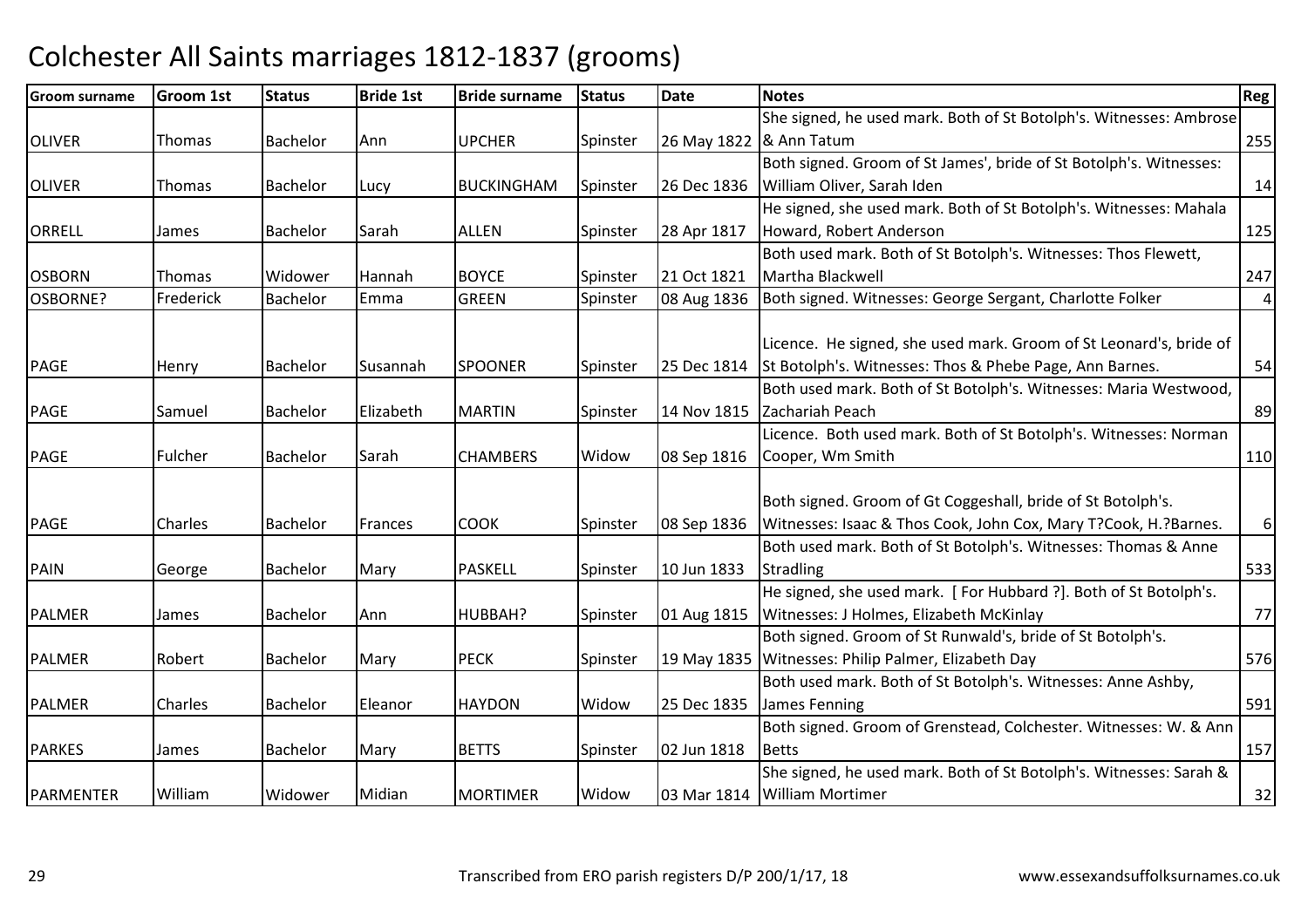# Colchester All Saints marriages 1812-1837 (grooms)

| Groom surname | Groom 1st | Status | Bride 1st | Bride surname | Status | Date | Notes | Reg |
|---|---|---|---|---|---|---|---|---|
| OLIVER | Thomas | Bachelor | Ann | UPCHER | Spinster | 26 May 1822 | She signed, he used mark. Both of St Botolph's. Witnesses: Ambrose & Ann Tatum | 255 |
| OLIVER | Thomas | Bachelor | Lucy | BUCKINGHAM | Spinster | 26 Dec 1836 | Both signed. Groom of St James', bride of St Botolph's. Witnesses: William Oliver, Sarah Iden | 14 |
| ORRELL | James | Bachelor | Sarah | ALLEN | Spinster | 28 Apr 1817 | He signed, she used mark. Both of St Botolph's. Witnesses: Mahala Howard, Robert Anderson | 125 |
| OSBORN | Thomas | Widower | Hannah | BOYCE | Spinster | 21 Oct 1821 | Both used mark. Both of St Botolph's. Witnesses: Thos Flewett, Martha Blackwell | 247 |
| OSBORNE? | Frederick | Bachelor | Emma | GREEN | Spinster | 08 Aug 1836 | Both signed. Witnesses: George Sergant, Charlotte Folker | 4 |
| PAGE | Henry | Bachelor | Susannah | SPOONER | Spinster | 25 Dec 1814 | Licence. He signed, she used mark. Groom of St Leonard's, bride of St Botolph's. Witnesses: Thos & Phebe Page, Ann Barnes. | 54 |
| PAGE | Samuel | Bachelor | Elizabeth | MARTIN | Spinster | 14 Nov 1815 | Both used mark. Both of St Botolph's. Witnesses: Maria Westwood, Zachariah Peach | 89 |
| PAGE | Fulcher | Bachelor | Sarah | CHAMBERS | Widow | 08 Sep 1816 | Licence. Both used mark. Both of St Botolph's. Witnesses: Norman Cooper, Wm Smith | 110 |
| PAGE | Charles | Bachelor | Frances | COOK | Spinster | 08 Sep 1836 | Both signed. Groom of Gt Coggeshall, bride of St Botolph's. Witnesses: Isaac & Thos Cook, John Cox, Mary T?Cook, H.?Barnes. | 6 |
| PAIN | George | Bachelor | Mary | PASKELL | Spinster | 10 Jun 1833 | Both used mark. Both of St Botolph's. Witnesses: Thomas & Anne Stradling | 533 |
| PALMER | James | Bachelor | Ann | HUBBAH? | Spinster | 01 Aug 1815 | He signed, she used mark. [ For Hubbard ?]. Both of St Botolph's. Witnesses: J Holmes, Elizabeth McKinlay | 77 |
| PALMER | Robert | Bachelor | Mary | PECK | Spinster | 19 May 1835 | Both signed. Groom of St Runwald's, bride of St Botolph's. Witnesses: Philip Palmer, Elizabeth Day | 576 |
| PALMER | Charles | Bachelor | Eleanor | HAYDON | Widow | 25 Dec 1835 | Both used mark. Both of St Botolph's. Witnesses: Anne Ashby, James Fenning | 591 |
| PARKES | James | Bachelor | Mary | BETTS | Spinster | 02 Jun 1818 | Both signed. Groom of Grenstead, Colchester. Witnesses: W. & Ann Betts | 157 |
| PARMENTER | William | Widower | Midian | MORTIMER | Widow | 03 Mar 1814 | She signed, he used mark. Both of St Botolph's. Witnesses: Sarah & William Mortimer | 32 |

Transcribed from ERO parish registers D/P 200/1/17, 18 www.essexandsuffolksurnames.co.uk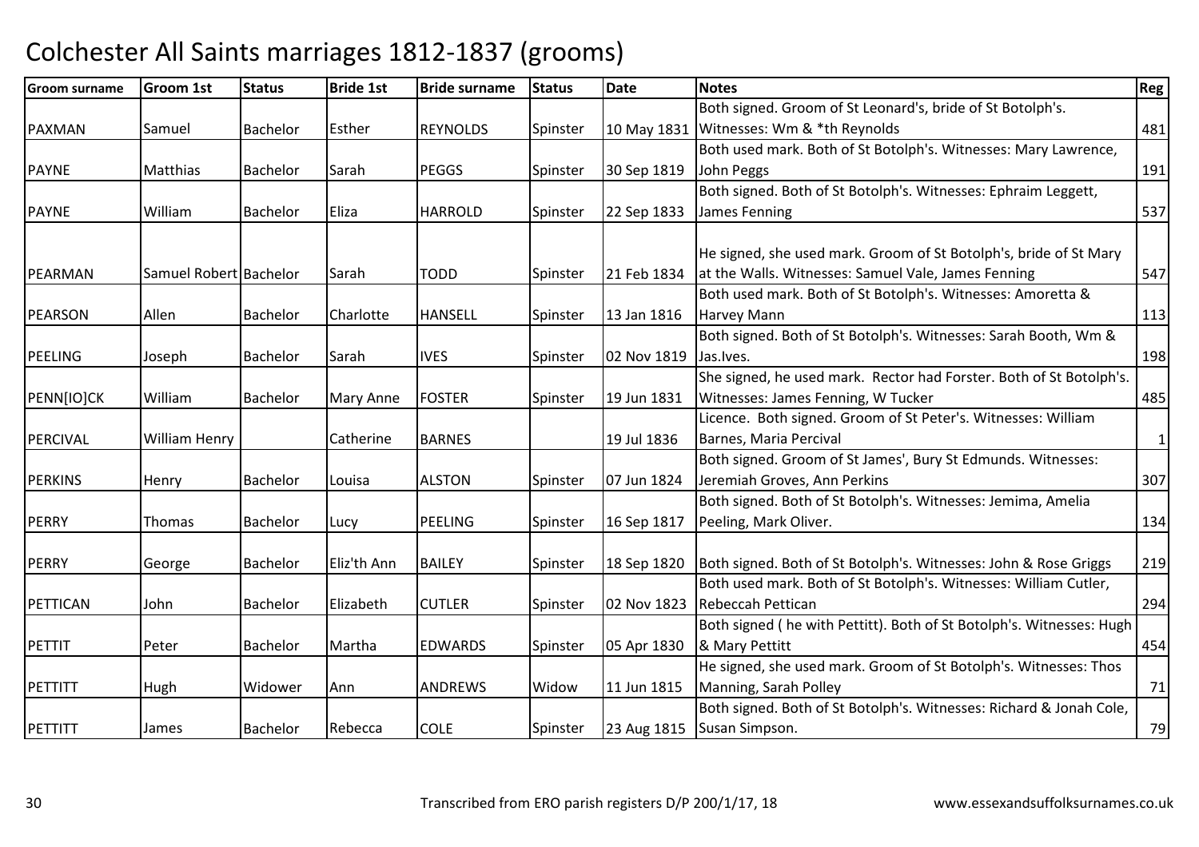# Colchester All Saints marriages 1812-1837 (grooms)

| Groom surname | Groom 1st | Status | Bride 1st | Bride surname | Status | Date | Notes | Reg |
|---|---|---|---|---|---|---|---|---|
| PAXMAN | Samuel | Bachelor | Esther | REYNOLDS | Spinster | 10 May 1831 | Both signed. Groom of St Leonard's, bride of St Botolph's. Witnesses: Wm & *th Reynolds | 481 |
| PAYNE | Matthias | Bachelor | Sarah | PEGGS | Spinster | 30 Sep 1819 | Both used mark. Both of St Botolph's. Witnesses: Mary Lawrence, John Peggs | 191 |
| PAYNE | William | Bachelor | Eliza | HARROLD | Spinster | 22 Sep 1833 | Both signed. Both of St Botolph's. Witnesses: Ephraim Leggett, James Fenning | 537 |
| PEARMAN | Samuel Robert | Bachelor | Sarah | TODD | Spinster | 21 Feb 1834 | He signed, she used mark. Groom of St Botolph's, bride of St Mary at the Walls. Witnesses: Samuel Vale, James Fenning | 547 |
| PEARSON | Allen | Bachelor | Charlotte | HANSELL | Spinster | 13 Jan 1816 | Both used mark. Both of St Botolph's. Witnesses: Amoretta & Harvey Mann | 113 |
| PEELING | Joseph | Bachelor | Sarah | IVES | Spinster | 02 Nov 1819 | Both signed. Both of St Botolph's. Witnesses: Sarah Booth, Wm & Jas.Ives. | 198 |
| PENN[IO]CK | William | Bachelor | Mary Anne | FOSTER | Spinster | 19 Jun 1831 | She signed, he used mark. Rector had Forster. Both of St Botolph's. Witnesses: James Fenning, W Tucker | 485 |
| PERCIVAL | William Henry | | Catherine | BARNES | | 19 Jul 1836 | Licence. Both signed. Groom of St Peter's. Witnesses: William Barnes, Maria Percival | 1 |
| PERKINS | Henry | Bachelor | Louisa | ALSTON | Spinster | 07 Jun 1824 | Both signed. Groom of St James', Bury St Edmunds. Witnesses: Jeremiah Groves, Ann Perkins | 307 |
| PERRY | Thomas | Bachelor | Lucy | PEELING | Spinster | 16 Sep 1817 | Both signed. Both of St Botolph's. Witnesses: Jemima, Amelia Peeling, Mark Oliver. | 134 |
| PERRY | George | Bachelor | Eliz'th Ann | BAILEY | Spinster | 18 Sep 1820 | Both signed. Both of St Botolph's. Witnesses: John & Rose Griggs | 219 |
| PETTICAN | John | Bachelor | Elizabeth | CUTLER | Spinster | 02 Nov 1823 | Both used mark. Both of St Botolph's. Witnesses: William Cutler, Rebeccah Pettican | 294 |
| PETTIT | Peter | Bachelor | Martha | EDWARDS | Spinster | 05 Apr 1830 | Both signed ( he with Pettitt). Both of St Botolph's. Witnesses: Hugh & Mary Pettitt | 454 |
| PETTITT | Hugh | Widower | Ann | ANDREWS | Widow | 11 Jun 1815 | He signed, she used mark. Groom of St Botolph's. Witnesses: Thos Manning, Sarah Polley | 71 |
| PETTITT | James | Bachelor | Rebecca | COLE | Spinster | 23 Aug 1815 | Both signed. Both of St Botolph's. Witnesses: Richard & Jonah Cole, Susan Simpson. | 79 |

Transcribed from ERO parish registers D/P 200/1/17, 18 www.essexandsuffolksurnames.co.uk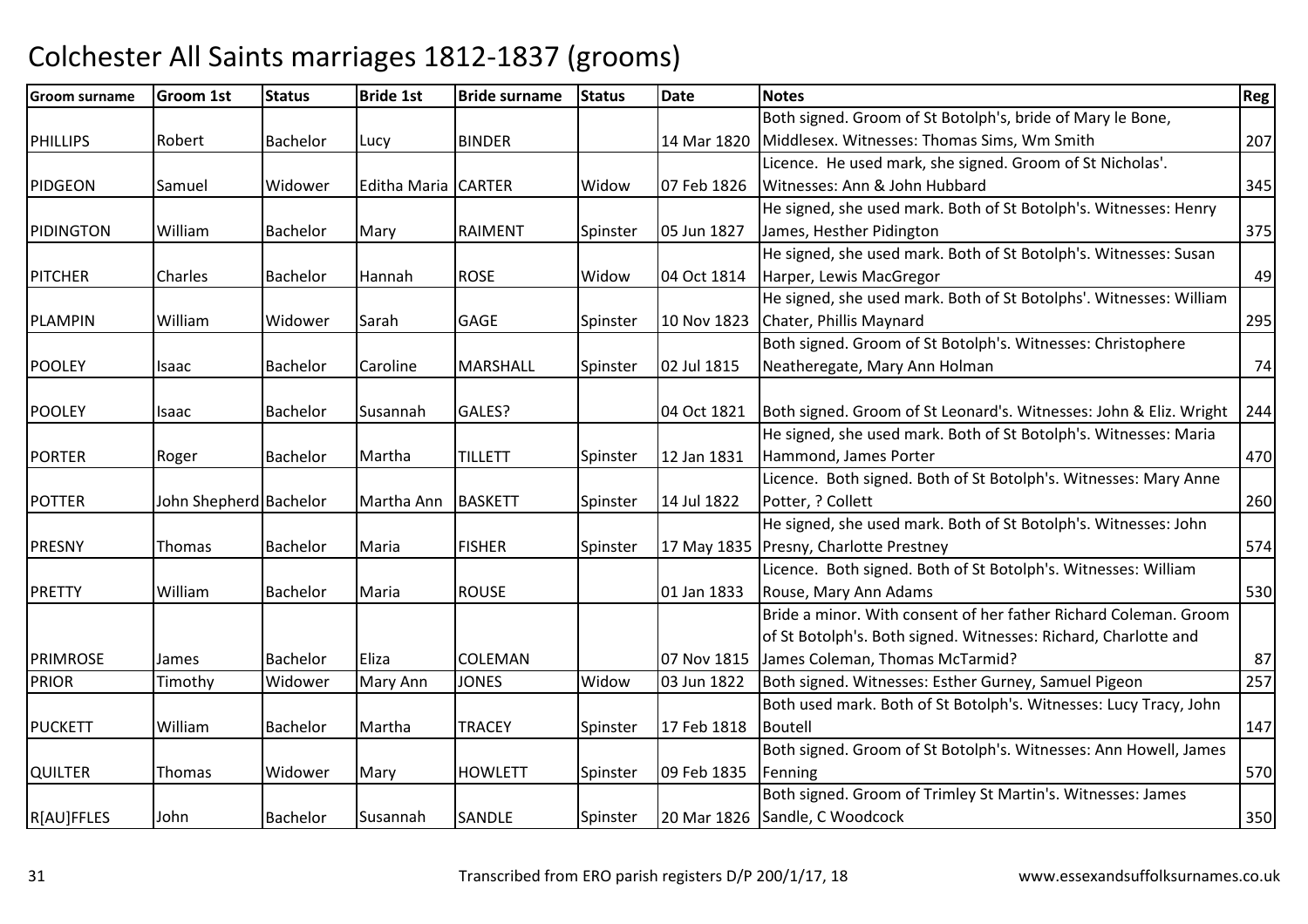# Colchester All Saints marriages 1812-1837 (grooms)

| Groom surname | Groom 1st | Status | Bride 1st | Bride surname | Status | Date | Notes | Reg |
|---|---|---|---|---|---|---|---|---|
| PHILLIPS | Robert | Bachelor | Lucy | BINDER | | 14 Mar 1820 | Both signed. Groom of St Botolph's, bride of Mary le Bone, Middlesex. Witnesses: Thomas Sims, Wm Smith | 207 |
| PIDGEON | Samuel | Widower | Editha Maria | CARTER | Widow | 07 Feb 1826 | Licence. He used mark, she signed. Groom of St Nicholas'. Witnesses: Ann & John Hubbard | 345 |
| PIDINGTON | William | Bachelor | Mary | RAIMENT | Spinster | 05 Jun 1827 | He signed, she used mark. Both of St Botolph's. Witnesses: Henry James, Hesther Pidington | 375 |
| PITCHER | Charles | Bachelor | Hannah | ROSE | Widow | 04 Oct 1814 | He signed, she used mark. Both of St Botolph's. Witnesses: Susan Harper, Lewis MacGregor | 49 |
| PLAMPIN | William | Widower | Sarah | GAGE | Spinster | 10 Nov 1823 | He signed, she used mark. Both of St Botolphs'. Witnesses: William Chater, Phillis Maynard | 295 |
| POOLEY | Isaac | Bachelor | Caroline | MARSHALL | Spinster | 02 Jul 1815 | Both signed. Groom of St Botolph's. Witnesses: Christophere Neatheregate, Mary Ann Holman | 74 |
| POOLEY | Isaac | Bachelor | Susannah | GALES? | | 04 Oct 1821 | Both signed. Groom of St Leonard's. Witnesses: John & Eliz. Wright | 244 |
| PORTER | Roger | Bachelor | Martha | TILLETT | Spinster | 12 Jan 1831 | He signed, she used mark. Both of St Botolph's. Witnesses: Maria Hammond, James Porter | 470 |
| POTTER | John Shepherd | Bachelor | Martha Ann | BASKETT | Spinster | 14 Jul 1822 | Licence. Both signed. Both of St Botolph's. Witnesses: Mary Anne Potter, ? Collett | 260 |
| PRESNY | Thomas | Bachelor | Maria | FISHER | Spinster | 17 May 1835 | He signed, she used mark. Both of St Botolph's. Witnesses: John Presny, Charlotte Prestney | 574 |
| PRETTY | William | Bachelor | Maria | ROUSE | | 01 Jan 1833 | Licence. Both signed. Both of St Botolph's. Witnesses: William Rouse, Mary Ann Adams | 530 |
| PRIMROSE | James | Bachelor | Eliza | COLEMAN | | 07 Nov 1815 | Bride a minor. With consent of her father Richard Coleman. Groom of St Botolph's. Both signed. Witnesses: Richard, Charlotte and James Coleman, Thomas McTarmid? | 87 |
| PRIOR | Timothy | Widower | Mary Ann | JONES | Widow | 03 Jun 1822 | Both signed. Witnesses: Esther Gurney, Samuel Pigeon | 257 |
| PUCKETT | William | Bachelor | Martha | TRACEY | Spinster | 17 Feb 1818 | Both used mark. Both of St Botolph's. Witnesses: Lucy Tracy, John Boutell | 147 |
| QUILTER | Thomas | Widower | Mary | HOWLETT | Spinster | 09 Feb 1835 | Both signed. Groom of St Botolph's. Witnesses: Ann Howell, James Fenning | 570 |
| R[AU]FFLES | John | Bachelor | Susannah | SANDLE | Spinster | 20 Mar 1826 | Both signed. Groom of Trimley St Martin's. Witnesses: James Sandle, C Woodcock | 350 |

Transcribed from ERO parish registers D/P 200/1/17, 18 www.essexandsuffolksurnames.co.uk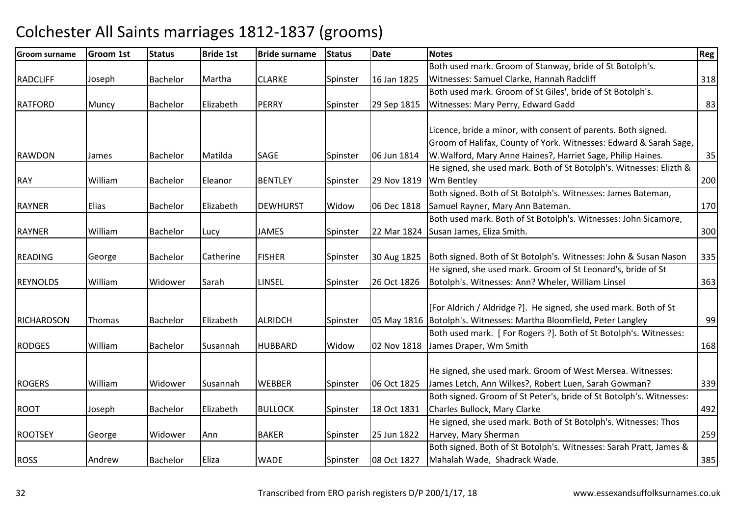# Colchester All Saints marriages 1812-1837 (grooms)

| Groom surname | Groom 1st | Status | Bride 1st | Bride surname | Status | Date | Notes | Reg |
|---|---|---|---|---|---|---|---|---|
| RADCLIFF | Joseph | Bachelor | Martha | CLARKE | Spinster | 16 Jan 1825 | Both used mark. Groom of Stanway, bride of St Botolph's. Witnesses: Samuel Clarke, Hannah Radcliff | 318 |
| RATFORD | Muncy | Bachelor | Elizabeth | PERRY | Spinster | 29 Sep 1815 | Both used mark. Groom of St Giles', bride of St Botolph's. Witnesses: Mary Perry, Edward Gadd | 83 |
| RAWDON | James | Bachelor | Matilda | SAGE | Spinster | 06 Jun 1814 | Licence, bride a minor, with consent of parents. Both signed. Groom of Halifax, County of York. Witnesses: Edward & Sarah Sage, W.Walford, Mary Anne Haines?, Harriet Sage, Philip Haines. | 35 |
| RAY | William | Bachelor | Eleanor | BENTLEY | Spinster | 29 Nov 1819 | He signed, she used mark. Both of St Botolph's. Witnesses: Elizth & Wm Bentley | 200 |
| RAYNER | Elias | Bachelor | Elizabeth | DEWHURST | Widow | 06 Dec 1818 | Both signed. Both of St Botolph's. Witnesses: James Bateman, Samuel Rayner, Mary Ann Bateman. | 170 |
| RAYNER | William | Bachelor | Lucy | JAMES | Spinster | 22 Mar 1824 | Both used mark. Both of St Botolph's. Witnesses: John Sicamore, Susan James, Eliza Smith. | 300 |
| READING | George | Bachelor | Catherine | FISHER | Spinster | 30 Aug 1825 | Both signed. Both of St Botolph's. Witnesses: John & Susan Nason | 335 |
| REYNOLDS | William | Widower | Sarah | LINSEL | Spinster | 26 Oct 1826 | He signed, she used mark. Groom of St Leonard's, bride of St Botolph's. Witnesses: Ann? Wheler, William Linsel | 363 |
| RICHARDSON | Thomas | Bachelor | Elizabeth | ALRIDCH | Spinster | 05 May 1816 | [For Aldrich / Aldridge ?]. He signed, she used mark. Both of St Botolph's. Witnesses: Martha Bloomfield, Peter Langley | 99 |
| RODGES | William | Bachelor | Susannah | HUBBARD | Widow | 02 Nov 1818 | Both used mark. [ For Rogers ?]. Both of St Botolph's. Witnesses: James Draper, Wm Smith | 168 |
| ROGERS | William | Widower | Susannah | WEBBER | Spinster | 06 Oct 1825 | He signed, she used mark. Groom of West Mersea. Witnesses: James Letch, Ann Wilkes?, Robert Luen, Sarah Gowman? | 339 |
| ROOT | Joseph | Bachelor | Elizabeth | BULLOCK | Spinster | 18 Oct 1831 | Both signed. Groom of St Peter's, bride of St Botolph's. Witnesses: Charles Bullock, Mary Clarke | 492 |
| ROOTSEY | George | Widower | Ann | BAKER | Spinster | 25 Jun 1822 | He signed, she used mark. Both of St Botolph's. Witnesses: Thos Harvey, Mary Sherman | 259 |
| ROSS | Andrew | Bachelor | Eliza | WADE | Spinster | 08 Oct 1827 | Both signed. Both of St Botolph's. Witnesses: Sarah Pratt, James & Mahalah Wade, Shadrack Wade. | 385 |

Transcribed from ERO parish registers D/P 200/1/17, 18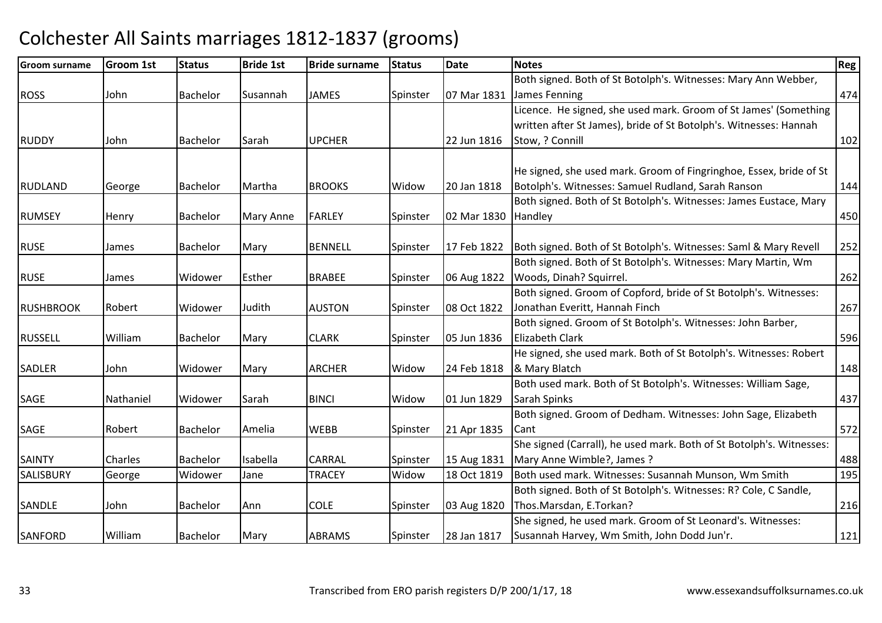# Colchester All Saints marriages 1812-1837 (grooms)

| Groom surname | Groom 1st | Status | Bride 1st | Bride surname | Status | Date | Notes | Reg |
|---|---|---|---|---|---|---|---|---|
| ROSS | John | Bachelor | Susannah | JAMES | Spinster | 07 Mar 1831 | Both signed. Both of St Botolph's. Witnesses: Mary Ann Webber, James Fenning | 474 |
| RUDDY | John | Bachelor | Sarah | UPCHER | | 22 Jun 1816 | Licence. He signed, she used mark. Groom of St James' (Something written after St James), bride of St Botolph's. Witnesses: Hannah Stow, ? Connill | 102 |
| RUDLAND | George | Bachelor | Martha | BROOKS | Widow | 20 Jan 1818 | He signed, she used mark. Groom of Fingringhoe, Essex, bride of St Botolph's. Witnesses: Samuel Rudland, Sarah Ranson | 144 |
| RUMSEY | Henry | Bachelor | Mary Anne | FARLEY | Spinster | 02 Mar 1830 | Both signed. Both of St Botolph's. Witnesses: James Eustace, Mary Handley | 450 |
| RUSE | James | Bachelor | Mary | BENNELL | Spinster | 17 Feb 1822 | Both signed. Both of St Botolph's. Witnesses: Saml & Mary Revell | 252 |
| RUSE | James | Widower | Esther | BRABEE | Spinster | 06 Aug 1822 | Both signed. Both of St Botolph's. Witnesses: Mary Martin, Wm Woods, Dinah? Squirrel. | 262 |
| RUSHBROOK | Robert | Widower | Judith | AUSTON | Spinster | 08 Oct 1822 | Both signed. Groom of Copford, bride of St Botolph's. Witnesses: Jonathan Everitt, Hannah Finch | 267 |
| RUSSELL | William | Bachelor | Mary | CLARK | Spinster | 05 Jun 1836 | Both signed. Groom of St Botolph's. Witnesses: John Barber, Elizabeth Clark | 596 |
| SADLER | John | Widower | Mary | ARCHER | Widow | 24 Feb 1818 | He signed, she used mark. Both of St Botolph's. Witnesses: Robert & Mary Blatch | 148 |
| SAGE | Nathaniel | Widower | Sarah | BINCI | Widow | 01 Jun 1829 | Both used mark. Both of St Botolph's. Witnesses: William Sage, Sarah Spinks | 437 |
| SAGE | Robert | Bachelor | Amelia | WEBB | Spinster | 21 Apr 1835 | Both signed. Groom of Dedham. Witnesses: John Sage, Elizabeth Cant | 572 |
| SAINTY | Charles | Bachelor | Isabella | CARRAL | Spinster | 15 Aug 1831 | She signed (Carrall), he used mark. Both of St Botolph's. Witnesses: Mary Anne Wimble?, James ? | 488 |
| SALISBURY | George | Widower | Jane | TRACEY | Widow | 18 Oct 1819 | Both used mark. Witnesses: Susannah Munson, Wm Smith | 195 |
| SANDLE | John | Bachelor | Ann | COLE | Spinster | 03 Aug 1820 | Both signed. Both of St Botolph's. Witnesses: R? Cole, C Sandle, Thos.Marsdan, E.Torkan? | 216 |
| SANFORD | William | Bachelor | Mary | ABRAMS | Spinster | 28 Jan 1817 | She signed, he used mark. Groom of St Leonard's. Witnesses: Susannah Harvey, Wm Smith, John Dodd Jun'r. | 121 |

Transcribed from ERO parish registers D/P 200/1/17, 18 www.essexandsuffolksurnames.co.uk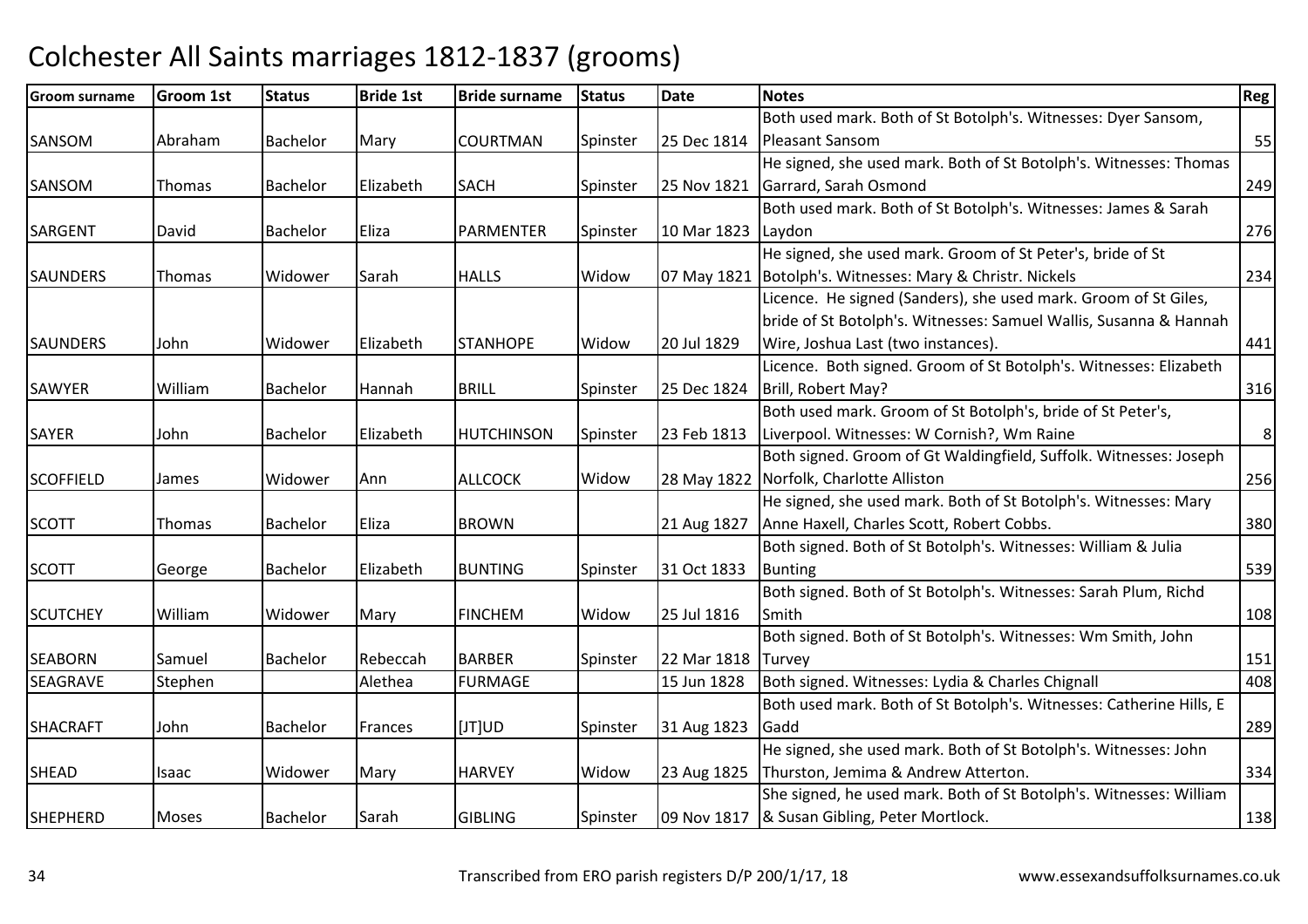# Colchester All Saints marriages 1812-1837 (grooms)

| Groom surname | Groom 1st | Status | Bride 1st | Bride surname | Status | Date | Notes | Reg |
|---|---|---|---|---|---|---|---|---|
| SANSOM | Abraham | Bachelor | Mary | COURTMAN | Spinster | 25 Dec 1814 | Both used mark. Both of St Botolph's. Witnesses: Dyer Sansom, Pleasant Sansom | 55 |
| SANSOM | Thomas | Bachelor | Elizabeth | SACH | Spinster | 25 Nov 1821 | He signed, she used mark. Both of St Botolph's. Witnesses: Thomas Garrard, Sarah Osmond | 249 |
| SARGENT | David | Bachelor | Eliza | PARMENTER | Spinster | 10 Mar 1823 | Both used mark. Both of St Botolph's. Witnesses: James & Sarah Laydon | 276 |
| SAUNDERS | Thomas | Widower | Sarah | HALLS | Widow | 07 May 1821 | He signed, she used mark. Groom of St Peter's, bride of St Botolph's. Witnesses: Mary & Christr. Nickels | 234 |
| SAUNDERS | John | Widower | Elizabeth | STANHOPE | Widow | 20 Jul 1829 | Licence. He signed (Sanders), she used mark. Groom of St Giles, bride of St Botolph's. Witnesses: Samuel Wallis, Susanna & Hannah Wire, Joshua Last (two instances). | 441 |
| SAWYER | William | Bachelor | Hannah | BRILL | Spinster | 25 Dec 1824 | Licence. Both signed. Groom of St Botolph's. Witnesses: Elizabeth Brill, Robert May? | 316 |
| SAYER | John | Bachelor | Elizabeth | HUTCHINSON | Spinster | 23 Feb 1813 | Both used mark. Groom of St Botolph's, bride of St Peter's, Liverpool. Witnesses: W Cornish?, Wm Raine | 8 |
| SCOFFIELD | James | Widower | Ann | ALLCOCK | Widow | 28 May 1822 | Both signed. Groom of Gt Waldingfield, Suffolk. Witnesses: Joseph Norfolk, Charlotte Alliston | 256 |
| SCOTT | Thomas | Bachelor | Eliza | BROWN | | 21 Aug 1827 | He signed, she used mark. Both of St Botolph's. Witnesses: Mary Anne Haxell, Charles Scott, Robert Cobbs. | 380 |
| SCOTT | George | Bachelor | Elizabeth | BUNTING | Spinster | 31 Oct 1833 | Both signed. Both of St Botolph's. Witnesses: William & Julia Bunting | 539 |
| SCUTCHEY | William | Widower | Mary | FINCHEM | Widow | 25 Jul 1816 | Both signed. Both of St Botolph's. Witnesses: Sarah Plum, Richd Smith | 108 |
| SEABORN | Samuel | Bachelor | Rebeccah | BARBER | Spinster | 22 Mar 1818 | Both signed. Both of St Botolph's. Witnesses: Wm Smith, John Turvey | 151 |
| SEAGRAVE | Stephen | | Alethea | FURMAGE | | 15 Jun 1828 | Both signed. Witnesses: Lydia & Charles Chignall | 408 |
| SHACRAFT | John | Bachelor | Frances | [JT]UD | Spinster | 31 Aug 1823 | Both used mark. Both of St Botolph's. Witnesses: Catherine Hills, E Gadd | 289 |
| SHEAD | Isaac | Widower | Mary | HARVEY | Widow | 23 Aug 1825 | He signed, she used mark. Both of St Botolph's. Witnesses: John Thurston, Jemima & Andrew Atterton. | 334 |
| SHEPHERD | Moses | Bachelor | Sarah | GIBLING | Spinster | 09 Nov 1817 | She signed, he used mark. Both of St Botolph's. Witnesses: William & Susan Gibling, Peter Mortlock. | 138 |

Transcribed from ERO parish registers D/P 200/1/17, 18 www.essexandsuffolksurnames.co.uk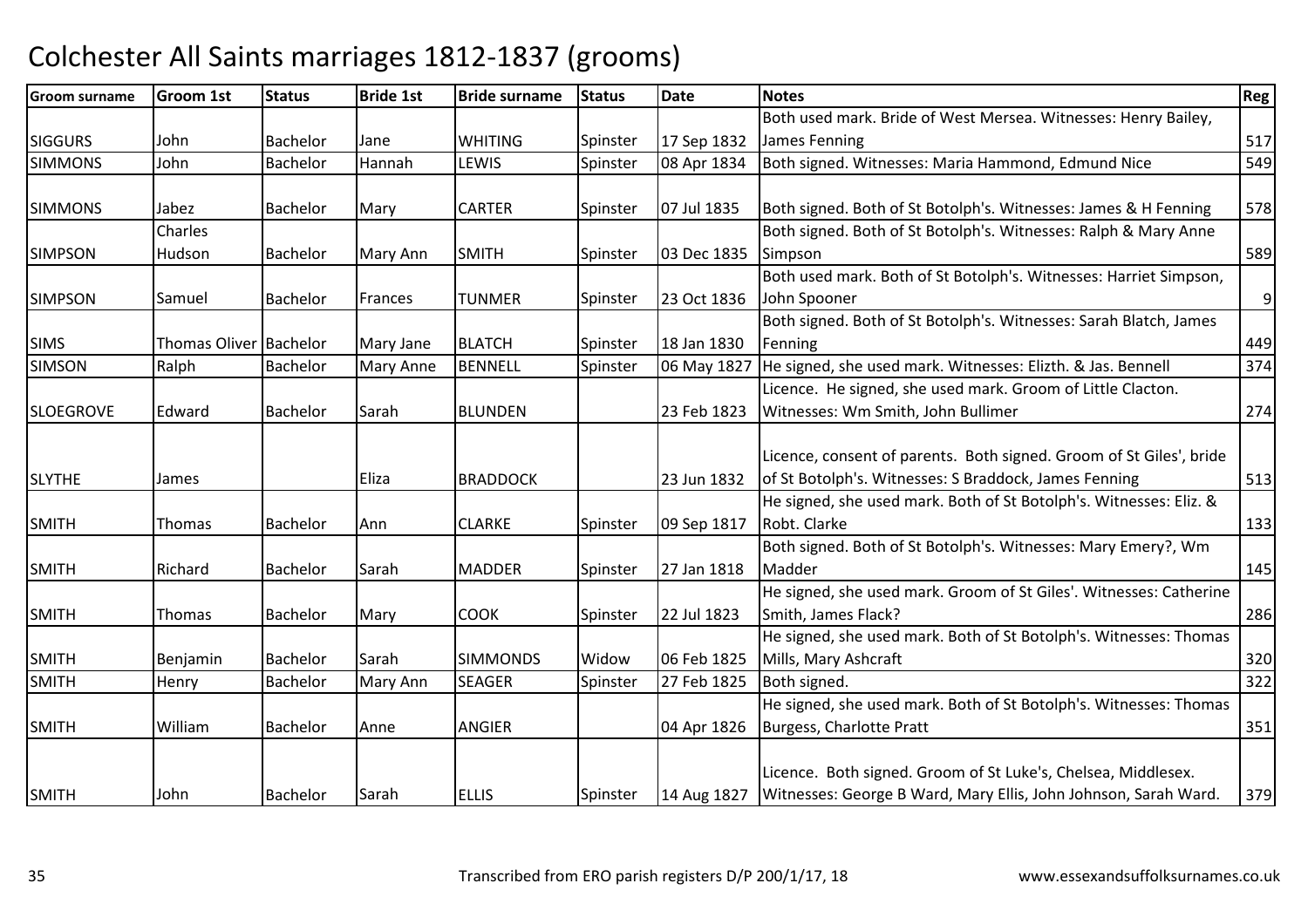# Colchester All Saints marriages 1812-1837 (grooms)

| Groom surname | Groom 1st | Status | Bride 1st | Bride surname | Status | Date | Notes | Reg |
|---|---|---|---|---|---|---|---|---|
| SIGGURS | John | Bachelor | Jane | WHITING | Spinster | 17 Sep 1832 | Both used mark. Bride of West Mersea. Witnesses: Henry Bailey, James Fenning | 517 |
| SIMMONS | John | Bachelor | Hannah | LEWIS | Spinster | 08 Apr 1834 | Both signed. Witnesses: Maria Hammond, Edmund Nice | 549 |
| SIMMONS | Jabez | Bachelor | Mary | CARTER | Spinster | 07 Jul 1835 | Both signed. Both of St Botolph's. Witnesses: James & H Fenning | 578 |
| SIMPSON | Charles Hudson | Bachelor | Mary Ann | SMITH | Spinster | 03 Dec 1835 | Both signed. Both of St Botolph's. Witnesses: Ralph & Mary Anne Simpson | 589 |
| SIMPSON | Samuel | Bachelor | Frances | TUNMER | Spinster | 23 Oct 1836 | Both used mark. Both of St Botolph's. Witnesses: Harriet Simpson, John Spooner | 9 |
| SIMS | Thomas Oliver | Bachelor | Mary Jane | BLATCH | Spinster | 18 Jan 1830 | Both signed. Both of St Botolph's. Witnesses: Sarah Blatch, James Fenning | 449 |
| SIMSON | Ralph | Bachelor | Mary Anne | BENNELL | Spinster | 06 May 1827 | He signed, she used mark. Witnesses: Elizth. & Jas. Bennell | 374 |
| SLOEGROVE | Edward | Bachelor | Sarah | BLUNDEN | | 23 Feb 1823 | Licence. He signed, she used mark. Groom of Little Clacton. Witnesses: Wm Smith, John Bullimer | 274 |
| SLYTHE | James | | Eliza | BRADDOCK | | 23 Jun 1832 | Licence, consent of parents. Both signed. Groom of St Giles', bride of St Botolph's. Witnesses: S Braddock, James Fenning | 513 |
| SMITH | Thomas | Bachelor | Ann | CLARKE | Spinster | 09 Sep 1817 | He signed, she used mark. Both of St Botolph's. Witnesses: Eliz. & Robt. Clarke | 133 |
| SMITH | Richard | Bachelor | Sarah | MADDER | Spinster | 27 Jan 1818 | Both signed. Both of St Botolph's. Witnesses: Mary Emery?, Wm Madder | 145 |
| SMITH | Thomas | Bachelor | Mary | COOK | Spinster | 22 Jul 1823 | He signed, she used mark. Groom of St Giles'. Witnesses: Catherine Smith, James Flack? | 286 |
| SMITH | Benjamin | Bachelor | Sarah | SIMMONDS | Widow | 06 Feb 1825 | He signed, she used mark. Both of St Botolph's. Witnesses: Thomas Mills, Mary Ashcraft | 320 |
| SMITH | Henry | Bachelor | Mary Ann | SEAGER | Spinster | 27 Feb 1825 | Both signed. | 322 |
| SMITH | William | Bachelor | Anne | ANGIER | | 04 Apr 1826 | He signed, she used mark. Both of St Botolph's. Witnesses: Thomas Burgess, Charlotte Pratt | 351 |
| SMITH | John | Bachelor | Sarah | ELLIS | Spinster | 14 Aug 1827 | Licence. Both signed. Groom of St Luke's, Chelsea, Middlesex. Witnesses: George B Ward, Mary Ellis, John Johnson, Sarah Ward. | 379 |

Transcribed from ERO parish registers D/P 200/1/17, 18 www.essexandsuffolksurnames.co.uk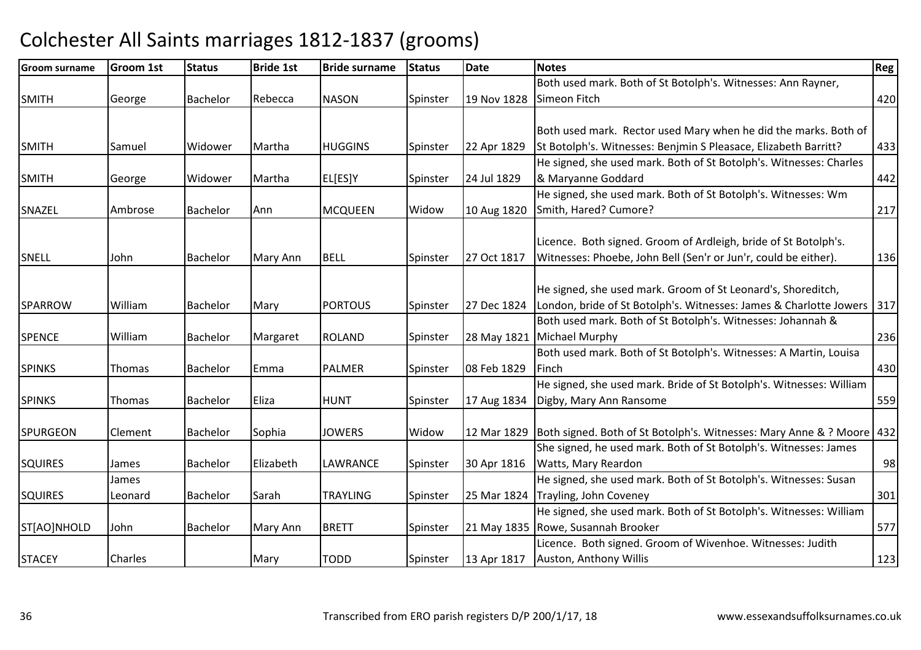# Colchester All Saints marriages 1812-1837 (grooms)

| Groom surname | Groom 1st | Status | Bride 1st | Bride surname | Status | Date | Notes | Reg |
|---|---|---|---|---|---|---|---|---|
| SMITH | George | Bachelor | Rebecca | NASON | Spinster | 19 Nov 1828 | Both used mark. Both of St Botolph's. Witnesses: Ann Rayner, Simeon Fitch | 420 |
| SMITH | Samuel | Widower | Martha | HUGGINS | Spinster | 22 Apr 1829 | Both used mark. Rector used Mary when he did the marks. Both of St Botolph's. Witnesses: Benjmin S Pleasace, Elizabeth Barritt? | 433 |
| SMITH | George | Widower | Martha | EL[ES]Y | Spinster | 24 Jul 1829 | He signed, she used mark. Both of St Botolph's. Witnesses: Charles & Maryanne Goddard | 442 |
| SNAZEL | Ambrose | Bachelor | Ann | MCQUEEN | Widow | 10 Aug 1820 | He signed, she used mark. Both of St Botolph's. Witnesses: Wm Smith, Hared? Cumore? | 217 |
| SNELL | John | Bachelor | Mary Ann | BELL | Spinster | 27 Oct 1817 | Licence. Both signed. Groom of Ardleigh, bride of St Botolph's. Witnesses: Phoebe, John Bell (Sen'r or Jun'r, could be either). | 136 |
| SPARROW | William | Bachelor | Mary | PORTOUS | Spinster | 27 Dec 1824 | He signed, she used mark. Groom of St Leonard's, Shoreditch, London, bride of St Botolph's. Witnesses: James & Charlotte Jowers | 317 |
| SPENCE | William | Bachelor | Margaret | ROLAND | Spinster | 28 May 1821 | Both used mark. Both of St Botolph's. Witnesses: Johannah & Michael Murphy | 236 |
| SPINKS | Thomas | Bachelor | Emma | PALMER | Spinster | 08 Feb 1829 | Both used mark. Both of St Botolph's. Witnesses: A Martin, Louisa Finch | 430 |
| SPINKS | Thomas | Bachelor | Eliza | HUNT | Spinster | 17 Aug 1834 | He signed, she used mark. Bride of St Botolph's. Witnesses: William Digby, Mary Ann Ransome | 559 |
| SPURGEON | Clement | Bachelor | Sophia | JOWERS | Widow | 12 Mar 1829 | Both signed. Both of St Botolph's. Witnesses: Mary Anne & ? Moore | 432 |
| SQUIRES | James | Bachelor | Elizabeth | LAWRANCE | Spinster | 30 Apr 1816 | She signed, he used mark. Both of St Botolph's. Witnesses: James Watts, Mary Reardon | 98 |
| SQUIRES | James Leonard | Bachelor | Sarah | TRAYLING | Spinster | 25 Mar 1824 | He signed, she used mark. Both of St Botolph's. Witnesses: Susan Trayling, John Coveney | 301 |
| ST[AO]NHOLD | John | Bachelor | Mary Ann | BRETT | Spinster | 21 May 1835 | He signed, she used mark. Both of St Botolph's. Witnesses: William Rowe, Susannah Brooker | 577 |
| STACEY | Charles | | Mary | TODD | Spinster | 13 Apr 1817 | Licence. Both signed. Groom of Wivenhoe. Witnesses: Judith Auston, Anthony Willis | 123 |

Transcribed from ERO parish registers D/P 200/1/17, 18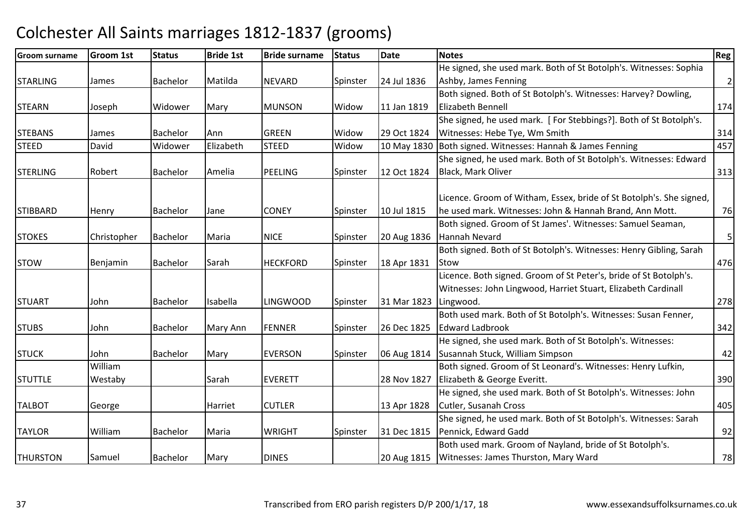# Colchester All Saints marriages 1812-1837 (grooms)

| Groom surname | Groom 1st | Status | Bride 1st | Bride surname | Status | Date | Notes | Reg |
|---|---|---|---|---|---|---|---|---|
| STARLING | James | Bachelor | Matilda | NEVARD | Spinster | 24 Jul 1836 | He signed, she used mark. Both of St Botolph's. Witnesses: Sophia Ashby, James Fenning | 2 |
| STEARN | Joseph | Widower | Mary | MUNSON | Widow | 11 Jan 1819 | Both signed. Both of St Botolph's. Witnesses: Harvey? Dowling, Elizabeth Bennell | 174 |
| STEBANS | James | Bachelor | Ann | GREEN | Widow | 29 Oct 1824 | She signed, he used mark. [ For Stebbings?]. Both of St Botolph's. Witnesses: Hebe Tye, Wm Smith | 314 |
| STEED | David | Widower | Elizabeth | STEED | Widow | 10 May 1830 | Both signed. Witnesses: Hannah & James Fenning | 457 |
| STERLING | Robert | Bachelor | Amelia | PEELING | Spinster | 12 Oct 1824 | She signed, he used mark. Both of St Botolph's. Witnesses: Edward Black, Mark Oliver | 313 |
| STIBBARD | Henry | Bachelor | Jane | CONEY | Spinster | 10 Jul 1815 | Licence. Groom of Witham, Essex, bride of St Botolph's. She signed, he used mark. Witnesses: John & Hannah Brand, Ann Mott. | 76 |
| STOKES | Christopher | Bachelor | Maria | NICE | Spinster | 20 Aug 1836 | Both signed. Groom of St James'. Witnesses: Samuel Seaman, Hannah Nevard | 5 |
| STOW | Benjamin | Bachelor | Sarah | HECKFORD | Spinster | 18 Apr 1831 | Both signed. Both of St Botolph's. Witnesses: Henry Gibling, Sarah Stow | 476 |
| STUART | John | Bachelor | Isabella | LINGWOOD | Spinster | 31 Mar 1823 | Licence. Both signed. Groom of St Peter's, bride of St Botolph's. Witnesses: John Lingwood, Harriet Stuart, Elizabeth Cardinall Lingwood. | 278 |
| STUBS | John | Bachelor | Mary Ann | FENNER | Spinster | 26 Dec 1825 | Both used mark. Both of St Botolph's. Witnesses: Susan Fenner, Edward Ladbrook | 342 |
| STUCK | John | Bachelor | Mary | EVERSON | Spinster | 06 Aug 1814 | He signed, she used mark. Both of St Botolph's. Witnesses: Susannah Stuck, William Simpson | 42 |
| STUTTLE | William Westaby | | Sarah | EVERETT | | 28 Nov 1827 | Both signed. Groom of St Leonard's. Witnesses: Henry Lufkin, Elizabeth & George Everitt. | 390 |
| TALBOT | George | | Harriet | CUTLER | | 13 Apr 1828 | He signed, she used mark. Both of St Botolph's. Witnesses: John Cutler, Susanah Cross | 405 |
| TAYLOR | William | Bachelor | Maria | WRIGHT | Spinster | 31 Dec 1815 | She signed, he used mark. Both of St Botolph's. Witnesses: Sarah Pennick, Edward Gadd | 92 |
| THURSTON | Samuel | Bachelor | Mary | DINES | | 20 Aug 1815 | Both used mark. Groom of Nayland, bride of St Botolph's. Witnesses: James Thurston, Mary Ward | 78 |

Transcribed from ERO parish registers D/P 200/1/17, 18 www.essexandsuffolksurnames.co.uk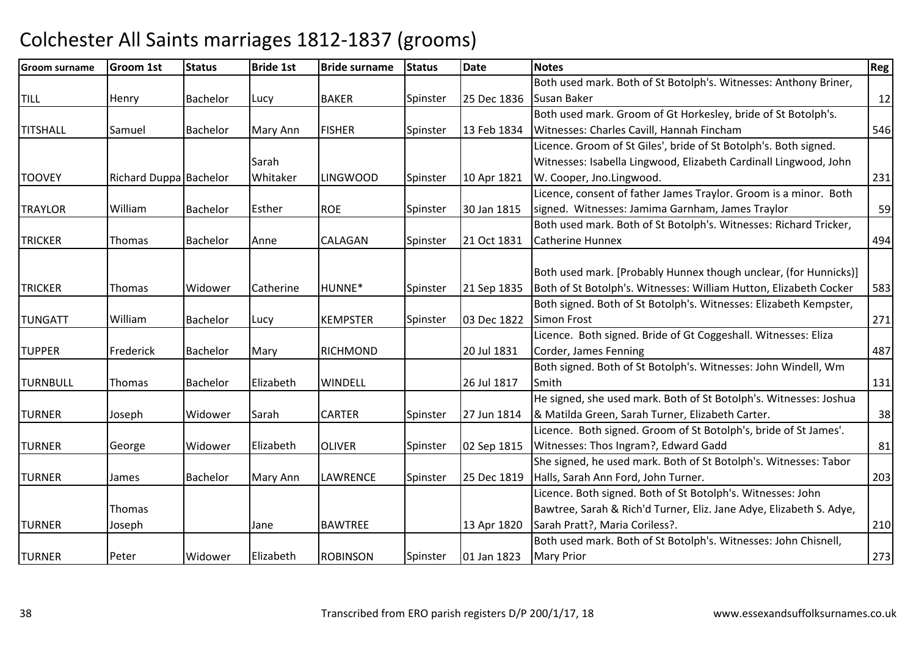# Colchester All Saints marriages 1812-1837 (grooms)

| Groom surname | Groom 1st | Status | Bride 1st | Bride surname | Status | Date | Notes | Reg |
|---|---|---|---|---|---|---|---|---|
| TILL | Henry | Bachelor | Lucy | BAKER | Spinster | 25 Dec 1836 | Both used mark. Both of St Botolph's. Witnesses: Anthony Briner, Susan Baker | 12 |
| TITSHALL | Samuel | Bachelor | Mary Ann | FISHER | Spinster | 13 Feb 1834 | Both used mark. Groom of Gt Horkesley, bride of St Botolph's. Witnesses: Charles Cavill, Hannah Fincham | 546 |
| TOOVEY | Richard Duppa | Bachelor | Sarah Whitaker | LINGWOOD | Spinster | 10 Apr 1821 | Licence. Groom of St Giles', bride of St Botolph's. Both signed. Witnesses: Isabella Lingwood, Elizabeth Cardinall Lingwood, John W. Cooper, Jno.Lingwood. | 231 |
| TRAYLOR | William | Bachelor | Esther | ROE | Spinster | 30 Jan 1815 | Licence, consent of father James Traylor. Groom is a minor. Both signed. Witnesses: Jamima Garnham, James Traylor | 59 |
| TRICKER | Thomas | Bachelor | Anne | CALAGAN | Spinster | 21 Oct 1831 | Both used mark. Both of St Botolph's. Witnesses: Richard Tricker, Catherine Hunnex | 494 |
| TRICKER | Thomas | Widower | Catherine | HUNNE* | Spinster | 21 Sep 1835 | Both used mark. [Probably Hunnex though unclear, (for Hunnicks)] Both of St Botolph's. Witnesses: William Hutton, Elizabeth Cocker | 583 |
| TUNGATT | William | Bachelor | Lucy | KEMPSTER | Spinster | 03 Dec 1822 | Both signed. Both of St Botolph's. Witnesses: Elizabeth Kempster, Simon Frost | 271 |
| TUPPER | Frederick | Bachelor | Mary | RICHMOND | | 20 Jul 1831 | Licence. Both signed. Bride of Gt Coggeshall. Witnesses: Eliza Corder, James Fenning | 487 |
| TURNBULL | Thomas | Bachelor | Elizabeth | WINDELL | | 26 Jul 1817 | Both signed. Both of St Botolph's. Witnesses: John Windell, Wm Smith | 131 |
| TURNER | Joseph | Widower | Sarah | CARTER | Spinster | 27 Jun 1814 | He signed, she used mark. Both of St Botolph's. Witnesses: Joshua & Matilda Green, Sarah Turner, Elizabeth Carter. | 38 |
| TURNER | George | Widower | Elizabeth | OLIVER | Spinster | 02 Sep 1815 | Licence. Both signed. Groom of St Botolph's, bride of St James'. Witnesses: Thos Ingram?, Edward Gadd | 81 |
| TURNER | James | Bachelor | Mary Ann | LAWRENCE | Spinster | 25 Dec 1819 | She signed, he used mark. Both of St Botolph's. Witnesses: Tabor Halls, Sarah Ann Ford, John Turner. | 203 |
| TURNER | Thomas Joseph | | Jane | BAWTREE | | 13 Apr 1820 | Licence. Both signed. Both of St Botolph's. Witnesses: John Bawtree, Sarah & Rich'd Turner, Eliz. Jane Adye, Elizabeth S. Adye, Sarah Pratt?, Maria Coriless?. | 210 |
| TURNER | Peter | Widower | Elizabeth | ROBINSON | Spinster | 01 Jan 1823 | Both used mark. Both of St Botolph's. Witnesses: John Chisnell, Mary Prior | 273 |

Transcribed from ERO parish registers D/P 200/1/17, 18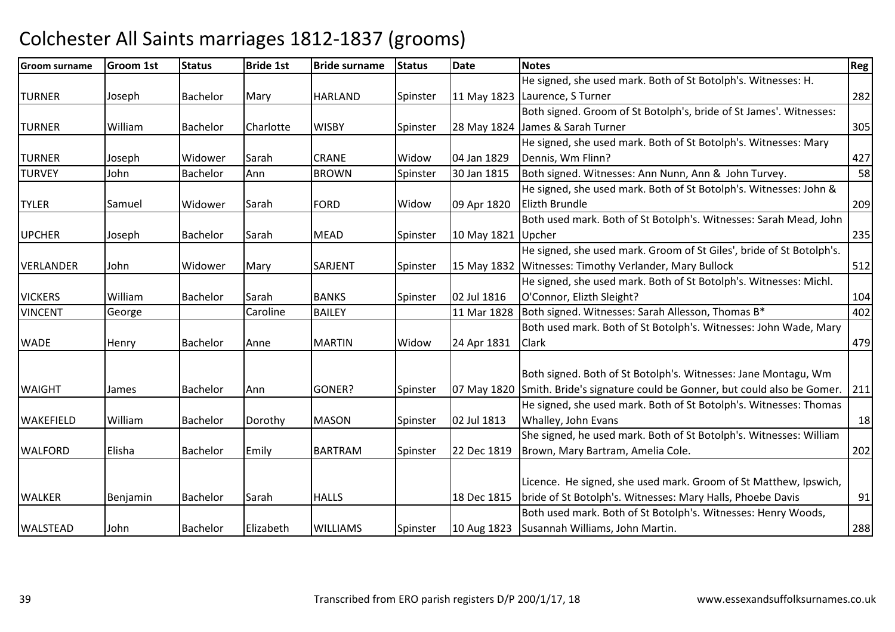# Colchester All Saints marriages 1812-1837 (grooms)

| Groom surname | Groom 1st | Status | Bride 1st | Bride surname | Status | Date | Notes | Reg |
|---|---|---|---|---|---|---|---|---|
| TURNER | Joseph | Bachelor | Mary | HARLAND | Spinster | 11 May 1823 | He signed, she used mark. Both of St Botolph's. Witnesses: H. Laurence, S Turner | 282 |
| TURNER | William | Bachelor | Charlotte | WISBY | Spinster | 28 May 1824 | Both signed. Groom of St Botolph's, bride of St James'. Witnesses: James & Sarah Turner | 305 |
| TURNER | Joseph | Widower | Sarah | CRANE | Widow | 04 Jan 1829 | He signed, she used mark. Both of St Botolph's. Witnesses: Mary Dennis, Wm Flinn? | 427 |
| TURVEY | John | Bachelor | Ann | BROWN | Spinster | 30 Jan 1815 | Both signed. Witnesses: Ann Nunn, Ann & John Turvey. | 58 |
| TYLER | Samuel | Widower | Sarah | FORD | Widow | 09 Apr 1820 | He signed, she used mark. Both of St Botolph's. Witnesses: John & Elizth Brundle | 209 |
| UPCHER | Joseph | Bachelor | Sarah | MEAD | Spinster | 10 May 1821 | Both used mark. Both of St Botolph's. Witnesses: Sarah Mead, John Upcher | 235 |
| VERLANDER | John | Widower | Mary | SARJENT | Spinster | 15 May 1832 | He signed, she used mark. Groom of St Giles', bride of St Botolph's. Witnesses: Timothy Verlander, Mary Bullock | 512 |
| VICKERS | William | Bachelor | Sarah | BANKS | Spinster | 02 Jul 1816 | He signed, she used mark. Both of St Botolph's. Witnesses: Michl. O'Connor, Elizth Sleight? | 104 |
| VINCENT | George | | Caroline | BAILEY | | 11 Mar 1828 | Both signed. Witnesses: Sarah Allesson, Thomas B* | 402 |
| WADE | Henry | Bachelor | Anne | MARTIN | Widow | 24 Apr 1831 | Both used mark. Both of St Botolph's. Witnesses: John Wade, Mary Clark | 479 |
| WAIGHT | James | Bachelor | Ann | GONER? | Spinster | 07 May 1820 | Both signed. Both of St Botolph's. Witnesses: Jane Montagu, Wm Smith. Bride's signature could be Gonner, but could also be Gomer. | 211 |
| WAKEFIELD | William | Bachelor | Dorothy | MASON | Spinster | 02 Jul 1813 | He signed, she used mark. Both of St Botolph's. Witnesses: Thomas Whalley, John Evans | 18 |
| WALFORD | Elisha | Bachelor | Emily | BARTRAM | Spinster | 22 Dec 1819 | She signed, he used mark. Both of St Botolph's. Witnesses: William Brown, Mary Bartram, Amelia Cole. | 202 |
| WALKER | Benjamin | Bachelor | Sarah | HALLS | | 18 Dec 1815 | Licence. He signed, she used mark. Groom of St Matthew, Ipswich, bride of St Botolph's. Witnesses: Mary Halls, Phoebe Davis | 91 |
| WALSTEAD | John | Bachelor | Elizabeth | WILLIAMS | Spinster | 10 Aug 1823 | Both used mark. Both of St Botolph's. Witnesses: Henry Woods, Susannah Williams, John Martin. | 288 |

Transcribed from ERO parish registers D/P 200/1/17, 18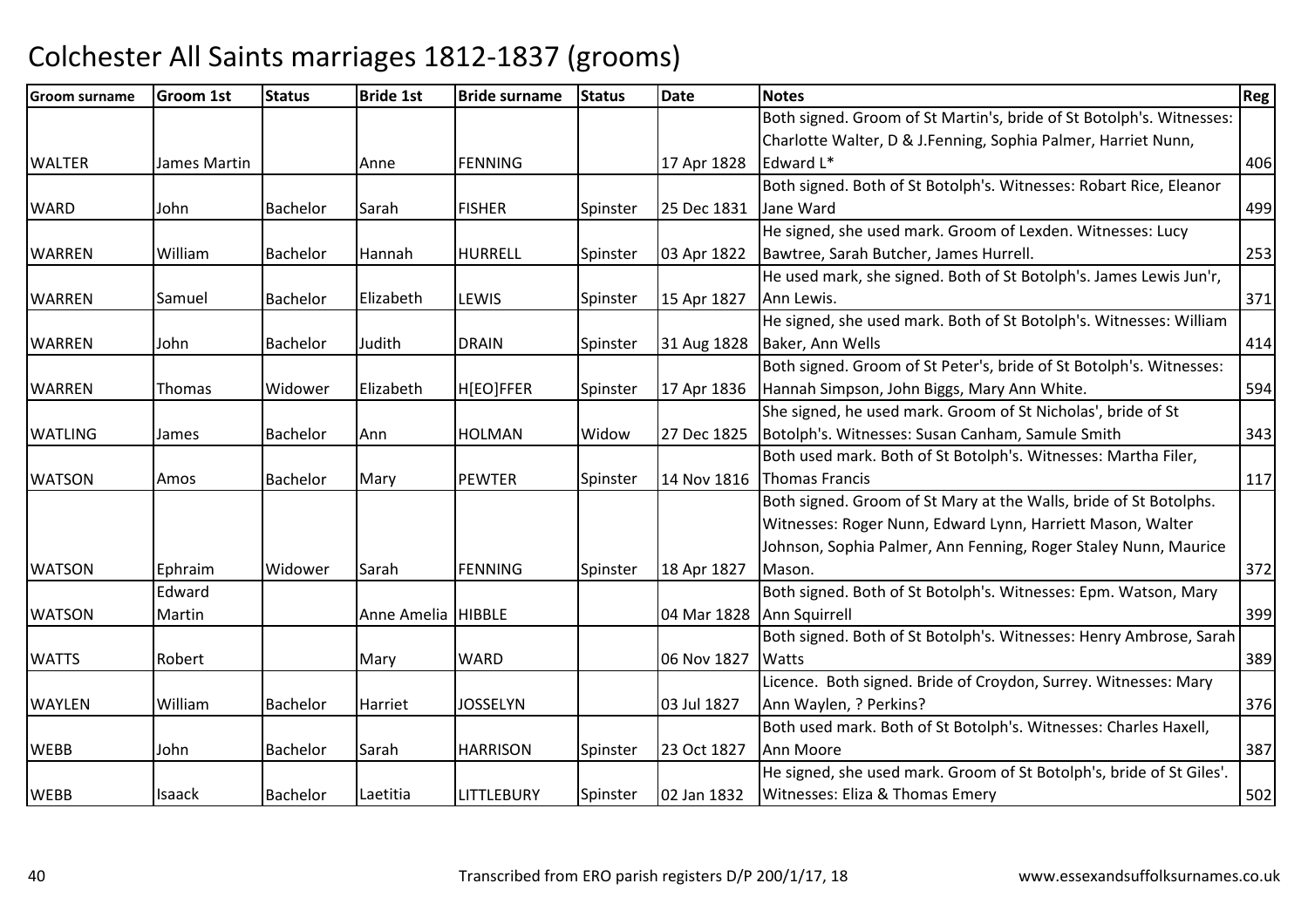# Colchester All Saints marriages 1812-1837 (grooms)

| Groom surname | Groom 1st | Status | Bride 1st | Bride surname | Status | Date | Notes | Reg |
|---|---|---|---|---|---|---|---|---|
| WALTER | James Martin | | Anne | FENNING | | 17 Apr 1828 | Both signed. Groom of St Martin's, bride of St Botolph's. Witnesses: Charlotte Walter, D & J.Fenning, Sophia Palmer, Harriet Nunn, Edward L* | 406 |
| WARD | John | Bachelor | Sarah | FISHER | Spinster | 25 Dec 1831 | Both signed. Both of St Botolph's. Witnesses: Robart Rice, Eleanor Jane Ward | 499 |
| WARREN | William | Bachelor | Hannah | HURRELL | Spinster | 03 Apr 1822 | He signed, she used mark. Groom of Lexden. Witnesses: Lucy Bawtree, Sarah Butcher, James Hurrell. | 253 |
| WARREN | Samuel | Bachelor | Elizabeth | LEWIS | Spinster | 15 Apr 1827 | He used mark, she signed. Both of St Botolph's. James Lewis Jun'r, Ann Lewis. | 371 |
| WARREN | John | Bachelor | Judith | DRAIN | Spinster | 31 Aug 1828 | He signed, she used mark. Both of St Botolph's. Witnesses: William Baker, Ann Wells | 414 |
| WARREN | Thomas | Widower | Elizabeth | H[EO]FFER | Spinster | 17 Apr 1836 | Both signed. Groom of St Peter's, bride of St Botolph's. Witnesses: Hannah Simpson, John Biggs, Mary Ann White. | 594 |
| WATLING | James | Bachelor | Ann | HOLMAN | Widow | 27 Dec 1825 | She signed, he used mark. Groom of St Nicholas', bride of St Botolph's. Witnesses: Susan Canham, Samule Smith | 343 |
| WATSON | Amos | Bachelor | Mary | PEWTER | Spinster | 14 Nov 1816 | Both used mark. Both of St Botolph's. Witnesses: Martha Filer, Thomas Francis | 117 |
| WATSON | Ephraim | Widower | Sarah | FENNING | Spinster | 18 Apr 1827 | Both signed. Groom of St Mary at the Walls, bride of St Botolphs. Witnesses: Roger Nunn, Edward Lynn, Harriett Mason, Walter Johnson, Sophia Palmer, Ann Fenning, Roger Staley Nunn, Maurice Mason. | 372 |
| WATSON | Edward Martin | | Anne Amelia | HIBBLE | | 04 Mar 1828 | Both signed. Both of St Botolph's. Witnesses: Epm. Watson, Mary Ann Squirrell | 399 |
| WATTS | Robert | | Mary | WARD | | 06 Nov 1827 | Both signed. Both of St Botolph's. Witnesses: Henry Ambrose, Sarah Watts | 389 |
| WAYLEN | William | Bachelor | Harriet | JOSSELYN | | 03 Jul 1827 | Licence. Both signed. Bride of Croydon, Surrey. Witnesses: Mary Ann Waylen, ? Perkins? | 376 |
| WEBB | John | Bachelor | Sarah | HARRISON | Spinster | 23 Oct 1827 | Both used mark. Both of St Botolph's. Witnesses: Charles Haxell, Ann Moore | 387 |
| WEBB | Isaack | Bachelor | Laetitia | LITTLEBURY | Spinster | 02 Jan 1832 | He signed, she used mark. Groom of St Botolph's, bride of St Giles'. Witnesses: Eliza & Thomas Emery | 502 |

Transcribed from ERO parish registers D/P 200/1/17, 18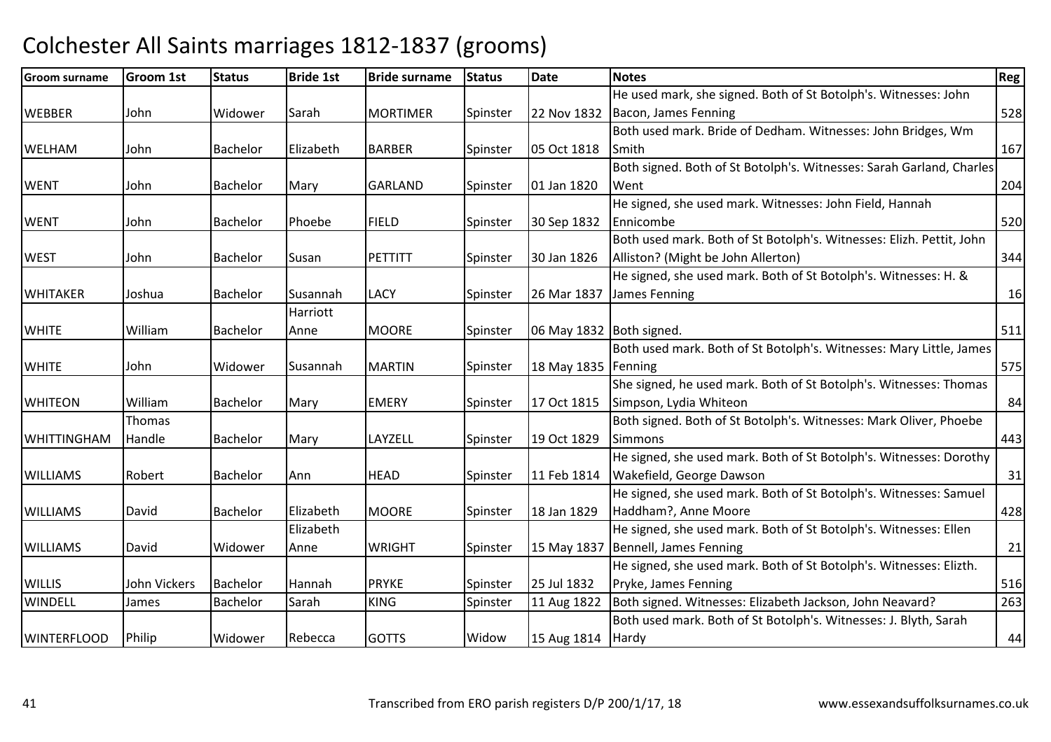# Colchester All Saints marriages 1812-1837 (grooms)

| Groom surname | Groom 1st | Status | Bride 1st | Bride surname | Status | Date | Notes | Reg |
|---|---|---|---|---|---|---|---|---|
| WEBBER | John | Widower | Sarah | MORTIMER | Spinster | 22 Nov 1832 | He used mark, she signed. Both of St Botolph's. Witnesses: John Bacon, James Fenning | 528 |
| WELHAM | John | Bachelor | Elizabeth | BARBER | Spinster | 05 Oct 1818 | Both used mark. Bride of Dedham. Witnesses: John Bridges, Wm Smith | 167 |
| WENT | John | Bachelor | Mary | GARLAND | Spinster | 01 Jan 1820 | Both signed. Both of St Botolph's. Witnesses: Sarah Garland, Charles Went | 204 |
| WENT | John | Bachelor | Phoebe | FIELD | Spinster | 30 Sep 1832 | He signed, she used mark. Witnesses: John Field, Hannah Ennicombe | 520 |
| WEST | John | Bachelor | Susan | PETTITT | Spinster | 30 Jan 1826 | Both used mark. Both of St Botolph's. Witnesses: Elizh. Pettit, John Alliston? (Might be John Allerton) | 344 |
| WHITAKER | Joshua | Bachelor | Susannah | LACY | Spinster | 26 Mar 1837 | He signed, she used mark. Both of St Botolph's. Witnesses: H. & James Fenning | 16 |
| WHITE | William | Bachelor | Harriott Anne | MOORE | Spinster | 06 May 1832 | Both signed. | 511 |
| WHITE | John | Widower | Susannah | MARTIN | Spinster | 18 May 1835 | Both used mark. Both of St Botolph's. Witnesses: Mary Little, James Fenning | 575 |
| WHITEON | William | Bachelor | Mary | EMERY | Spinster | 17 Oct 1815 | She signed, he used mark. Both of St Botolph's. Witnesses: Thomas Simpson, Lydia Whiteon | 84 |
| WHITTINGHAM | Thomas Handle | Bachelor | Mary | LAYZELL | Spinster | 19 Oct 1829 | Both signed. Both of St Botolph's. Witnesses: Mark Oliver, Phoebe Simmons | 443 |
| WILLIAMS | Robert | Bachelor | Ann | HEAD | Spinster | 11 Feb 1814 | He signed, she used mark. Both of St Botolph's. Witnesses: Dorothy Wakefield, George Dawson | 31 |
| WILLIAMS | David | Bachelor | Elizabeth | MOORE | Spinster | 18 Jan 1829 | He signed, she used mark. Both of St Botolph's. Witnesses: Samuel Haddham?, Anne Moore | 428 |
| WILLIAMS | David | Widower | Elizabeth Anne | WRIGHT | Spinster | 15 May 1837 | He signed, she used mark. Both of St Botolph's. Witnesses: Ellen Bennell, James Fenning | 21 |
| WILLIS | John Vickers | Bachelor | Hannah | PRYKE | Spinster | 25 Jul 1832 | He signed, she used mark. Both of St Botolph's. Witnesses: Elizth. Pryke, James Fenning | 516 |
| WINDELL | James | Bachelor | Sarah | KING | Spinster | 11 Aug 1822 | Both signed. Witnesses: Elizabeth Jackson, John Neavard? | 263 |
| WINTERFLOOD | Philip | Widower | Rebecca | GOTTS | Widow | 15 Aug 1814 | Both used mark. Both of St Botolph's. Witnesses: J. Blyth, Sarah Hardy | 44 |

Transcribed from ERO parish registers D/P 200/1/17, 18 — www.essexandsuffolksurnames.co.uk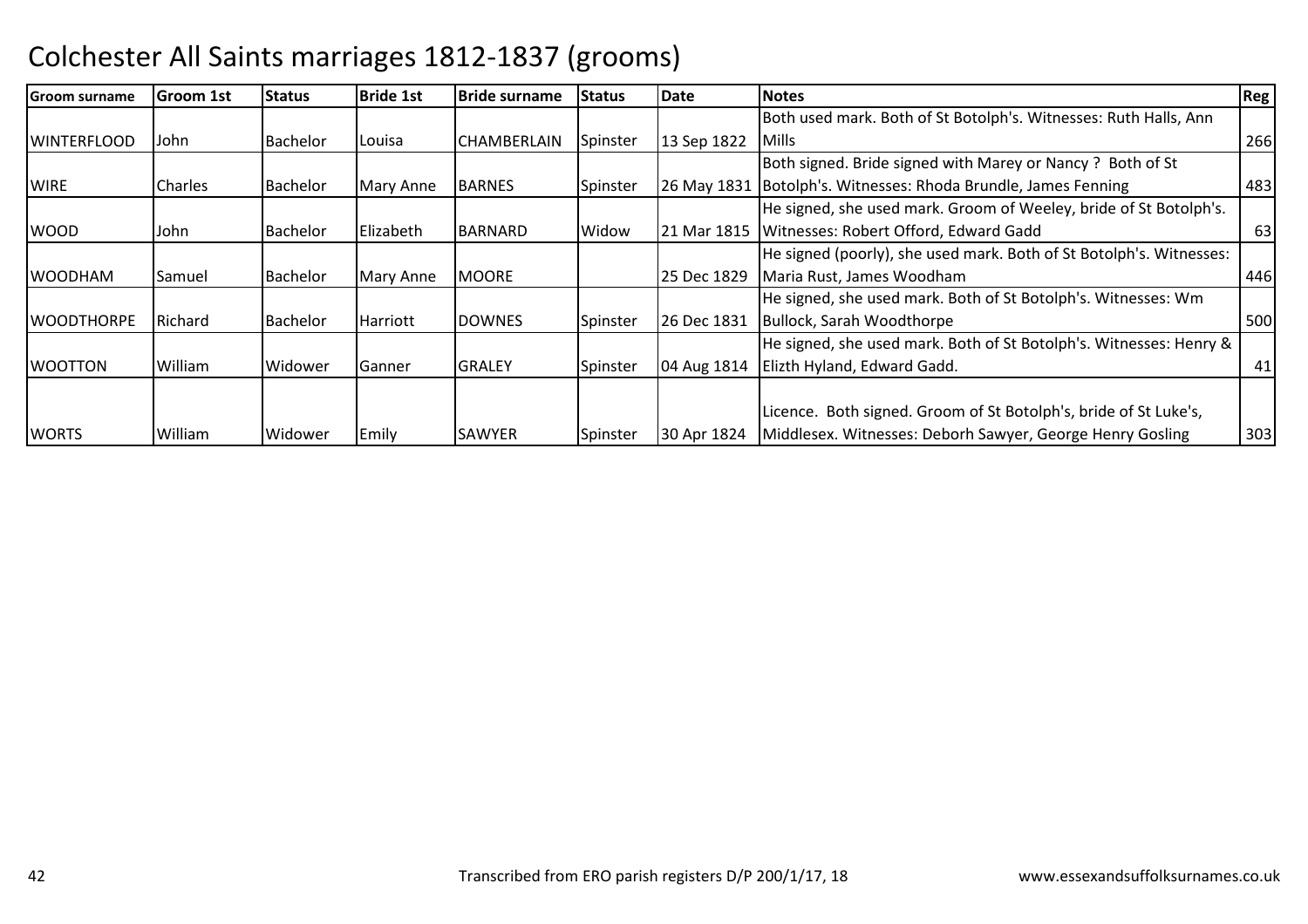# Colchester All Saints marriages 1812-1837 (grooms)

| Groom surname | Groom 1st | Status | Bride 1st | Bride surname | Status | Date | Notes | Reg |
|---|---|---|---|---|---|---|---|---|
| WINTERFLOOD | John | Bachelor | Louisa | CHAMBERLAIN | Spinster | 13 Sep 1822 | Both used mark. Both of St Botolph's. Witnesses: Ruth Halls, Ann Mills | 266 |
| WIRE | Charles | Bachelor | Mary Anne | BARNES | Spinster | 26 May 1831 | Both signed. Bride signed with Marey or Nancy ? Both of St Botolph's. Witnesses: Rhoda Brundle, James Fenning | 483 |
| WOOD | John | Bachelor | Elizabeth | BARNARD | Widow | 21 Mar 1815 | He signed, she used mark. Groom of Weeley, bride of St Botolph's. Witnesses: Robert Offord, Edward Gadd | 63 |
| WOODHAM | Samuel | Bachelor | Mary Anne | MOORE | | 25 Dec 1829 | He signed (poorly), she used mark. Both of St Botolph's. Witnesses: Maria Rust, James Woodham | 446 |
| WOODTHORPE | Richard | Bachelor | Harriott | DOWNES | Spinster | 26 Dec 1831 | He signed, she used mark. Both of St Botolph's. Witnesses: Wm Bullock, Sarah Woodthorpe | 500 |
| WOOTTON | William | Widower | Ganner | GRALEY | Spinster | 04 Aug 1814 | He signed, she used mark. Both of St Botolph's. Witnesses: Henry & Elizth Hyland, Edward Gadd. | 41 |
| WORTS | William | Widower | Emily | SAWYER | Spinster | 30 Apr 1824 | Licence. Both signed. Groom of St Botolph's, bride of St Luke's, Middlesex. Witnesses: Deborh Sawyer, George Henry Gosling | 303 |

Transcribed from ERO parish registers D/P 200/1/17, 18

www.essexandsuffolksurnames.co.uk